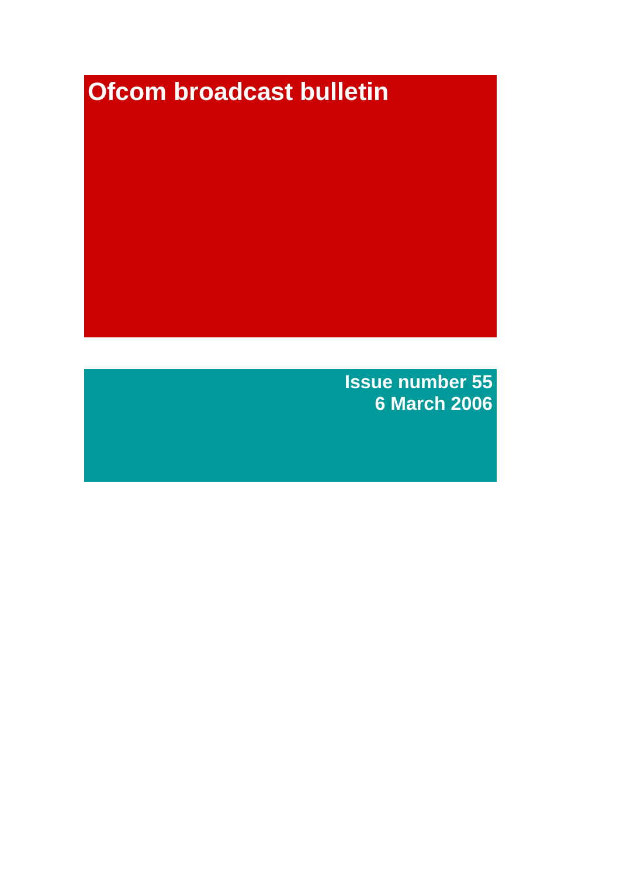# Ofcom broadcast bulletin

**Issue number 55**
**6 March 2006**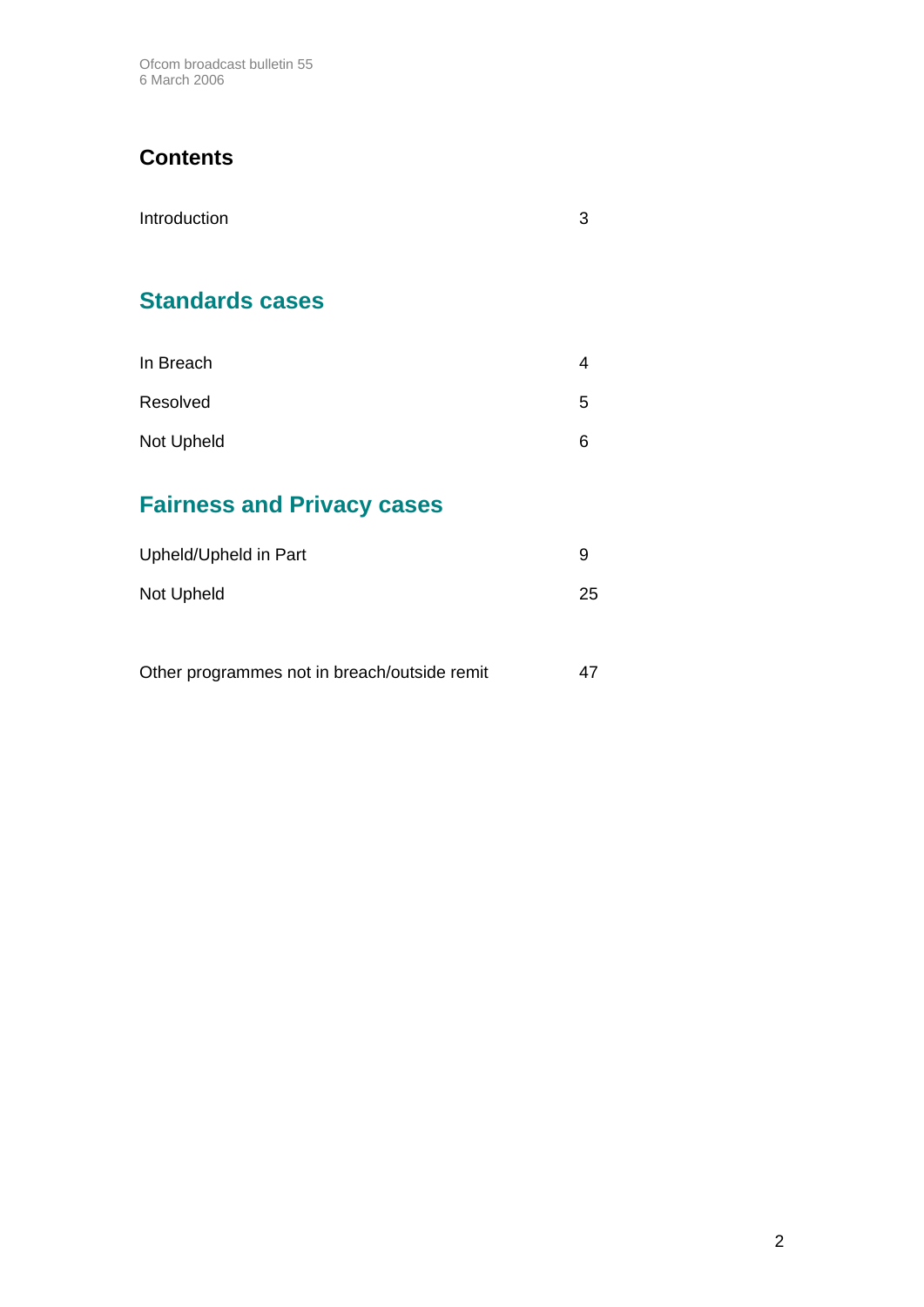## Contents

| | |
|---|---|
| Introduction | 3 |

## Standards cases

| | |
|---|---|
| In Breach | 4 |
| Resolved | 5 |
| Not Upheld | 6 |

## Fairness and Privacy cases

| | |
|---|---|
| Upheld/Upheld in Part | 9 |
| Not Upheld | 25 |

| | |
|---|---|
| Other programmes not in breach/outside remit | 47 |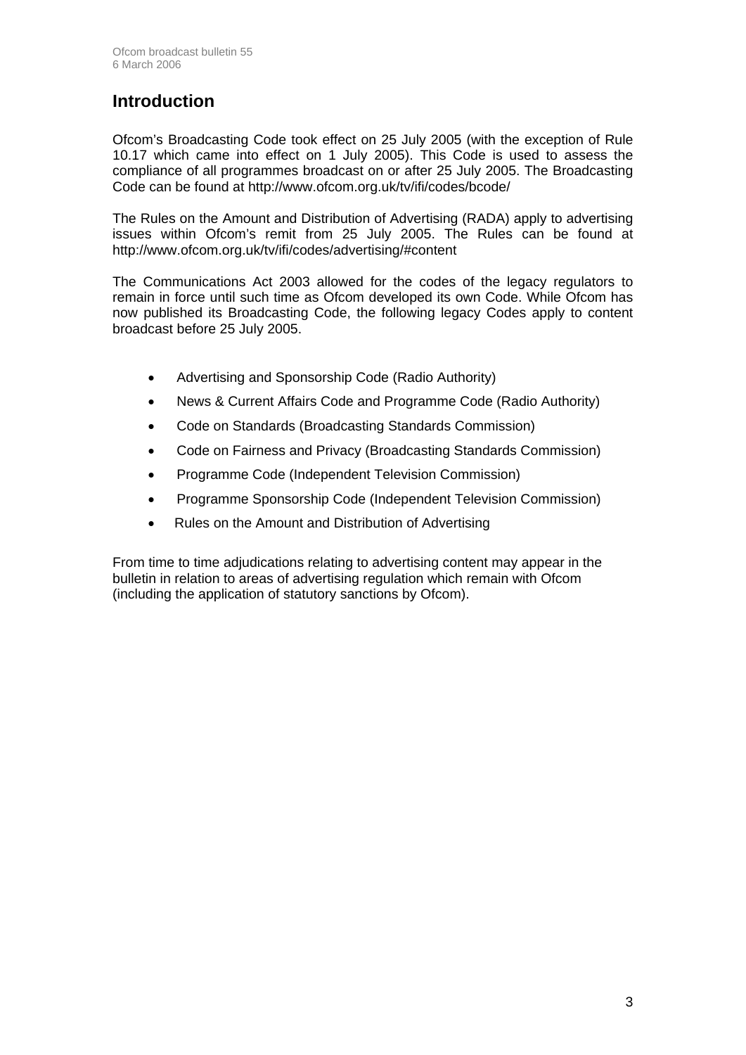## Introduction

Ofcom's Broadcasting Code took effect on 25 July 2005 (with the exception of Rule 10.17 which came into effect on 1 July 2005). This Code is used to assess the compliance of all programmes broadcast on or after 25 July 2005. The Broadcasting Code can be found at http://www.ofcom.org.uk/tv/ifi/codes/bcode/

The Rules on the Amount and Distribution of Advertising (RADA) apply to advertising issues within Ofcom's remit from 25 July 2005. The Rules can be found at http://www.ofcom.org.uk/tv/ifi/codes/advertising/#content

The Communications Act 2003 allowed for the codes of the legacy regulators to remain in force until such time as Ofcom developed its own Code. While Ofcom has now published its Broadcasting Code, the following legacy Codes apply to content broadcast before 25 July 2005.

- Advertising and Sponsorship Code (Radio Authority)
- News & Current Affairs Code and Programme Code (Radio Authority)
- Code on Standards (Broadcasting Standards Commission)
- Code on Fairness and Privacy (Broadcasting Standards Commission)
- Programme Code (Independent Television Commission)
- Programme Sponsorship Code (Independent Television Commission)
- Rules on the Amount and Distribution of Advertising

From time to time adjudications relating to advertising content may appear in the bulletin in relation to areas of advertising regulation which remain with Ofcom (including the application of statutory sanctions by Ofcom).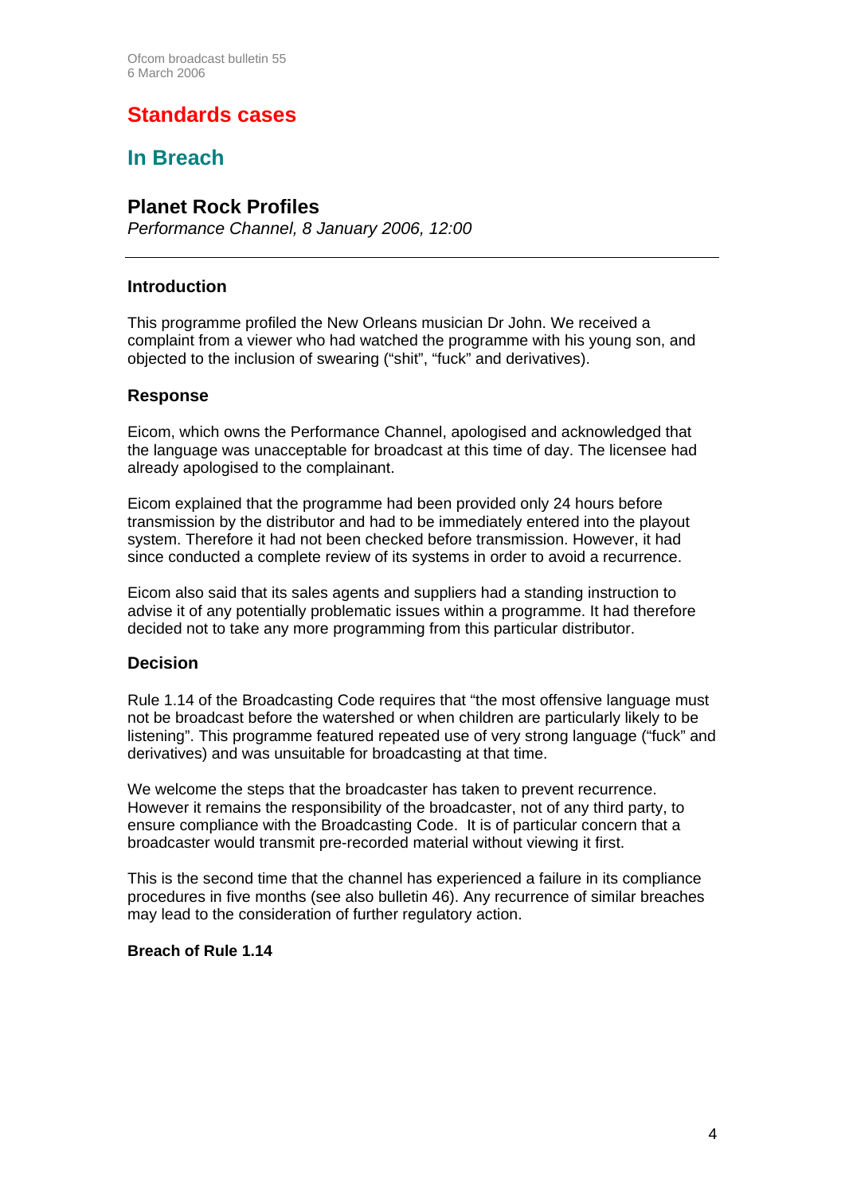# Standards cases

## In Breach

### Planet Rock Profiles

*Performance Channel, 8 January 2006, 12:00*

---

#### Introduction

This programme profiled the New Orleans musician Dr John. We received a complaint from a viewer who had watched the programme with his young son, and objected to the inclusion of swearing ("shit", "fuck" and derivatives).

#### Response

Eicom, which owns the Performance Channel, apologised and acknowledged that the language was unacceptable for broadcast at this time of day. The licensee had already apologised to the complainant.

Eicom explained that the programme had been provided only 24 hours before transmission by the distributor and had to be immediately entered into the playout system. Therefore it had not been checked before transmission. However, it had since conducted a complete review of its systems in order to avoid a recurrence.

Eicom also said that its sales agents and suppliers had a standing instruction to advise it of any potentially problematic issues within a programme. It had therefore decided not to take any more programming from this particular distributor.

#### Decision

Rule 1.14 of the Broadcasting Code requires that "the most offensive language must not be broadcast before the watershed or when children are particularly likely to be listening". This programme featured repeated use of very strong language ("fuck" and derivatives) and was unsuitable for broadcasting at that time.

We welcome the steps that the broadcaster has taken to prevent recurrence. However it remains the responsibility of the broadcaster, not of any third party, to ensure compliance with the Broadcasting Code. It is of particular concern that a broadcaster would transmit pre-recorded material without viewing it first.

This is the second time that the channel has experienced a failure in its compliance procedures in five months (see also bulletin 46). Any recurrence of similar breaches may lead to the consideration of further regulatory action.

**Breach of Rule 1.14**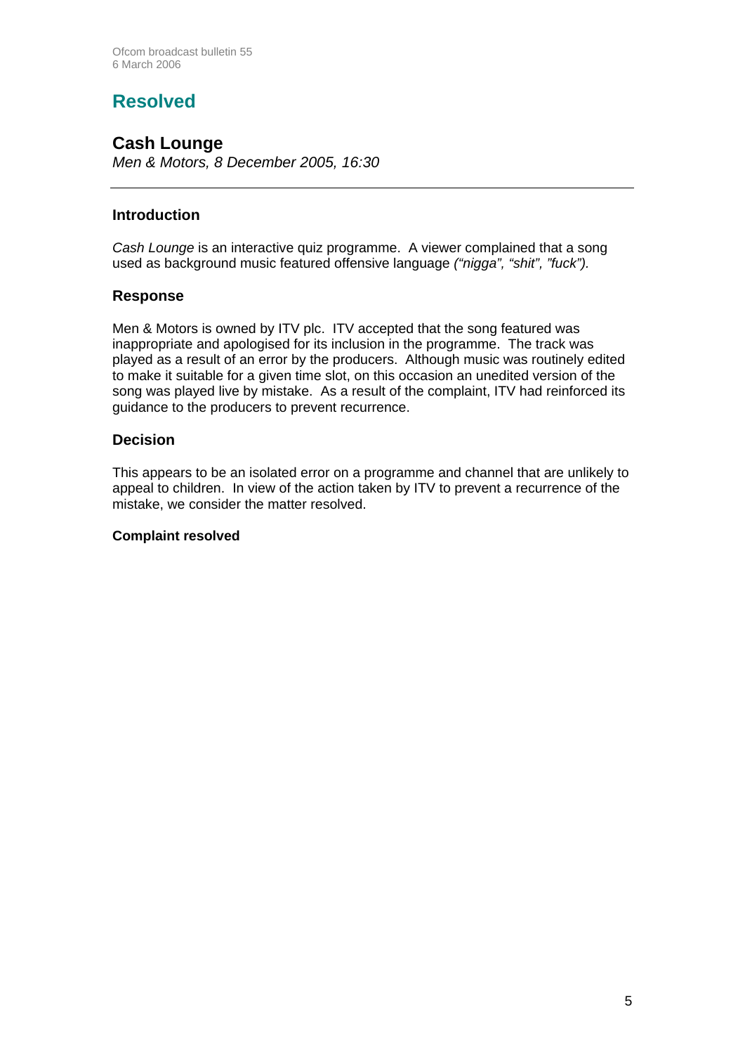## Resolved

### Cash Lounge

*Men & Motors, 8 December 2005, 16:30*

---

#### Introduction

*Cash Lounge* is an interactive quiz programme. A viewer complained that a song used as background music featured offensive language *("nigga", "shit", "fuck").*

#### Response

Men & Motors is owned by ITV plc. ITV accepted that the song featured was inappropriate and apologised for its inclusion in the programme. The track was played as a result of an error by the producers. Although music was routinely edited to make it suitable for a given time slot, on this occasion an unedited version of the song was played live by mistake. As a result of the complaint, ITV had reinforced its guidance to the producers to prevent recurrence.

#### Decision

This appears to be an isolated error on a programme and channel that are unlikely to appeal to children. In view of the action taken by ITV to prevent a recurrence of the mistake, we consider the matter resolved.

**Complaint resolved**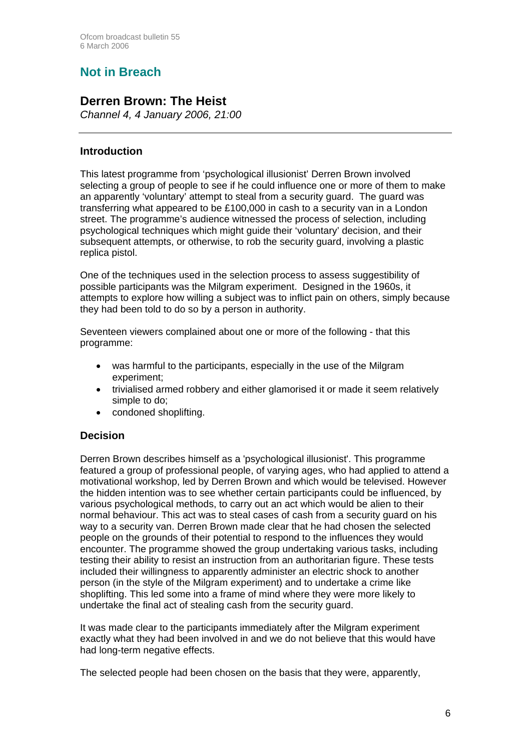## Not in Breach

### Derren Brown: The Heist

*Channel 4, 4 January 2006, 21:00*

---

#### Introduction

This latest programme from 'psychological illusionist' Derren Brown involved selecting a group of people to see if he could influence one or more of them to make an apparently 'voluntary' attempt to steal from a security guard. The guard was transferring what appeared to be £100,000 in cash to a security van in a London street. The programme's audience witnessed the process of selection, including psychological techniques which might guide their 'voluntary' decision, and their subsequent attempts, or otherwise, to rob the security guard, involving a plastic replica pistol.

One of the techniques used in the selection process to assess suggestibility of possible participants was the Milgram experiment. Designed in the 1960s, it attempts to explore how willing a subject was to inflict pain on others, simply because they had been told to do so by a person in authority.

Seventeen viewers complained about one or more of the following - that this programme:

- was harmful to the participants, especially in the use of the Milgram experiment;
- trivialised armed robbery and either glamorised it or made it seem relatively simple to do;
- condoned shoplifting.

#### Decision

Derren Brown describes himself as a 'psychological illusionist'. This programme featured a group of professional people, of varying ages, who had applied to attend a motivational workshop, led by Derren Brown and which would be televised. However the hidden intention was to see whether certain participants could be influenced, by various psychological methods, to carry out an act which would be alien to their normal behaviour. This act was to steal cases of cash from a security guard on his way to a security van. Derren Brown made clear that he had chosen the selected people on the grounds of their potential to respond to the influences they would encounter. The programme showed the group undertaking various tasks, including testing their ability to resist an instruction from an authoritarian figure. These tests included their willingness to apparently administer an electric shock to another person (in the style of the Milgram experiment) and to undertake a crime like shoplifting. This led some into a frame of mind where they were more likely to undertake the final act of stealing cash from the security guard.

It was made clear to the participants immediately after the Milgram experiment exactly what they had been involved in and we do not believe that this would have had long-term negative effects.

The selected people had been chosen on the basis that they were, apparently,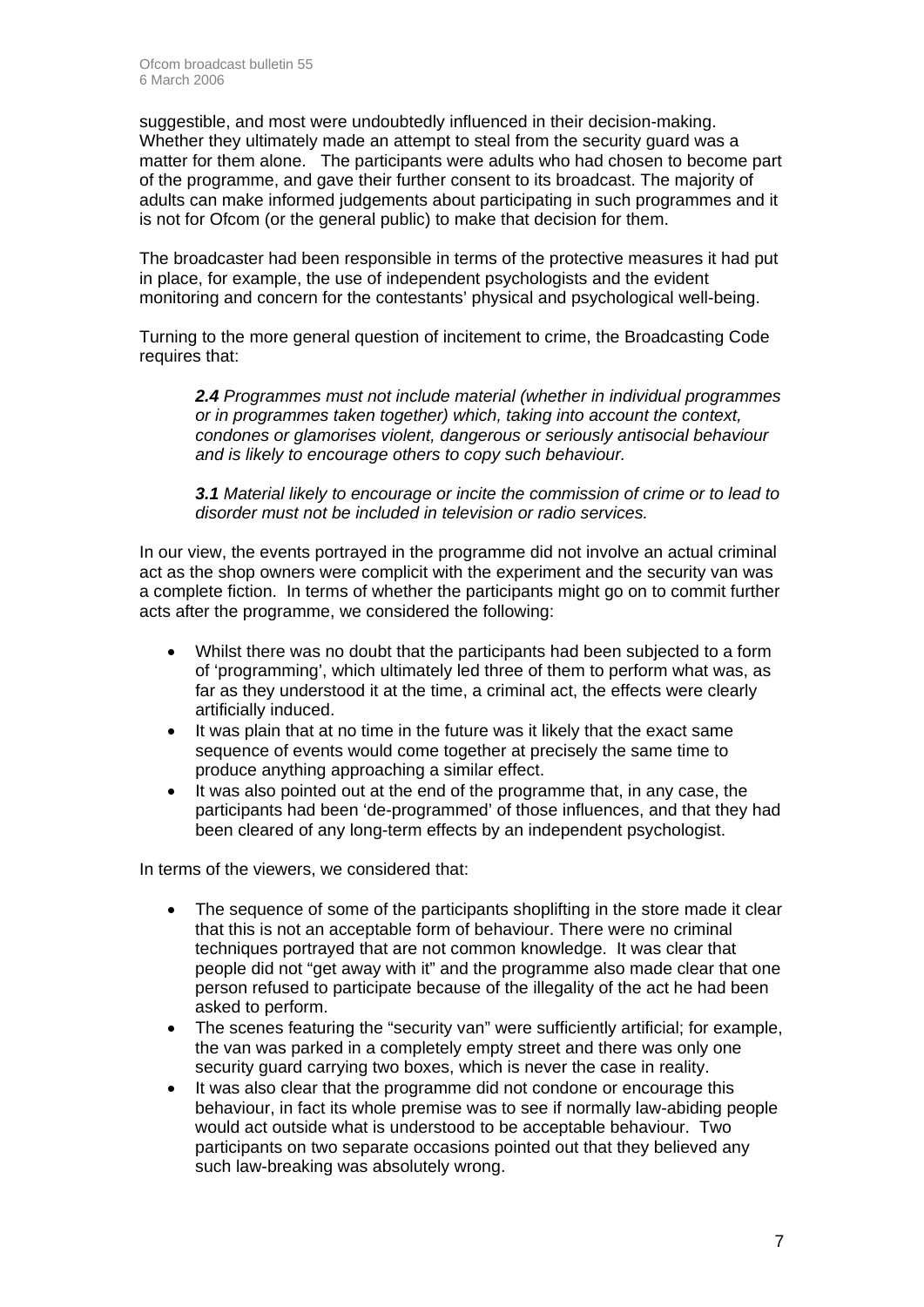suggestible, and most were undoubtedly influenced in their decision-making. Whether they ultimately made an attempt to steal from the security guard was a matter for them alone. The participants were adults who had chosen to become part of the programme, and gave their further consent to its broadcast. The majority of adults can make informed judgements about participating in such programmes and it is not for Ofcom (or the general public) to make that decision for them.

The broadcaster had been responsible in terms of the protective measures it had put in place, for example, the use of independent psychologists and the evident monitoring and concern for the contestants' physical and psychological well-being.

Turning to the more general question of incitement to crime, the Broadcasting Code requires that:

> ***2.4*** *Programmes must not include material (whether in individual programmes or in programmes taken together) which, taking into account the context, condones or glamorises violent, dangerous or seriously antisocial behaviour and is likely to encourage others to copy such behaviour.*
>
> ***3.1*** *Material likely to encourage or incite the commission of crime or to lead to disorder must not be included in television or radio services.*

In our view, the events portrayed in the programme did not involve an actual criminal act as the shop owners were complicit with the experiment and the security van was a complete fiction. In terms of whether the participants might go on to commit further acts after the programme, we considered the following:

- Whilst there was no doubt that the participants had been subjected to a form of 'programming', which ultimately led three of them to perform what was, as far as they understood it at the time, a criminal act, the effects were clearly artificially induced.
- It was plain that at no time in the future was it likely that the exact same sequence of events would come together at precisely the same time to produce anything approaching a similar effect.
- It was also pointed out at the end of the programme that, in any case, the participants had been 'de-programmed' of those influences, and that they had been cleared of any long-term effects by an independent psychologist.

In terms of the viewers, we considered that:

- The sequence of some of the participants shoplifting in the store made it clear that this is not an acceptable form of behaviour. There were no criminal techniques portrayed that are not common knowledge. It was clear that people did not "get away with it" and the programme also made clear that one person refused to participate because of the illegality of the act he had been asked to perform.
- The scenes featuring the "security van" were sufficiently artificial; for example, the van was parked in a completely empty street and there was only one security guard carrying two boxes, which is never the case in reality.
- It was also clear that the programme did not condone or encourage this behaviour, in fact its whole premise was to see if normally law-abiding people would act outside what is understood to be acceptable behaviour. Two participants on two separate occasions pointed out that they believed any such law-breaking was absolutely wrong.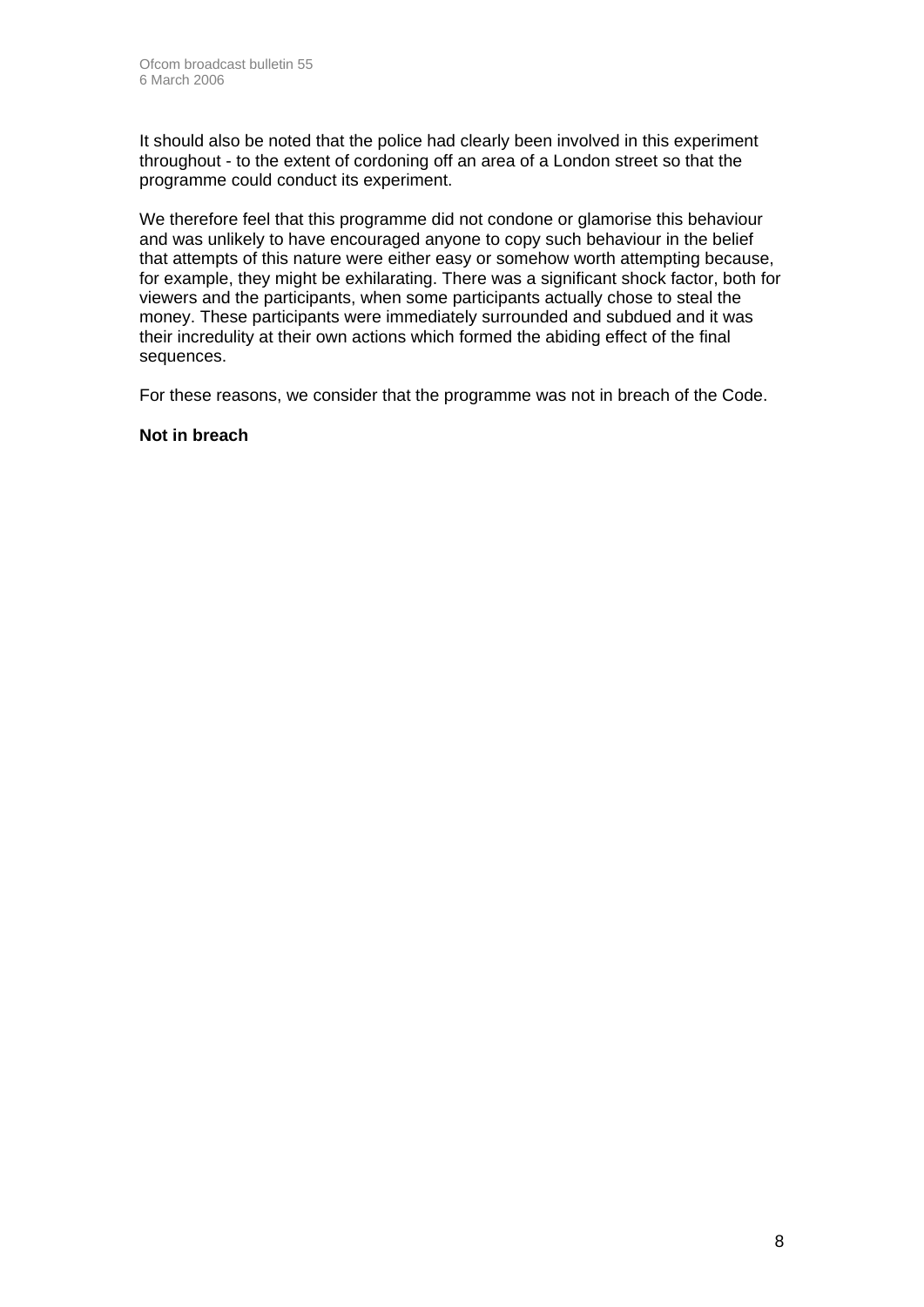It should also be noted that the police had clearly been involved in this experiment throughout - to the extent of cordoning off an area of a London street so that the programme could conduct its experiment.

We therefore feel that this programme did not condone or glamorise this behaviour and was unlikely to have encouraged anyone to copy such behaviour in the belief that attempts of this nature were either easy or somehow worth attempting because, for example, they might be exhilarating. There was a significant shock factor, both for viewers and the participants, when some participants actually chose to steal the money. These participants were immediately surrounded and subdued and it was their incredulity at their own actions which formed the abiding effect of the final sequences.

For these reasons, we consider that the programme was not in breach of the Code.

**Not in breach**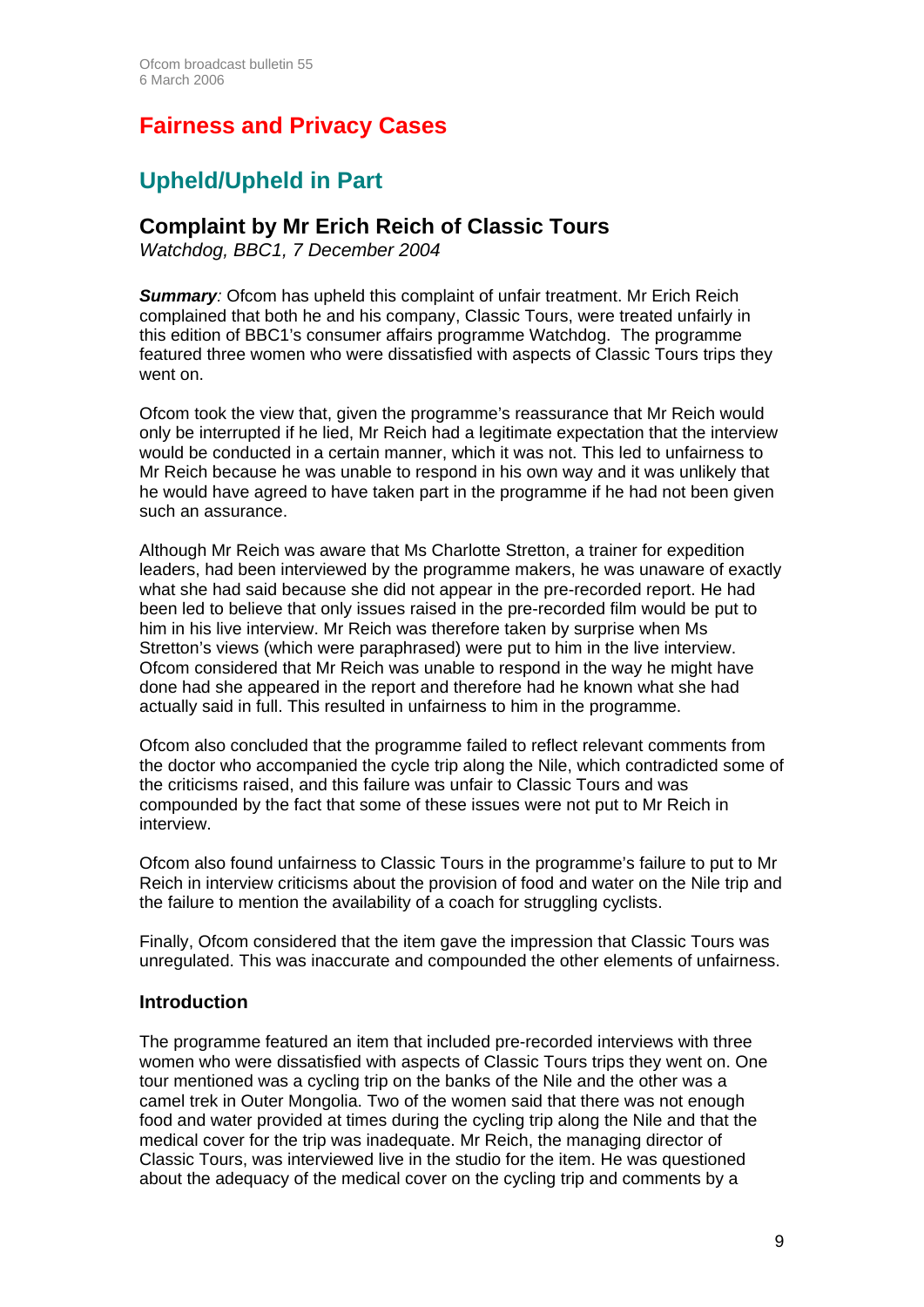# Fairness and Privacy Cases

## Upheld/Upheld in Part

### Complaint by Mr Erich Reich of Classic Tours

*Watchdog, BBC1, 7 December 2004*

***Summary**:* Ofcom has upheld this complaint of unfair treatment. Mr Erich Reich complained that both he and his company, Classic Tours, were treated unfairly in this edition of BBC1's consumer affairs programme Watchdog. The programme featured three women who were dissatisfied with aspects of Classic Tours trips they went on.

Ofcom took the view that, given the programme's reassurance that Mr Reich would only be interrupted if he lied, Mr Reich had a legitimate expectation that the interview would be conducted in a certain manner, which it was not. This led to unfairness to Mr Reich because he was unable to respond in his own way and it was unlikely that he would have agreed to have taken part in the programme if he had not been given such an assurance.

Although Mr Reich was aware that Ms Charlotte Stretton, a trainer for expedition leaders, had been interviewed by the programme makers, he was unaware of exactly what she had said because she did not appear in the pre-recorded report. He had been led to believe that only issues raised in the pre-recorded film would be put to him in his live interview. Mr Reich was therefore taken by surprise when Ms Stretton's views (which were paraphrased) were put to him in the live interview. Ofcom considered that Mr Reich was unable to respond in the way he might have done had she appeared in the report and therefore had he known what she had actually said in full. This resulted in unfairness to him in the programme.

Ofcom also concluded that the programme failed to reflect relevant comments from the doctor who accompanied the cycle trip along the Nile, which contradicted some of the criticisms raised, and this failure was unfair to Classic Tours and was compounded by the fact that some of these issues were not put to Mr Reich in interview.

Ofcom also found unfairness to Classic Tours in the programme's failure to put to Mr Reich in interview criticisms about the provision of food and water on the Nile trip and the failure to mention the availability of a coach for struggling cyclists.

Finally, Ofcom considered that the item gave the impression that Classic Tours was unregulated. This was inaccurate and compounded the other elements of unfairness.

#### Introduction

The programme featured an item that included pre-recorded interviews with three women who were dissatisfied with aspects of Classic Tours trips they went on. One tour mentioned was a cycling trip on the banks of the Nile and the other was a camel trek in Outer Mongolia. Two of the women said that there was not enough food and water provided at times during the cycling trip along the Nile and that the medical cover for the trip was inadequate. Mr Reich, the managing director of Classic Tours, was interviewed live in the studio for the item. He was questioned about the adequacy of the medical cover on the cycling trip and comments by a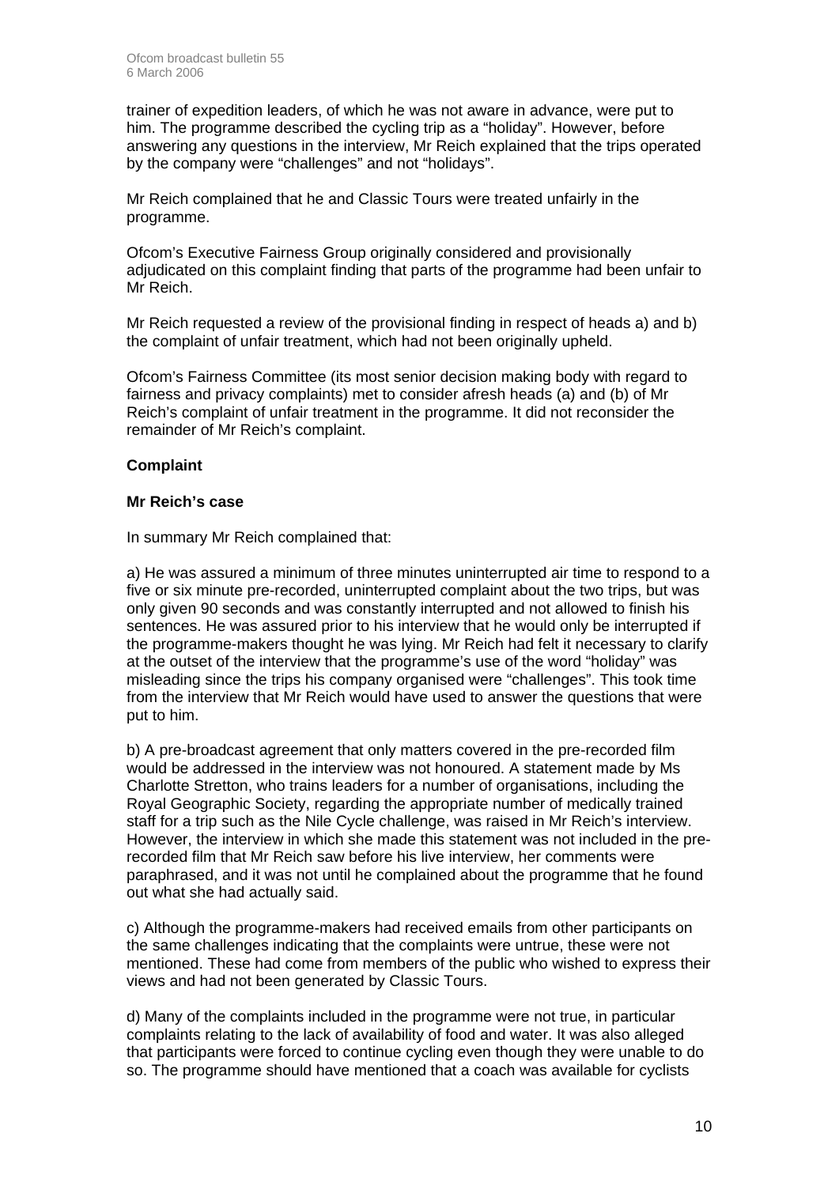trainer of expedition leaders, of which he was not aware in advance, were put to him. The programme described the cycling trip as a "holiday". However, before answering any questions in the interview, Mr Reich explained that the trips operated by the company were "challenges" and not "holidays".

Mr Reich complained that he and Classic Tours were treated unfairly in the programme.

Ofcom's Executive Fairness Group originally considered and provisionally adjudicated on this complaint finding that parts of the programme had been unfair to Mr Reich.

Mr Reich requested a review of the provisional finding in respect of heads a) and b) the complaint of unfair treatment, which had not been originally upheld.

Ofcom's Fairness Committee (its most senior decision making body with regard to fairness and privacy complaints) met to consider afresh heads (a) and (b) of Mr Reich's complaint of unfair treatment in the programme. It did not reconsider the remainder of Mr Reich's complaint.

**Complaint**

**Mr Reich's case**

In summary Mr Reich complained that:

a) He was assured a minimum of three minutes uninterrupted air time to respond to a five or six minute pre-recorded, uninterrupted complaint about the two trips, but was only given 90 seconds and was constantly interrupted and not allowed to finish his sentences. He was assured prior to his interview that he would only be interrupted if the programme-makers thought he was lying. Mr Reich had felt it necessary to clarify at the outset of the interview that the programme's use of the word "holiday" was misleading since the trips his company organised were "challenges". This took time from the interview that Mr Reich would have used to answer the questions that were put to him.

b) A pre-broadcast agreement that only matters covered in the pre-recorded film would be addressed in the interview was not honoured. A statement made by Ms Charlotte Stretton, who trains leaders for a number of organisations, including the Royal Geographic Society, regarding the appropriate number of medically trained staff for a trip such as the Nile Cycle challenge, was raised in Mr Reich's interview. However, the interview in which she made this statement was not included in the pre-recorded film that Mr Reich saw before his live interview, her comments were paraphrased, and it was not until he complained about the programme that he found out what she had actually said.

c) Although the programme-makers had received emails from other participants on the same challenges indicating that the complaints were untrue, these were not mentioned. These had come from members of the public who wished to express their views and had not been generated by Classic Tours.

d) Many of the complaints included in the programme were not true, in particular complaints relating to the lack of availability of food and water. It was also alleged that participants were forced to continue cycling even though they were unable to do so. The programme should have mentioned that a coach was available for cyclists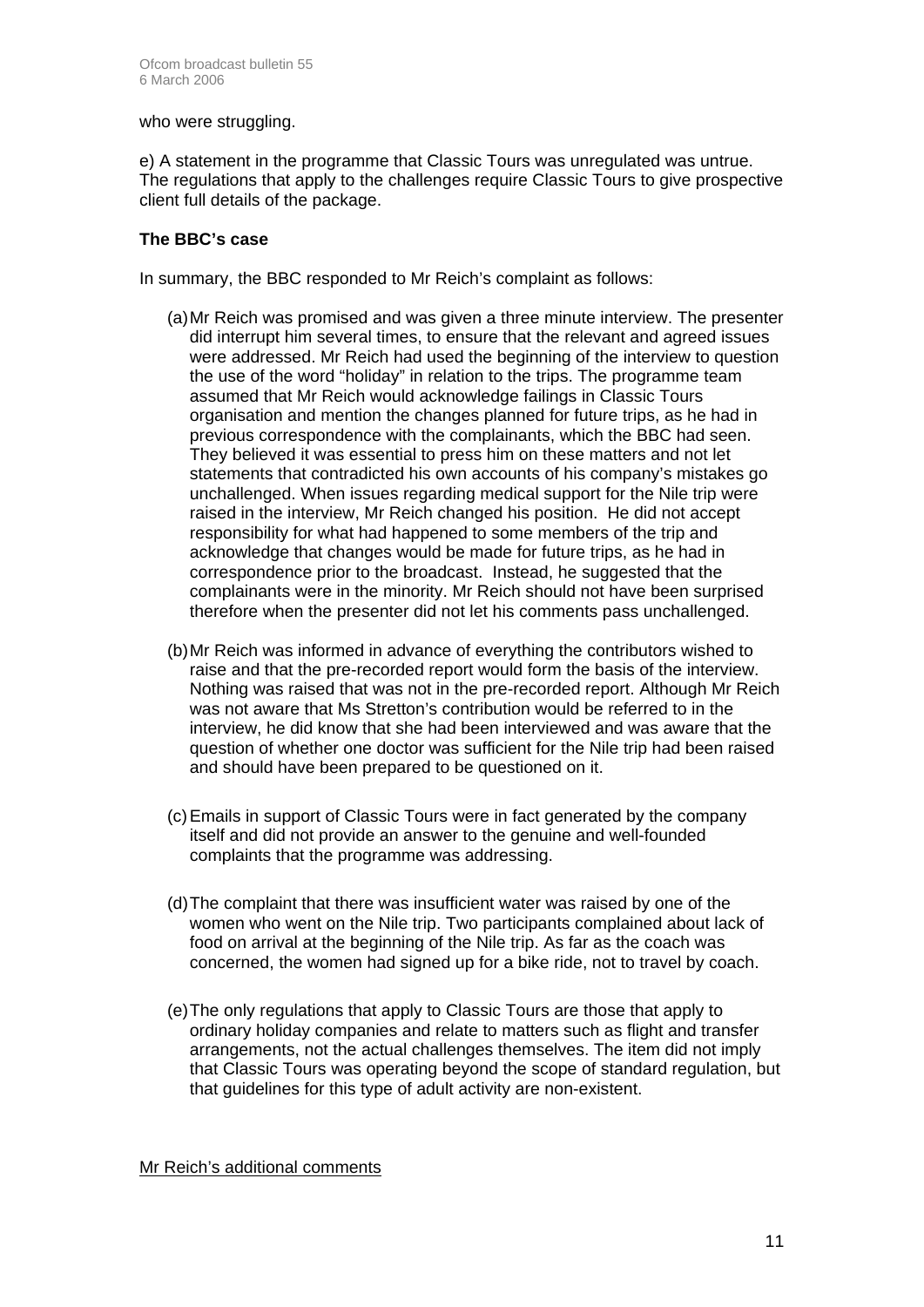who were struggling.

e) A statement in the programme that Classic Tours was unregulated was untrue. The regulations that apply to the challenges require Classic Tours to give prospective client full details of the package.

**The BBC's case**

In summary, the BBC responded to Mr Reich's complaint as follows:

(a) Mr Reich was promised and was given a three minute interview. The presenter did interrupt him several times, to ensure that the relevant and agreed issues were addressed. Mr Reich had used the beginning of the interview to question the use of the word "holiday" in relation to the trips. The programme team assumed that Mr Reich would acknowledge failings in Classic Tours organisation and mention the changes planned for future trips, as he had in previous correspondence with the complainants, which the BBC had seen. They believed it was essential to press him on these matters and not let statements that contradicted his own accounts of his company's mistakes go unchallenged. When issues regarding medical support for the Nile trip were raised in the interview, Mr Reich changed his position. He did not accept responsibility for what had happened to some members of the trip and acknowledge that changes would be made for future trips, as he had in correspondence prior to the broadcast. Instead, he suggested that the complainants were in the minority. Mr Reich should not have been surprised therefore when the presenter did not let his comments pass unchallenged.

(b) Mr Reich was informed in advance of everything the contributors wished to raise and that the pre-recorded report would form the basis of the interview. Nothing was raised that was not in the pre-recorded report. Although Mr Reich was not aware that Ms Stretton's contribution would be referred to in the interview, he did know that she had been interviewed and was aware that the question of whether one doctor was sufficient for the Nile trip had been raised and should have been prepared to be questioned on it.

(c) Emails in support of Classic Tours were in fact generated by the company itself and did not provide an answer to the genuine and well-founded complaints that the programme was addressing.

(d) The complaint that there was insufficient water was raised by one of the women who went on the Nile trip. Two participants complained about lack of food on arrival at the beginning of the Nile trip. As far as the coach was concerned, the women had signed up for a bike ride, not to travel by coach.

(e) The only regulations that apply to Classic Tours are those that apply to ordinary holiday companies and relate to matters such as flight and transfer arrangements, not the actual challenges themselves. The item did not imply that Classic Tours was operating beyond the scope of standard regulation, but that guidelines for this type of adult activity are non-existent.

<u>Mr Reich's additional comments</u>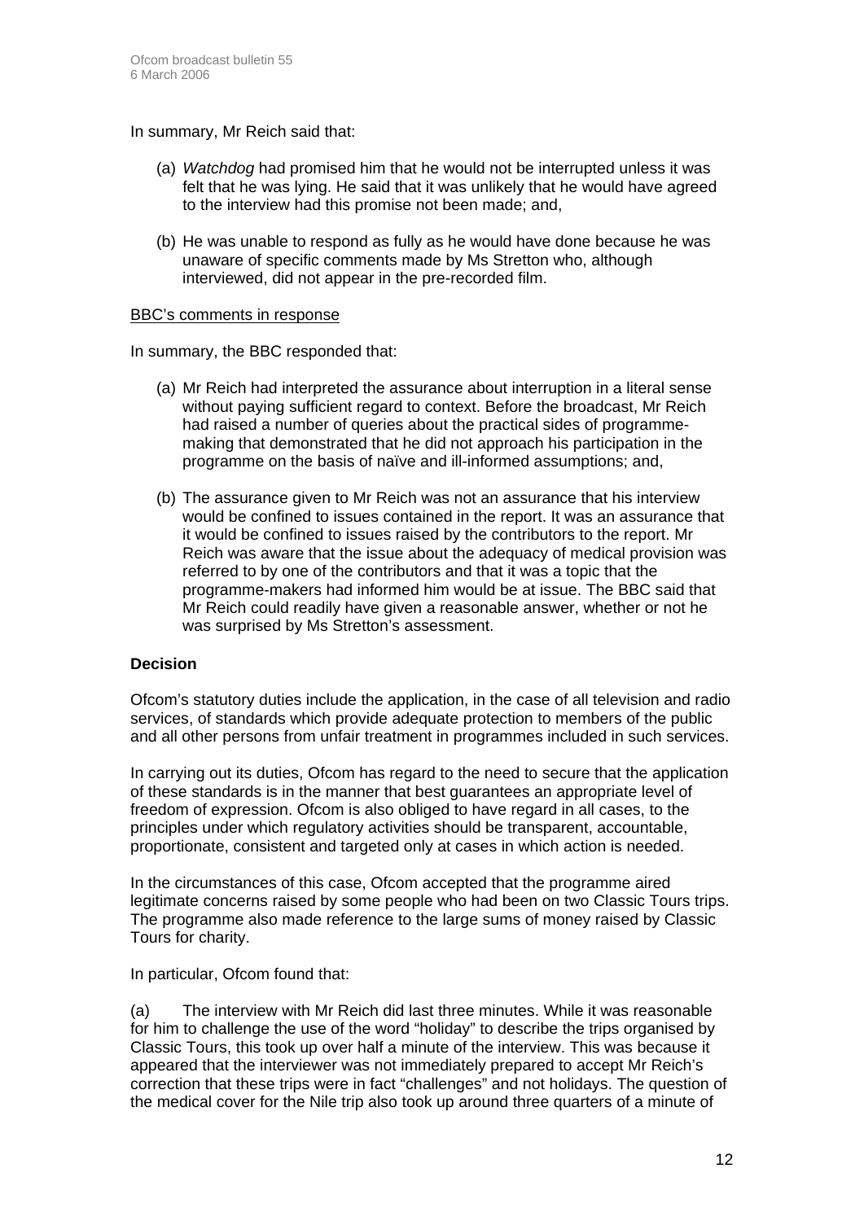In summary, Mr Reich said that:

(a) *Watchdog* had promised him that he would not be interrupted unless it was felt that he was lying. He said that it was unlikely that he would have agreed to the interview had this promise not been made; and,

(b) He was unable to respond as fully as he would have done because he was unaware of specific comments made by Ms Stretton who, although interviewed, did not appear in the pre-recorded film.

BBC's comments in response

In summary, the BBC responded that:

(a) Mr Reich had interpreted the assurance about interruption in a literal sense without paying sufficient regard to context. Before the broadcast, Mr Reich had raised a number of queries about the practical sides of programme-making that demonstrated that he did not approach his participation in the programme on the basis of naïve and ill-informed assumptions; and,

(b) The assurance given to Mr Reich was not an assurance that his interview would be confined to issues contained in the report. It was an assurance that it would be confined to issues raised by the contributors to the report. Mr Reich was aware that the issue about the adequacy of medical provision was referred to by one of the contributors and that it was a topic that the programme-makers had informed him would be at issue. The BBC said that Mr Reich could readily have given a reasonable answer, whether or not he was surprised by Ms Stretton's assessment.

**Decision**

Ofcom's statutory duties include the application, in the case of all television and radio services, of standards which provide adequate protection to members of the public and all other persons from unfair treatment in programmes included in such services.

In carrying out its duties, Ofcom has regard to the need to secure that the application of these standards is in the manner that best guarantees an appropriate level of freedom of expression. Ofcom is also obliged to have regard in all cases, to the principles under which regulatory activities should be transparent, accountable, proportionate, consistent and targeted only at cases in which action is needed.

In the circumstances of this case, Ofcom accepted that the programme aired legitimate concerns raised by some people who had been on two Classic Tours trips. The programme also made reference to the large sums of money raised by Classic Tours for charity.

In particular, Ofcom found that:

(a) The interview with Mr Reich did last three minutes. While it was reasonable for him to challenge the use of the word "holiday" to describe the trips organised by Classic Tours, this took up over half a minute of the interview. This was because it appeared that the interviewer was not immediately prepared to accept Mr Reich's correction that these trips were in fact "challenges" and not holidays. The question of the medical cover for the Nile trip also took up around three quarters of a minute of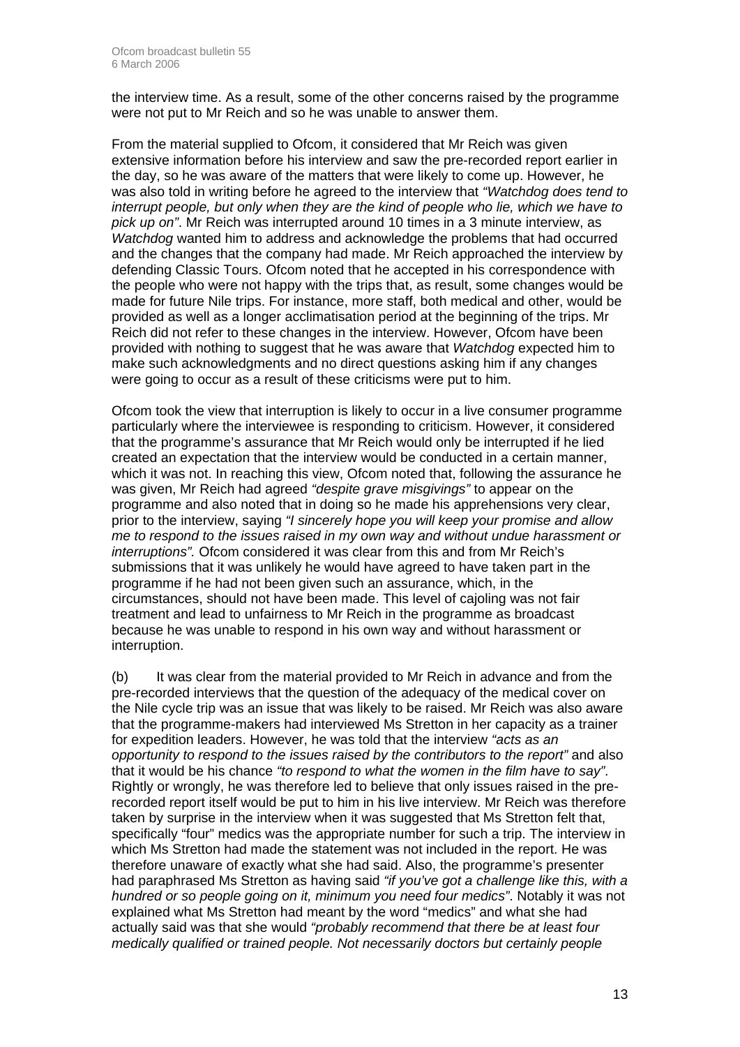the interview time. As a result, some of the other concerns raised by the programme were not put to Mr Reich and so he was unable to answer them.

From the material supplied to Ofcom, it considered that Mr Reich was given extensive information before his interview and saw the pre-recorded report earlier in the day, so he was aware of the matters that were likely to come up. However, he was also told in writing before he agreed to the interview that *"Watchdog does tend to interrupt people, but only when they are the kind of people who lie, which we have to pick up on"*. Mr Reich was interrupted around 10 times in a 3 minute interview, as *Watchdog* wanted him to address and acknowledge the problems that had occurred and the changes that the company had made. Mr Reich approached the interview by defending Classic Tours. Ofcom noted that he accepted in his correspondence with the people who were not happy with the trips that, as result, some changes would be made for future Nile trips. For instance, more staff, both medical and other, would be provided as well as a longer acclimatisation period at the beginning of the trips. Mr Reich did not refer to these changes in the interview. However, Ofcom have been provided with nothing to suggest that he was aware that *Watchdog* expected him to make such acknowledgments and no direct questions asking him if any changes were going to occur as a result of these criticisms were put to him.

Ofcom took the view that interruption is likely to occur in a live consumer programme particularly where the interviewee is responding to criticism. However, it considered that the programme's assurance that Mr Reich would only be interrupted if he lied created an expectation that the interview would be conducted in a certain manner, which it was not. In reaching this view, Ofcom noted that, following the assurance he was given, Mr Reich had agreed *"despite grave misgivings"* to appear on the programme and also noted that in doing so he made his apprehensions very clear, prior to the interview, saying *"I sincerely hope you will keep your promise and allow me to respond to the issues raised in my own way and without undue harassment or interruptions".* Ofcom considered it was clear from this and from Mr Reich's submissions that it was unlikely he would have agreed to have taken part in the programme if he had not been given such an assurance, which, in the circumstances, should not have been made. This level of cajoling was not fair treatment and lead to unfairness to Mr Reich in the programme as broadcast because he was unable to respond in his own way and without harassment or interruption.

(b) It was clear from the material provided to Mr Reich in advance and from the pre-recorded interviews that the question of the adequacy of the medical cover on the Nile cycle trip was an issue that was likely to be raised. Mr Reich was also aware that the programme-makers had interviewed Ms Stretton in her capacity as a trainer for expedition leaders. However, he was told that the interview *"acts as an opportunity to respond to the issues raised by the contributors to the report"* and also that it would be his chance *"to respond to what the women in the film have to say"*. Rightly or wrongly, he was therefore led to believe that only issues raised in the pre-recorded report itself would be put to him in his live interview. Mr Reich was therefore taken by surprise in the interview when it was suggested that Ms Stretton felt that, specifically "four" medics was the appropriate number for such a trip. The interview in which Ms Stretton had made the statement was not included in the report. He was therefore unaware of exactly what she had said. Also, the programme's presenter had paraphrased Ms Stretton as having said *"if you've got a challenge like this, with a hundred or so people going on it, minimum you need four medics"*. Notably it was not explained what Ms Stretton had meant by the word "medics" and what she had actually said was that she would *"probably recommend that there be at least four medically qualified or trained people. Not necessarily doctors but certainly people*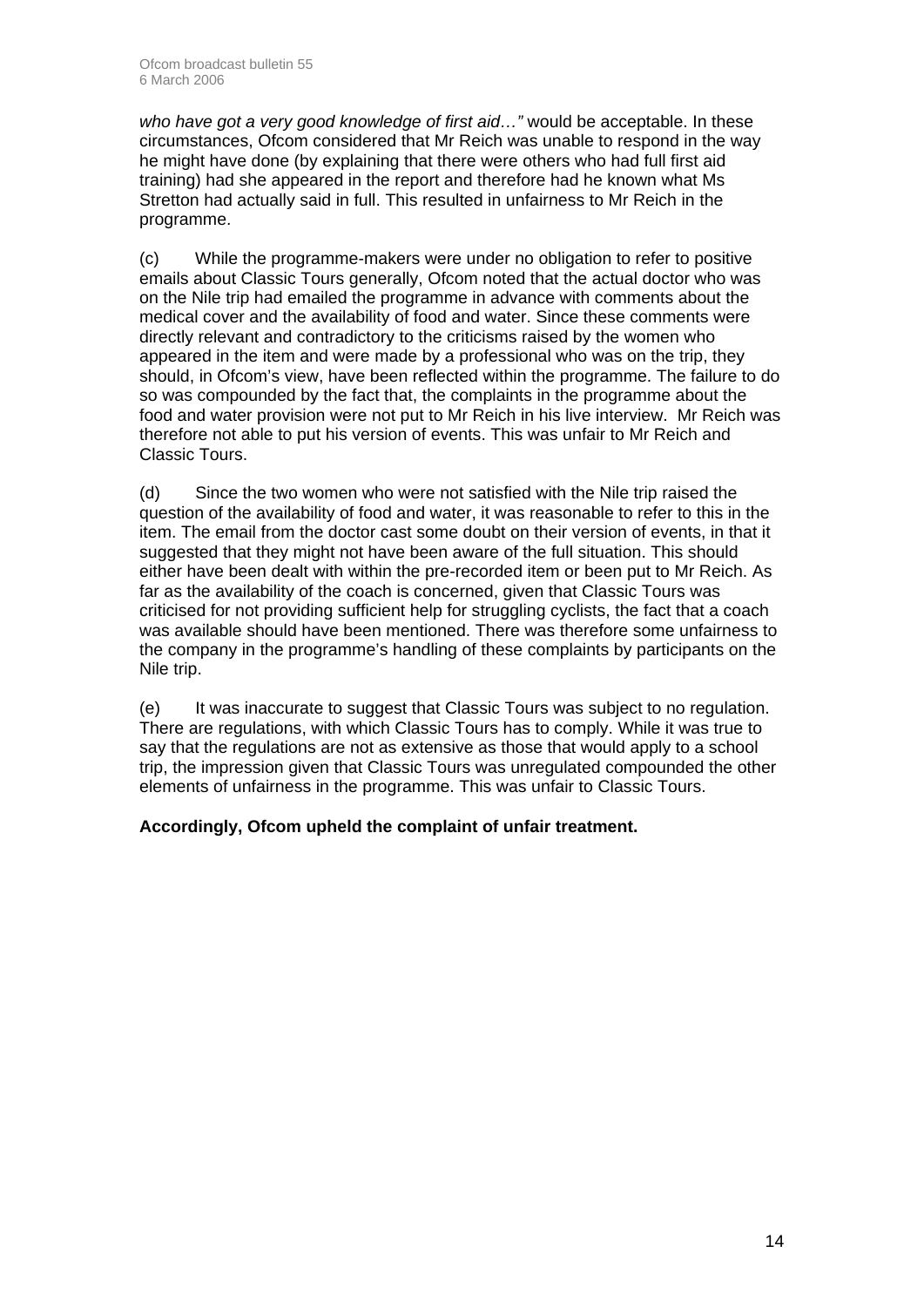*who have got a very good knowledge of first aid…"* would be acceptable. In these circumstances, Ofcom considered that Mr Reich was unable to respond in the way he might have done (by explaining that there were others who had full first aid training) had she appeared in the report and therefore had he known what Ms Stretton had actually said in full. This resulted in unfairness to Mr Reich in the programme.

(c) While the programme-makers were under no obligation to refer to positive emails about Classic Tours generally, Ofcom noted that the actual doctor who was on the Nile trip had emailed the programme in advance with comments about the medical cover and the availability of food and water. Since these comments were directly relevant and contradictory to the criticisms raised by the women who appeared in the item and were made by a professional who was on the trip, they should, in Ofcom's view, have been reflected within the programme. The failure to do so was compounded by the fact that, the complaints in the programme about the food and water provision were not put to Mr Reich in his live interview. Mr Reich was therefore not able to put his version of events. This was unfair to Mr Reich and Classic Tours.

(d) Since the two women who were not satisfied with the Nile trip raised the question of the availability of food and water, it was reasonable to refer to this in the item. The email from the doctor cast some doubt on their version of events, in that it suggested that they might not have been aware of the full situation. This should either have been dealt with within the pre-recorded item or been put to Mr Reich. As far as the availability of the coach is concerned, given that Classic Tours was criticised for not providing sufficient help for struggling cyclists, the fact that a coach was available should have been mentioned. There was therefore some unfairness to the company in the programme's handling of these complaints by participants on the Nile trip.

(e) It was inaccurate to suggest that Classic Tours was subject to no regulation. There are regulations, with which Classic Tours has to comply. While it was true to say that the regulations are not as extensive as those that would apply to a school trip, the impression given that Classic Tours was unregulated compounded the other elements of unfairness in the programme. This was unfair to Classic Tours.

**Accordingly, Ofcom upheld the complaint of unfair treatment.**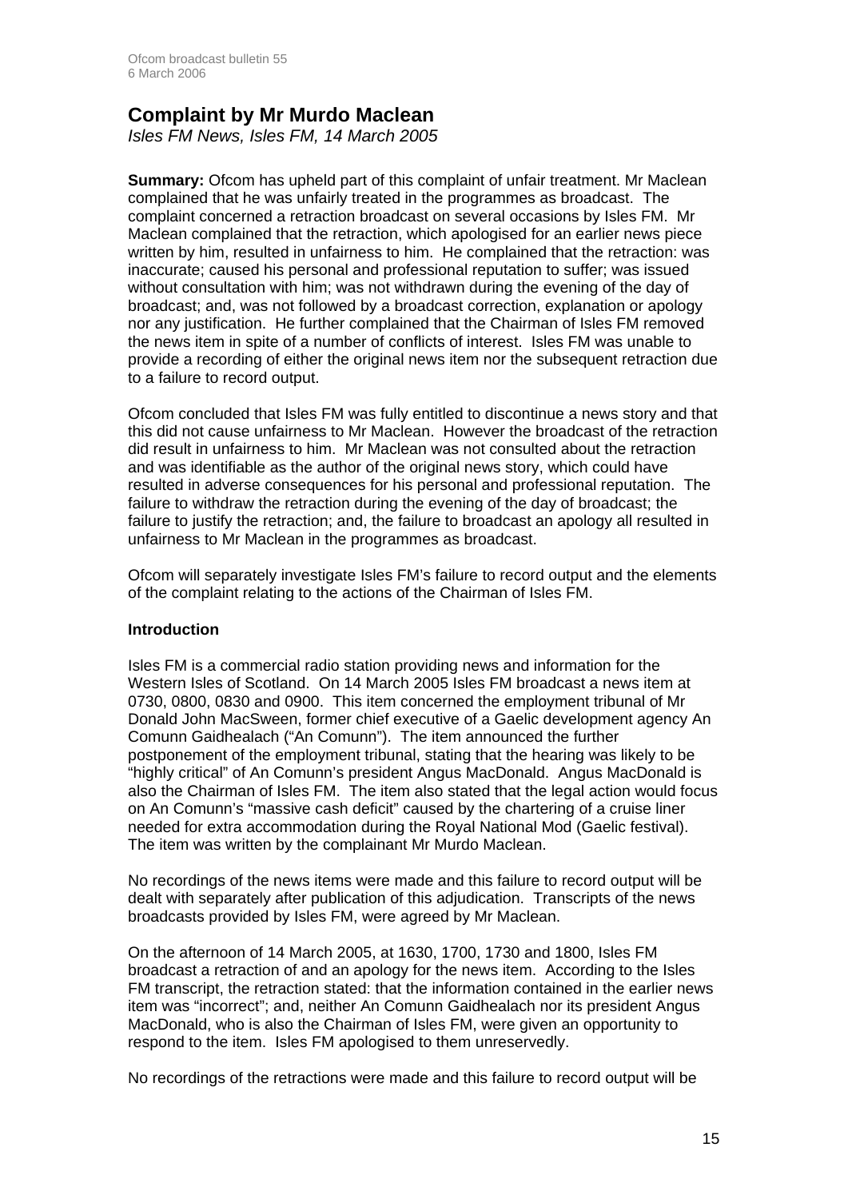## Complaint by Mr Murdo Maclean

*Isles FM News, Isles FM, 14 March 2005*

**Summary:** Ofcom has upheld part of this complaint of unfair treatment. Mr Maclean complained that he was unfairly treated in the programmes as broadcast. The complaint concerned a retraction broadcast on several occasions by Isles FM. Mr Maclean complained that the retraction, which apologised for an earlier news piece written by him, resulted in unfairness to him. He complained that the retraction: was inaccurate; caused his personal and professional reputation to suffer; was issued without consultation with him; was not withdrawn during the evening of the day of broadcast; and, was not followed by a broadcast correction, explanation or apology nor any justification. He further complained that the Chairman of Isles FM removed the news item in spite of a number of conflicts of interest. Isles FM was unable to provide a recording of either the original news item nor the subsequent retraction due to a failure to record output.

Ofcom concluded that Isles FM was fully entitled to discontinue a news story and that this did not cause unfairness to Mr Maclean. However the broadcast of the retraction did result in unfairness to him. Mr Maclean was not consulted about the retraction and was identifiable as the author of the original news story, which could have resulted in adverse consequences for his personal and professional reputation. The failure to withdraw the retraction during the evening of the day of broadcast; the failure to justify the retraction; and, the failure to broadcast an apology all resulted in unfairness to Mr Maclean in the programmes as broadcast.

Ofcom will separately investigate Isles FM's failure to record output and the elements of the complaint relating to the actions of the Chairman of Isles FM.

### Introduction

Isles FM is a commercial radio station providing news and information for the Western Isles of Scotland. On 14 March 2005 Isles FM broadcast a news item at 0730, 0800, 0830 and 0900. This item concerned the employment tribunal of Mr Donald John MacSween, former chief executive of a Gaelic development agency An Comunn Gaidhealach ("An Comunn"). The item announced the further postponement of the employment tribunal, stating that the hearing was likely to be "highly critical" of An Comunn's president Angus MacDonald. Angus MacDonald is also the Chairman of Isles FM. The item also stated that the legal action would focus on An Comunn's "massive cash deficit" caused by the chartering of a cruise liner needed for extra accommodation during the Royal National Mod (Gaelic festival). The item was written by the complainant Mr Murdo Maclean.

No recordings of the news items were made and this failure to record output will be dealt with separately after publication of this adjudication. Transcripts of the news broadcasts provided by Isles FM, were agreed by Mr Maclean.

On the afternoon of 14 March 2005, at 1630, 1700, 1730 and 1800, Isles FM broadcast a retraction of and an apology for the news item. According to the Isles FM transcript, the retraction stated: that the information contained in the earlier news item was "incorrect"; and, neither An Comunn Gaidhealach nor its president Angus MacDonald, who is also the Chairman of Isles FM, were given an opportunity to respond to the item. Isles FM apologised to them unreservedly.

No recordings of the retractions were made and this failure to record output will be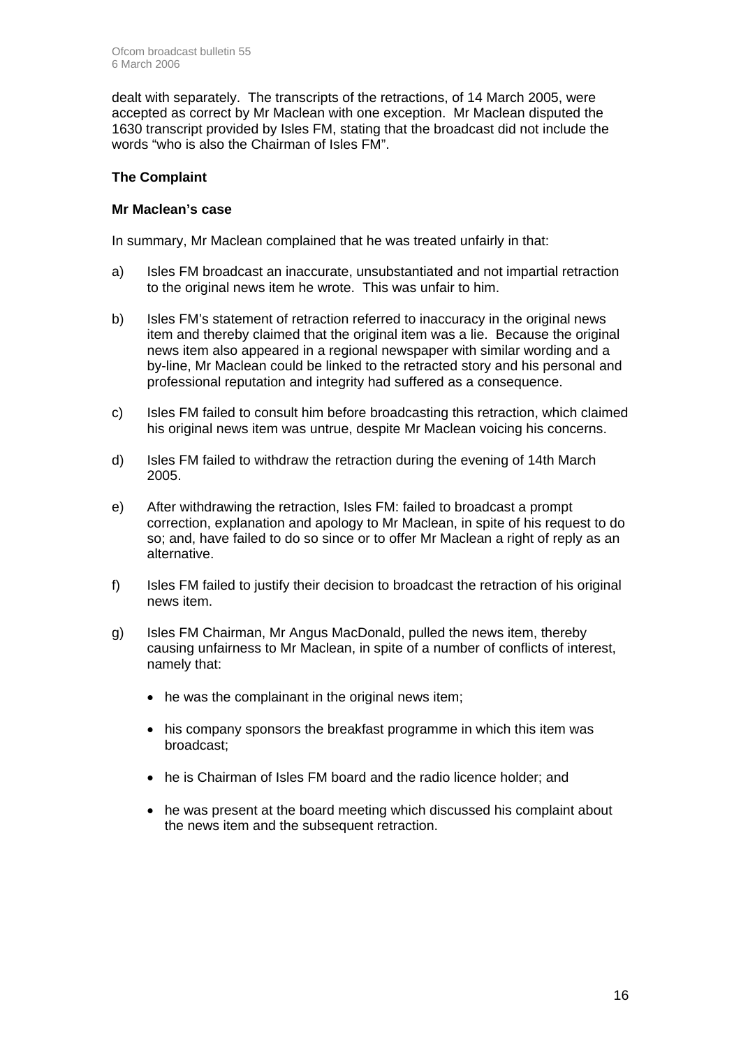dealt with separately. The transcripts of the retractions, of 14 March 2005, were accepted as correct by Mr Maclean with one exception. Mr Maclean disputed the 1630 transcript provided by Isles FM, stating that the broadcast did not include the words "who is also the Chairman of Isles FM".

**The Complaint**

**Mr Maclean's case**

In summary, Mr Maclean complained that he was treated unfairly in that:

a) Isles FM broadcast an inaccurate, unsubstantiated and not impartial retraction to the original news item he wrote. This was unfair to him.

b) Isles FM's statement of retraction referred to inaccuracy in the original news item and thereby claimed that the original item was a lie. Because the original news item also appeared in a regional newspaper with similar wording and a by-line, Mr Maclean could be linked to the retracted story and his personal and professional reputation and integrity had suffered as a consequence.

c) Isles FM failed to consult him before broadcasting this retraction, which claimed his original news item was untrue, despite Mr Maclean voicing his concerns.

d) Isles FM failed to withdraw the retraction during the evening of 14th March 2005.

e) After withdrawing the retraction, Isles FM: failed to broadcast a prompt correction, explanation and apology to Mr Maclean, in spite of his request to do so; and, have failed to do so since or to offer Mr Maclean a right of reply as an alternative.

f) Isles FM failed to justify their decision to broadcast the retraction of his original news item.

g) Isles FM Chairman, Mr Angus MacDonald, pulled the news item, thereby causing unfairness to Mr Maclean, in spite of a number of conflicts of interest, namely that:

- he was the complainant in the original news item;
- his company sponsors the breakfast programme in which this item was broadcast;
- he is Chairman of Isles FM board and the radio licence holder; and
- he was present at the board meeting which discussed his complaint about the news item and the subsequent retraction.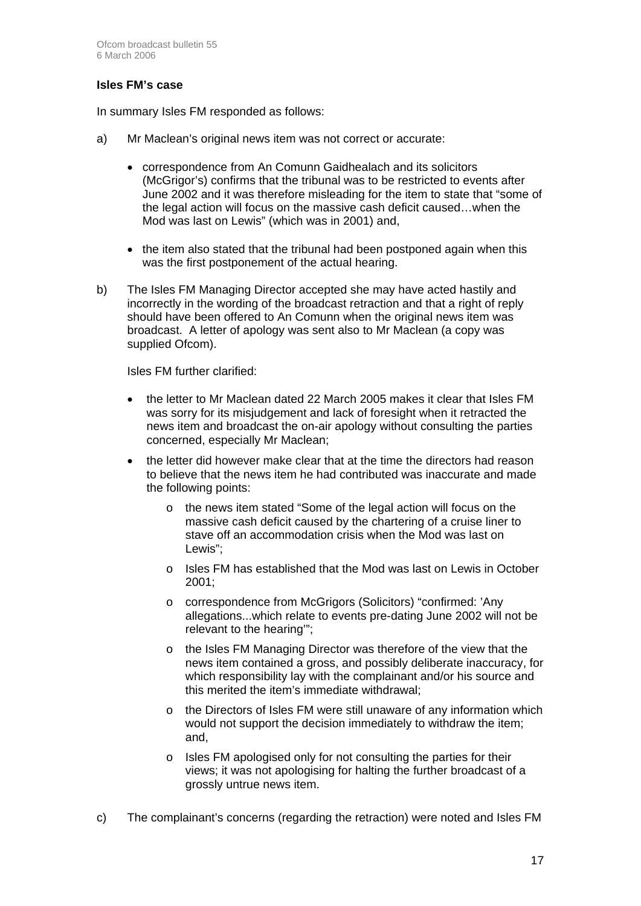**Isles FM's case**

In summary Isles FM responded as follows:

a) Mr Maclean's original news item was not correct or accurate:

- correspondence from An Comunn Gaidhealach and its solicitors (McGrigor's) confirms that the tribunal was to be restricted to events after June 2002 and it was therefore misleading for the item to state that "some of the legal action will focus on the massive cash deficit caused…when the Mod was last on Lewis" (which was in 2001) and,
- the item also stated that the tribunal had been postponed again when this was the first postponement of the actual hearing.

b) The Isles FM Managing Director accepted she may have acted hastily and incorrectly in the wording of the broadcast retraction and that a right of reply should have been offered to An Comunn when the original news item was broadcast. A letter of apology was sent also to Mr Maclean (a copy was supplied Ofcom).

Isles FM further clarified:

- the letter to Mr Maclean dated 22 March 2005 makes it clear that Isles FM was sorry for its misjudgement and lack of foresight when it retracted the news item and broadcast the on-air apology without consulting the parties concerned, especially Mr Maclean;
- the letter did however make clear that at the time the directors had reason to believe that the news item he had contributed was inaccurate and made the following points:
    - the news item stated "Some of the legal action will focus on the massive cash deficit caused by the chartering of a cruise liner to stave off an accommodation crisis when the Mod was last on Lewis";
    - Isles FM has established that the Mod was last on Lewis in October 2001;
    - correspondence from McGrigors (Solicitors) "confirmed: 'Any allegations...which relate to events pre-dating June 2002 will not be relevant to the hearing'";
    - the Isles FM Managing Director was therefore of the view that the news item contained a gross, and possibly deliberate inaccuracy, for which responsibility lay with the complainant and/or his source and this merited the item's immediate withdrawal;
    - the Directors of Isles FM were still unaware of any information which would not support the decision immediately to withdraw the item; and,
    - Isles FM apologised only for not consulting the parties for their views; it was not apologising for halting the further broadcast of a grossly untrue news item.

c) The complainant's concerns (regarding the retraction) were noted and Isles FM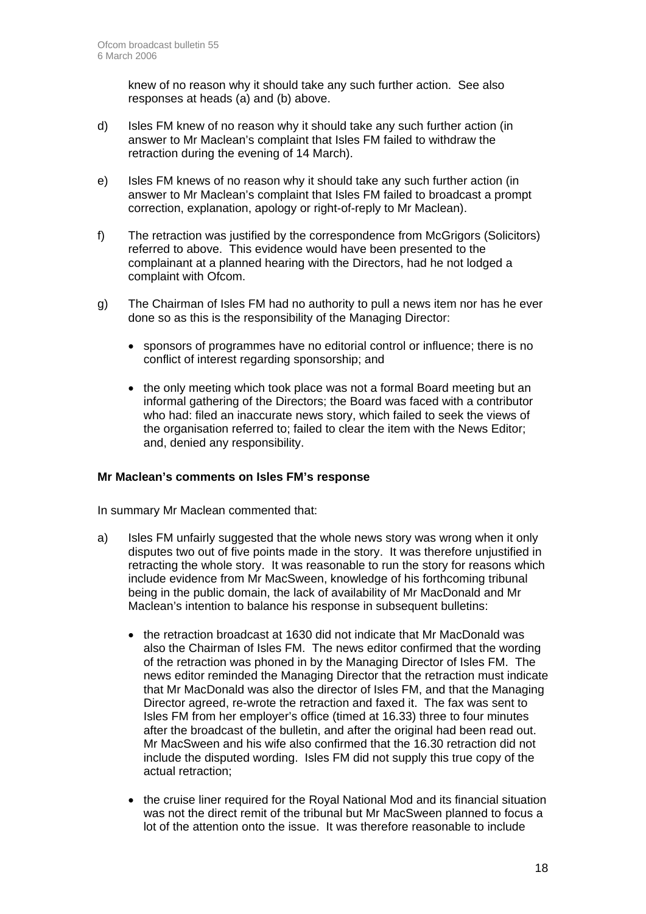knew of no reason why it should take any such further action. See also responses at heads (a) and (b) above.

d) Isles FM knew of no reason why it should take any such further action (in answer to Mr Maclean's complaint that Isles FM failed to withdraw the retraction during the evening of 14 March).

e) Isles FM knews of no reason why it should take any such further action (in answer to Mr Maclean's complaint that Isles FM failed to broadcast a prompt correction, explanation, apology or right-of-reply to Mr Maclean).

f) The retraction was justified by the correspondence from McGrigors (Solicitors) referred to above. This evidence would have been presented to the complainant at a planned hearing with the Directors, had he not lodged a complaint with Ofcom.

g) The Chairman of Isles FM had no authority to pull a news item nor has he ever done so as this is the responsibility of the Managing Director:

- sponsors of programmes have no editorial control or influence; there is no conflict of interest regarding sponsorship; and
- the only meeting which took place was not a formal Board meeting but an informal gathering of the Directors; the Board was faced with a contributor who had: filed an inaccurate news story, which failed to seek the views of the organisation referred to; failed to clear the item with the News Editor; and, denied any responsibility.

**Mr Maclean's comments on Isles FM's response**

In summary Mr Maclean commented that:

a) Isles FM unfairly suggested that the whole news story was wrong when it only disputes two out of five points made in the story. It was therefore unjustified in retracting the whole story. It was reasonable to run the story for reasons which include evidence from Mr MacSween, knowledge of his forthcoming tribunal being in the public domain, the lack of availability of Mr MacDonald and Mr Maclean's intention to balance his response in subsequent bulletins:

- the retraction broadcast at 1630 did not indicate that Mr MacDonald was also the Chairman of Isles FM. The news editor confirmed that the wording of the retraction was phoned in by the Managing Director of Isles FM. The news editor reminded the Managing Director that the retraction must indicate that Mr MacDonald was also the director of Isles FM, and that the Managing Director agreed, re-wrote the retraction and faxed it. The fax was sent to Isles FM from her employer's office (timed at 16.33) three to four minutes after the broadcast of the bulletin, and after the original had been read out. Mr MacSween and his wife also confirmed that the 16.30 retraction did not include the disputed wording. Isles FM did not supply this true copy of the actual retraction;
- the cruise liner required for the Royal National Mod and its financial situation was not the direct remit of the tribunal but Mr MacSween planned to focus a lot of the attention onto the issue. It was therefore reasonable to include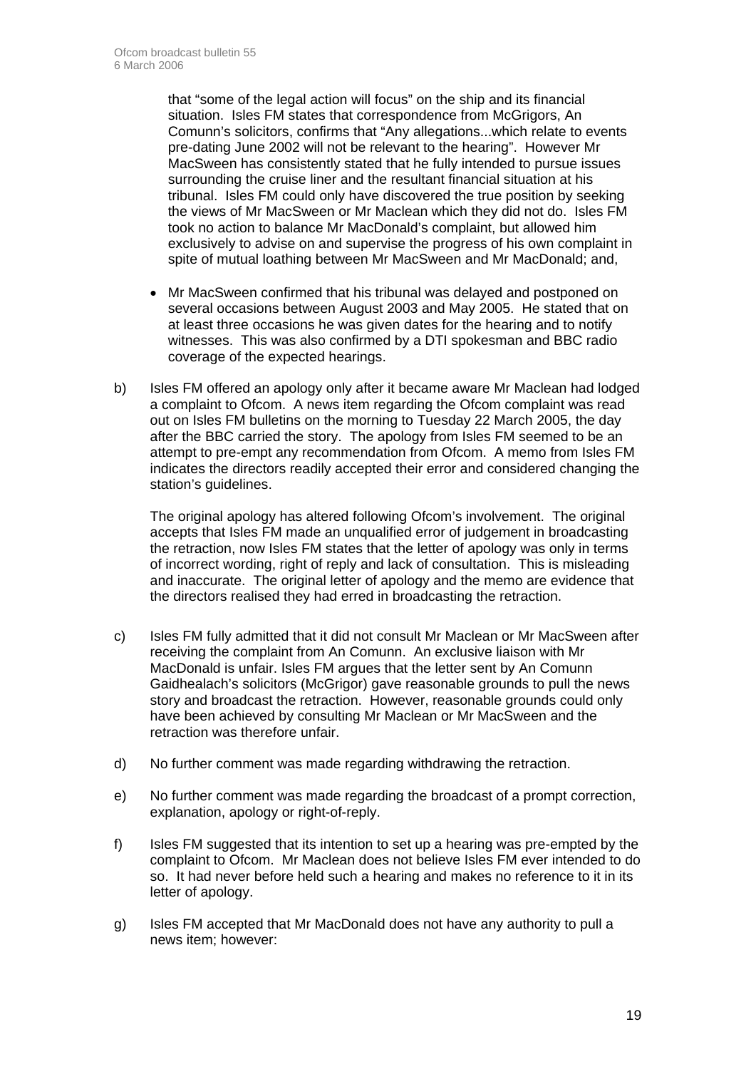that "some of the legal action will focus" on the ship and its financial situation. Isles FM states that correspondence from McGrigors, An Comunn's solicitors, confirms that "Any allegations...which relate to events pre-dating June 2002 will not be relevant to the hearing". However Mr MacSween has consistently stated that he fully intended to pursue issues surrounding the cruise liner and the resultant financial situation at his tribunal. Isles FM could only have discovered the true position by seeking the views of Mr MacSween or Mr Maclean which they did not do. Isles FM took no action to balance Mr MacDonald's complaint, but allowed him exclusively to advise on and supervise the progress of his own complaint in spite of mutual loathing between Mr MacSween and Mr MacDonald; and,

- Mr MacSween confirmed that his tribunal was delayed and postponed on several occasions between August 2003 and May 2005. He stated that on at least three occasions he was given dates for the hearing and to notify witnesses. This was also confirmed by a DTI spokesman and BBC radio coverage of the expected hearings.

b) Isles FM offered an apology only after it became aware Mr Maclean had lodged a complaint to Ofcom. A news item regarding the Ofcom complaint was read out on Isles FM bulletins on the morning to Tuesday 22 March 2005, the day after the BBC carried the story. The apology from Isles FM seemed to be an attempt to pre-empt any recommendation from Ofcom. A memo from Isles FM indicates the directors readily accepted their error and considered changing the station's guidelines.

   The original apology has altered following Ofcom's involvement. The original accepts that Isles FM made an unqualified error of judgement in broadcasting the retraction, now Isles FM states that the letter of apology was only in terms of incorrect wording, right of reply and lack of consultation. This is misleading and inaccurate. The original letter of apology and the memo are evidence that the directors realised they had erred in broadcasting the retraction.

c) Isles FM fully admitted that it did not consult Mr Maclean or Mr MacSween after receiving the complaint from An Comunn. An exclusive liaison with Mr MacDonald is unfair. Isles FM argues that the letter sent by An Comunn Gaidhealach's solicitors (McGrigor) gave reasonable grounds to pull the news story and broadcast the retraction. However, reasonable grounds could only have been achieved by consulting Mr Maclean or Mr MacSween and the retraction was therefore unfair.

d) No further comment was made regarding withdrawing the retraction.

e) No further comment was made regarding the broadcast of a prompt correction, explanation, apology or right-of-reply.

f) Isles FM suggested that its intention to set up a hearing was pre-empted by the complaint to Ofcom. Mr Maclean does not believe Isles FM ever intended to do so. It had never before held such a hearing and makes no reference to it in its letter of apology.

g) Isles FM accepted that Mr MacDonald does not have any authority to pull a news item; however: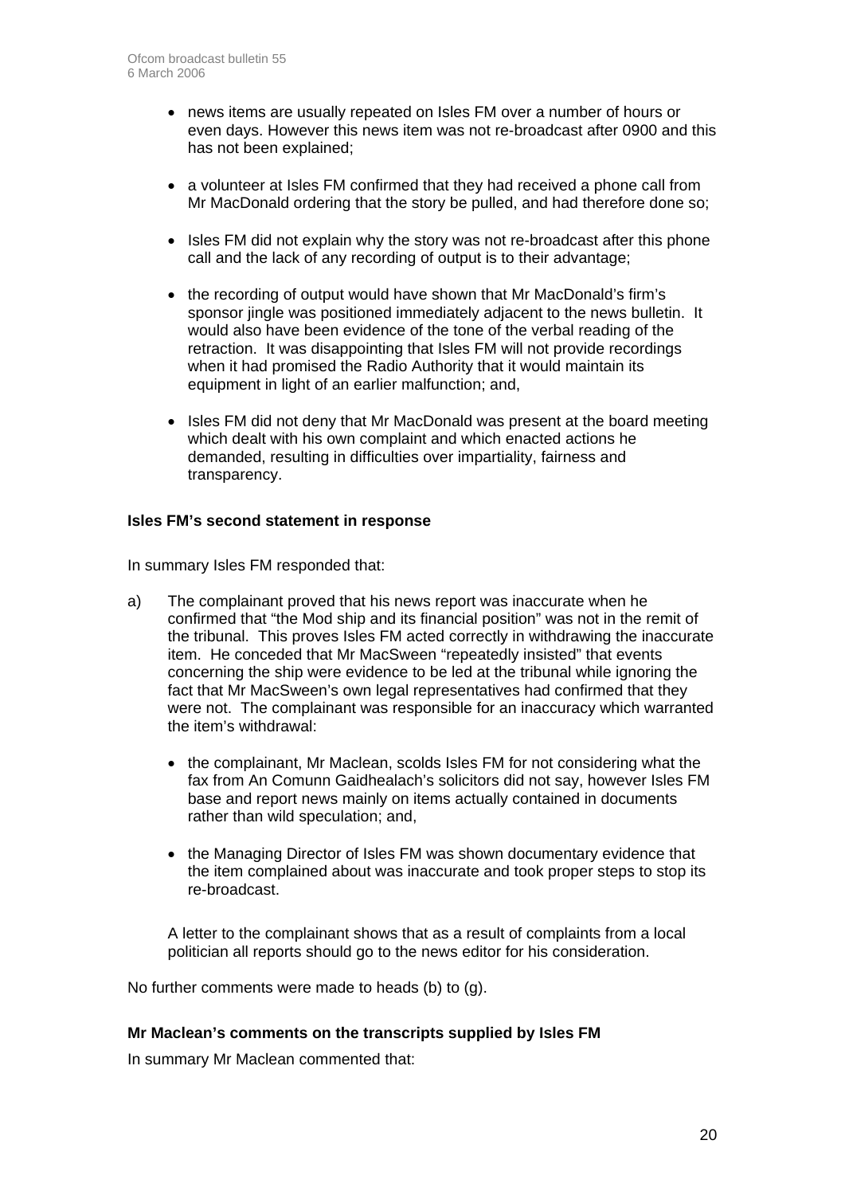- news items are usually repeated on Isles FM over a number of hours or even days. However this news item was not re-broadcast after 0900 and this has not been explained;
- a volunteer at Isles FM confirmed that they had received a phone call from Mr MacDonald ordering that the story be pulled, and had therefore done so;
- Isles FM did not explain why the story was not re-broadcast after this phone call and the lack of any recording of output is to their advantage;
- the recording of output would have shown that Mr MacDonald's firm's sponsor jingle was positioned immediately adjacent to the news bulletin. It would also have been evidence of the tone of the verbal reading of the retraction. It was disappointing that Isles FM will not provide recordings when it had promised the Radio Authority that it would maintain its equipment in light of an earlier malfunction; and,
- Isles FM did not deny that Mr MacDonald was present at the board meeting which dealt with his own complaint and which enacted actions he demanded, resulting in difficulties over impartiality, fairness and transparency.

**Isles FM's second statement in response**

In summary Isles FM responded that:

a) The complainant proved that his news report was inaccurate when he confirmed that "the Mod ship and its financial position" was not in the remit of the tribunal. This proves Isles FM acted correctly in withdrawing the inaccurate item. He conceded that Mr MacSween "repeatedly insisted" that events concerning the ship were evidence to be led at the tribunal while ignoring the fact that Mr MacSween's own legal representatives had confirmed that they were not. The complainant was responsible for an inaccuracy which warranted the item's withdrawal:

   - the complainant, Mr Maclean, scolds Isles FM for not considering what the fax from An Comunn Gaidhealach's solicitors did not say, however Isles FM base and report news mainly on items actually contained in documents rather than wild speculation; and,
   - the Managing Director of Isles FM was shown documentary evidence that the item complained about was inaccurate and took proper steps to stop its re-broadcast.

   A letter to the complainant shows that as a result of complaints from a local politician all reports should go to the news editor for his consideration.

No further comments were made to heads (b) to (g).

**Mr Maclean's comments on the transcripts supplied by Isles FM**

In summary Mr Maclean commented that: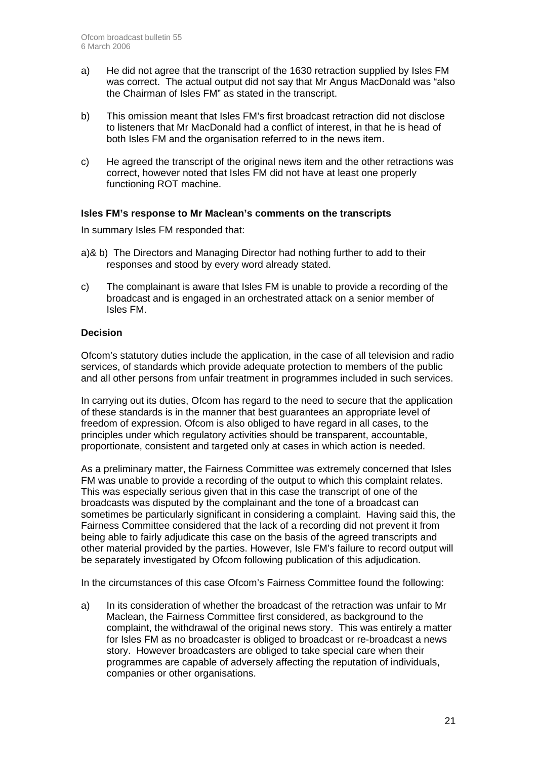a) He did not agree that the transcript of the 1630 retraction supplied by Isles FM was correct. The actual output did not say that Mr Angus MacDonald was "also the Chairman of Isles FM" as stated in the transcript.

b) This omission meant that Isles FM's first broadcast retraction did not disclose to listeners that Mr MacDonald had a conflict of interest, in that he is head of both Isles FM and the organisation referred to in the news item.

c) He agreed the transcript of the original news item and the other retractions was correct, however noted that Isles FM did not have at least one properly functioning ROT machine.

**Isles FM's response to Mr Maclean's comments on the transcripts**

In summary Isles FM responded that:

a)& b) The Directors and Managing Director had nothing further to add to their responses and stood by every word already stated.

c) The complainant is aware that Isles FM is unable to provide a recording of the broadcast and is engaged in an orchestrated attack on a senior member of Isles FM.

**Decision**

Ofcom's statutory duties include the application, in the case of all television and radio services, of standards which provide adequate protection to members of the public and all other persons from unfair treatment in programmes included in such services.

In carrying out its duties, Ofcom has regard to the need to secure that the application of these standards is in the manner that best guarantees an appropriate level of freedom of expression. Ofcom is also obliged to have regard in all cases, to the principles under which regulatory activities should be transparent, accountable, proportionate, consistent and targeted only at cases in which action is needed.

As a preliminary matter, the Fairness Committee was extremely concerned that Isles FM was unable to provide a recording of the output to which this complaint relates. This was especially serious given that in this case the transcript of one of the broadcasts was disputed by the complainant and the tone of a broadcast can sometimes be particularly significant in considering a complaint. Having said this, the Fairness Committee considered that the lack of a recording did not prevent it from being able to fairly adjudicate this case on the basis of the agreed transcripts and other material provided by the parties. However, Isle FM's failure to record output will be separately investigated by Ofcom following publication of this adjudication.

In the circumstances of this case Ofcom's Fairness Committee found the following:

a) In its consideration of whether the broadcast of the retraction was unfair to Mr Maclean, the Fairness Committee first considered, as background to the complaint, the withdrawal of the original news story. This was entirely a matter for Isles FM as no broadcaster is obliged to broadcast or re-broadcast a news story. However broadcasters are obliged to take special care when their programmes are capable of adversely affecting the reputation of individuals, companies or other organisations.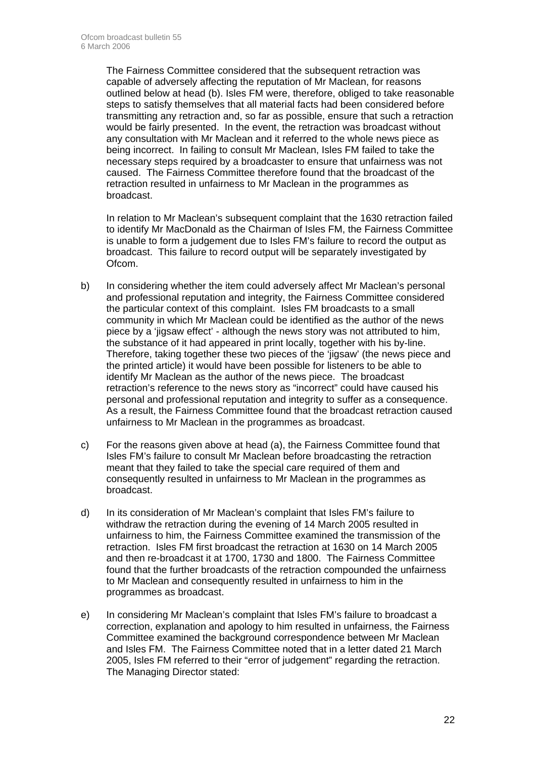The Fairness Committee considered that the subsequent retraction was capable of adversely affecting the reputation of Mr Maclean, for reasons outlined below at head (b). Isles FM were, therefore, obliged to take reasonable steps to satisfy themselves that all material facts had been considered before transmitting any retraction and, so far as possible, ensure that such a retraction would be fairly presented. In the event, the retraction was broadcast without any consultation with Mr Maclean and it referred to the whole news piece as being incorrect. In failing to consult Mr Maclean, Isles FM failed to take the necessary steps required by a broadcaster to ensure that unfairness was not caused. The Fairness Committee therefore found that the broadcast of the retraction resulted in unfairness to Mr Maclean in the programmes as broadcast.

In relation to Mr Maclean's subsequent complaint that the 1630 retraction failed to identify Mr MacDonald as the Chairman of Isles FM, the Fairness Committee is unable to form a judgement due to Isles FM's failure to record the output as broadcast. This failure to record output will be separately investigated by Ofcom.

b) In considering whether the item could adversely affect Mr Maclean's personal and professional reputation and integrity, the Fairness Committee considered the particular context of this complaint. Isles FM broadcasts to a small community in which Mr Maclean could be identified as the author of the news piece by a 'jigsaw effect' - although the news story was not attributed to him, the substance of it had appeared in print locally, together with his by-line. Therefore, taking together these two pieces of the 'jigsaw' (the news piece and the printed article) it would have been possible for listeners to be able to identify Mr Maclean as the author of the news piece. The broadcast retraction's reference to the news story as "incorrect" could have caused his personal and professional reputation and integrity to suffer as a consequence. As a result, the Fairness Committee found that the broadcast retraction caused unfairness to Mr Maclean in the programmes as broadcast.

c) For the reasons given above at head (a), the Fairness Committee found that Isles FM's failure to consult Mr Maclean before broadcasting the retraction meant that they failed to take the special care required of them and consequently resulted in unfairness to Mr Maclean in the programmes as broadcast.

d) In its consideration of Mr Maclean's complaint that Isles FM's failure to withdraw the retraction during the evening of 14 March 2005 resulted in unfairness to him, the Fairness Committee examined the transmission of the retraction. Isles FM first broadcast the retraction at 1630 on 14 March 2005 and then re-broadcast it at 1700, 1730 and 1800. The Fairness Committee found that the further broadcasts of the retraction compounded the unfairness to Mr Maclean and consequently resulted in unfairness to him in the programmes as broadcast.

e) In considering Mr Maclean's complaint that Isles FM's failure to broadcast a correction, explanation and apology to him resulted in unfairness, the Fairness Committee examined the background correspondence between Mr Maclean and Isles FM. The Fairness Committee noted that in a letter dated 21 March 2005, Isles FM referred to their "error of judgement" regarding the retraction. The Managing Director stated: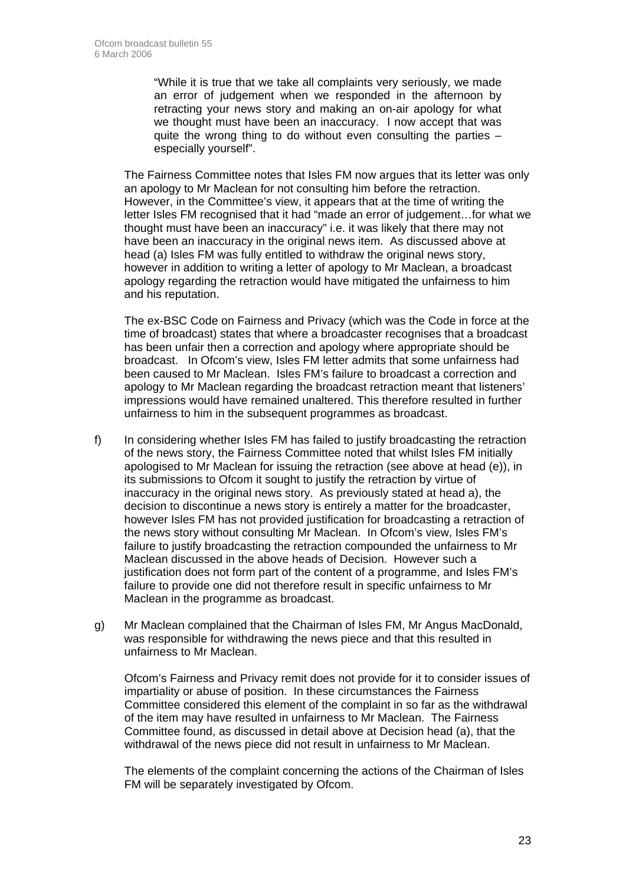> "While it is true that we take all complaints very seriously, we made an error of judgement when we responded in the afternoon by retracting your news story and making an on-air apology for what we thought must have been an inaccuracy. I now accept that was quite the wrong thing to do without even consulting the parties – especially yourself".

The Fairness Committee notes that Isles FM now argues that its letter was only an apology to Mr Maclean for not consulting him before the retraction. However, in the Committee's view, it appears that at the time of writing the letter Isles FM recognised that it had "made an error of judgement…for what we thought must have been an inaccuracy" i.e. it was likely that there may not have been an inaccuracy in the original news item. As discussed above at head (a) Isles FM was fully entitled to withdraw the original news story, however in addition to writing a letter of apology to Mr Maclean, a broadcast apology regarding the retraction would have mitigated the unfairness to him and his reputation.

The ex-BSC Code on Fairness and Privacy (which was the Code in force at the time of broadcast) states that where a broadcaster recognises that a broadcast has been unfair then a correction and apology where appropriate should be broadcast. In Ofcom's view, Isles FM letter admits that some unfairness had been caused to Mr Maclean. Isles FM's failure to broadcast a correction and apology to Mr Maclean regarding the broadcast retraction meant that listeners' impressions would have remained unaltered. This therefore resulted in further unfairness to him in the subsequent programmes as broadcast.

f) In considering whether Isles FM has failed to justify broadcasting the retraction of the news story, the Fairness Committee noted that whilst Isles FM initially apologised to Mr Maclean for issuing the retraction (see above at head (e)), in its submissions to Ofcom it sought to justify the retraction by virtue of inaccuracy in the original news story. As previously stated at head a), the decision to discontinue a news story is entirely a matter for the broadcaster, however Isles FM has not provided justification for broadcasting a retraction of the news story without consulting Mr Maclean. In Ofcom's view, Isles FM's failure to justify broadcasting the retraction compounded the unfairness to Mr Maclean discussed in the above heads of Decision. However such a justification does not form part of the content of a programme, and Isles FM's failure to provide one did not therefore result in specific unfairness to Mr Maclean in the programme as broadcast.

g) Mr Maclean complained that the Chairman of Isles FM, Mr Angus MacDonald, was responsible for withdrawing the news piece and that this resulted in unfairness to Mr Maclean.

Ofcom's Fairness and Privacy remit does not provide for it to consider issues of impartiality or abuse of position. In these circumstances the Fairness Committee considered this element of the complaint in so far as the withdrawal of the item may have resulted in unfairness to Mr Maclean. The Fairness Committee found, as discussed in detail above at Decision head (a), that the withdrawal of the news piece did not result in unfairness to Mr Maclean.

The elements of the complaint concerning the actions of the Chairman of Isles FM will be separately investigated by Ofcom.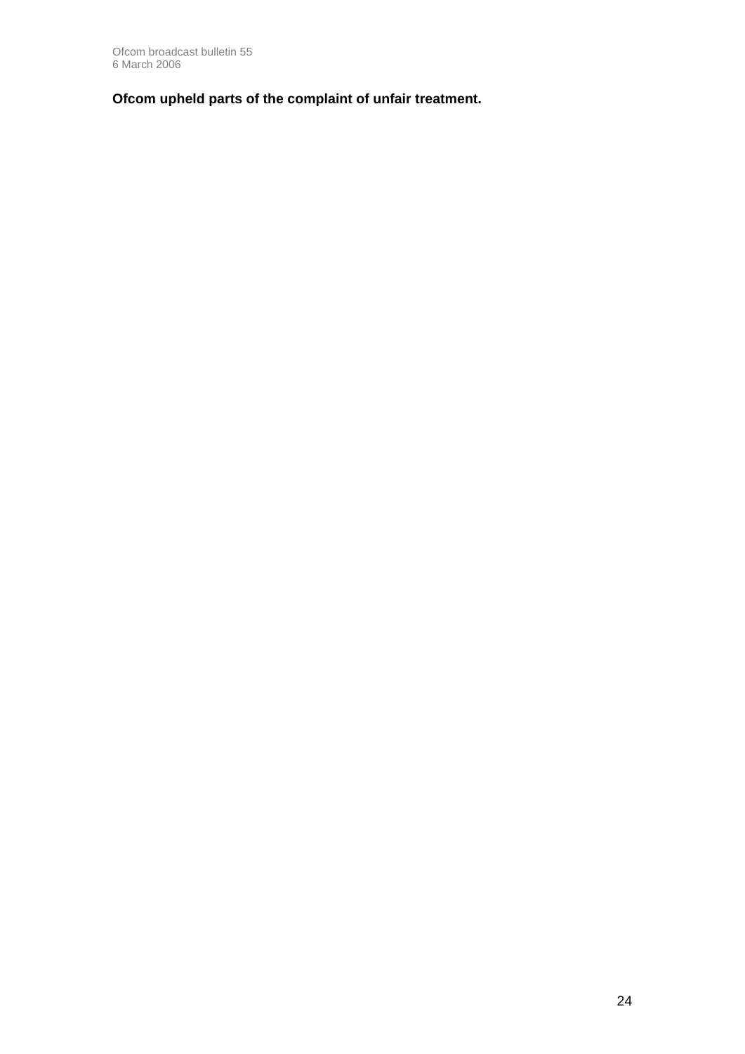**Ofcom upheld parts of the complaint of unfair treatment.**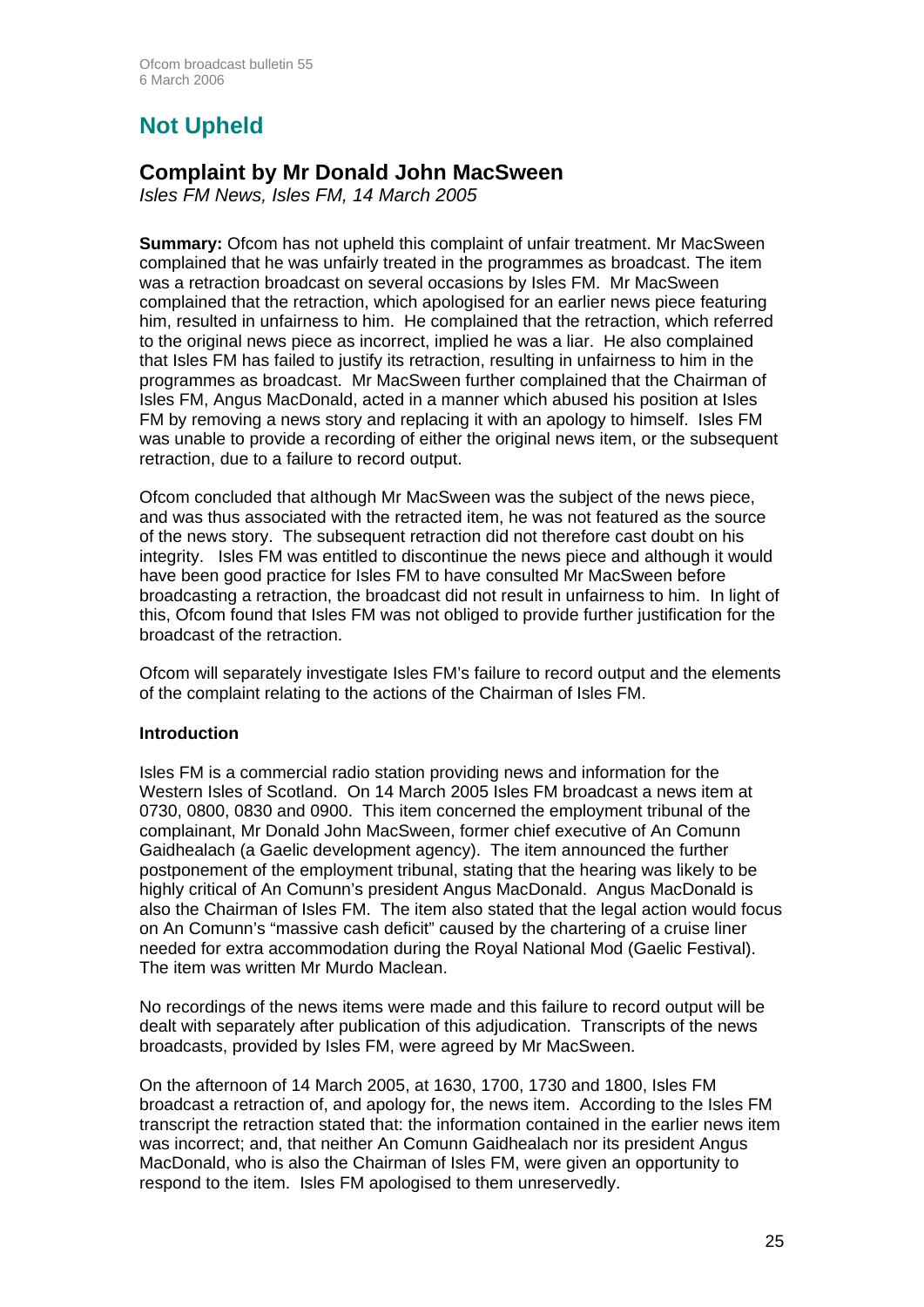## Not Upheld

### Complaint by Mr Donald John MacSween

*Isles FM News, Isles FM, 14 March 2005*

**Summary:** Ofcom has not upheld this complaint of unfair treatment. Mr MacSween complained that he was unfairly treated in the programmes as broadcast. The item was a retraction broadcast on several occasions by Isles FM. Mr MacSween complained that the retraction, which apologised for an earlier news piece featuring him, resulted in unfairness to him. He complained that the retraction, which referred to the original news piece as incorrect, implied he was a liar. He also complained that Isles FM has failed to justify its retraction, resulting in unfairness to him in the programmes as broadcast. Mr MacSween further complained that the Chairman of Isles FM, Angus MacDonald, acted in a manner which abused his position at Isles FM by removing a news story and replacing it with an apology to himself. Isles FM was unable to provide a recording of either the original news item, or the subsequent retraction, due to a failure to record output.

Ofcom concluded that although Mr MacSween was the subject of the news piece, and was thus associated with the retracted item, he was not featured as the source of the news story. The subsequent retraction did not therefore cast doubt on his integrity. Isles FM was entitled to discontinue the news piece and although it would have been good practice for Isles FM to have consulted Mr MacSween before broadcasting a retraction, the broadcast did not result in unfairness to him. In light of this, Ofcom found that Isles FM was not obliged to provide further justification for the broadcast of the retraction.

Ofcom will separately investigate Isles FM's failure to record output and the elements of the complaint relating to the actions of the Chairman of Isles FM.

**Introduction**

Isles FM is a commercial radio station providing news and information for the Western Isles of Scotland. On 14 March 2005 Isles FM broadcast a news item at 0730, 0800, 0830 and 0900. This item concerned the employment tribunal of the complainant, Mr Donald John MacSween, former chief executive of An Comunn Gaidhealach (a Gaelic development agency). The item announced the further postponement of the employment tribunal, stating that the hearing was likely to be highly critical of An Comunn's president Angus MacDonald. Angus MacDonald is also the Chairman of Isles FM. The item also stated that the legal action would focus on An Comunn's "massive cash deficit" caused by the chartering of a cruise liner needed for extra accommodation during the Royal National Mod (Gaelic Festival). The item was written Mr Murdo Maclean.

No recordings of the news items were made and this failure to record output will be dealt with separately after publication of this adjudication. Transcripts of the news broadcasts, provided by Isles FM, were agreed by Mr MacSween.

On the afternoon of 14 March 2005, at 1630, 1700, 1730 and 1800, Isles FM broadcast a retraction of, and apology for, the news item. According to the Isles FM transcript the retraction stated that: the information contained in the earlier news item was incorrect; and, that neither An Comunn Gaidhealach nor its president Angus MacDonald, who is also the Chairman of Isles FM, were given an opportunity to respond to the item. Isles FM apologised to them unreservedly.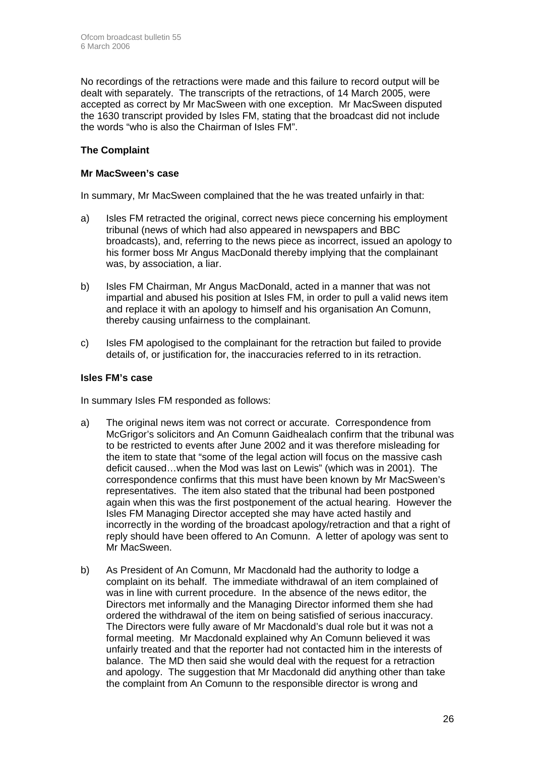No recordings of the retractions were made and this failure to record output will be dealt with separately. The transcripts of the retractions, of 14 March 2005, were accepted as correct by Mr MacSween with one exception. Mr MacSween disputed the 1630 transcript provided by Isles FM, stating that the broadcast did not include the words "who is also the Chairman of Isles FM".

### The Complaint

#### Mr MacSween's case

In summary, Mr MacSween complained that the he was treated unfairly in that:

a) Isles FM retracted the original, correct news piece concerning his employment tribunal (news of which had also appeared in newspapers and BBC broadcasts), and, referring to the news piece as incorrect, issued an apology to his former boss Mr Angus MacDonald thereby implying that the complainant was, by association, a liar.

b) Isles FM Chairman, Mr Angus MacDonald, acted in a manner that was not impartial and abused his position at Isles FM, in order to pull a valid news item and replace it with an apology to himself and his organisation An Comunn, thereby causing unfairness to the complainant.

c) Isles FM apologised to the complainant for the retraction but failed to provide details of, or justification for, the inaccuracies referred to in its retraction.

#### Isles FM's case

In summary Isles FM responded as follows:

a) The original news item was not correct or accurate. Correspondence from McGrigor's solicitors and An Comunn Gaidhealach confirm that the tribunal was to be restricted to events after June 2002 and it was therefore misleading for the item to state that "some of the legal action will focus on the massive cash deficit caused…when the Mod was last on Lewis" (which was in 2001). The correspondence confirms that this must have been known by Mr MacSween's representatives. The item also stated that the tribunal had been postponed again when this was the first postponement of the actual hearing. However the Isles FM Managing Director accepted she may have acted hastily and incorrectly in the wording of the broadcast apology/retraction and that a right of reply should have been offered to An Comunn. A letter of apology was sent to Mr MacSween.

b) As President of An Comunn, Mr Macdonald had the authority to lodge a complaint on its behalf. The immediate withdrawal of an item complained of was in line with current procedure. In the absence of the news editor, the Directors met informally and the Managing Director informed them she had ordered the withdrawal of the item on being satisfied of serious inaccuracy. The Directors were fully aware of Mr Macdonald's dual role but it was not a formal meeting. Mr Macdonald explained why An Comunn believed it was unfairly treated and that the reporter had not contacted him in the interests of balance. The MD then said she would deal with the request for a retraction and apology. The suggestion that Mr Macdonald did anything other than take the complaint from An Comunn to the responsible director is wrong and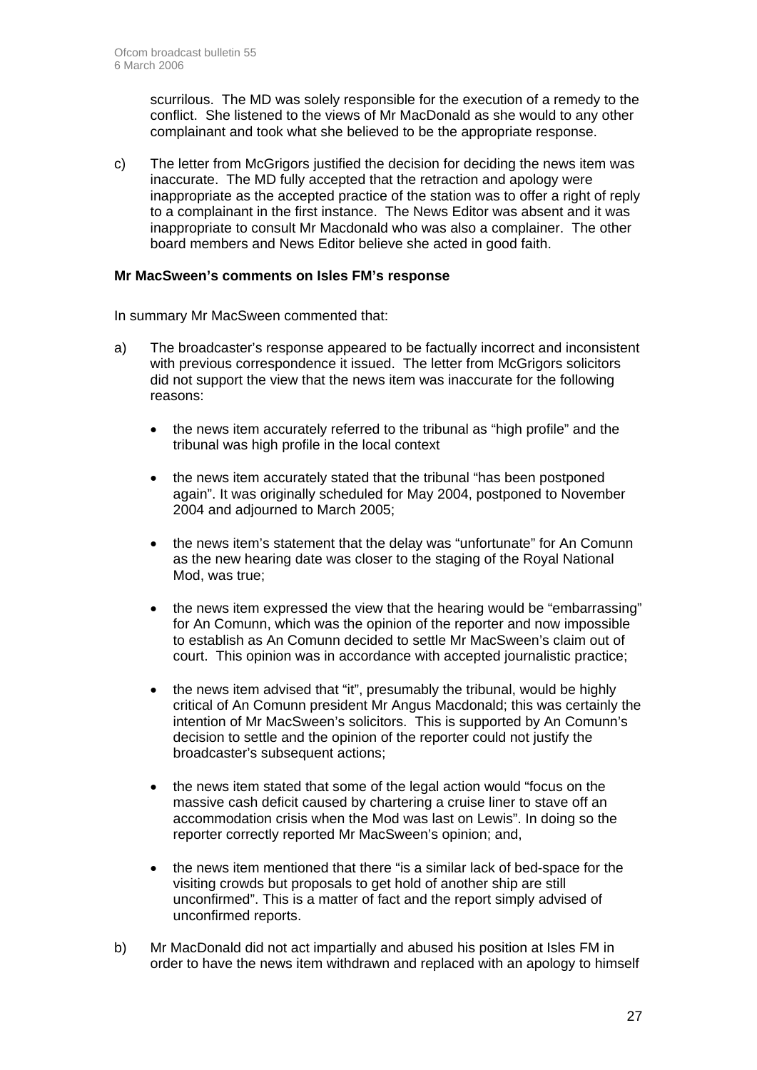scurrilous. The MD was solely responsible for the execution of a remedy to the conflict. She listened to the views of Mr MacDonald as she would to any other complainant and took what she believed to be the appropriate response.

c) The letter from McGrigors justified the decision for deciding the news item was inaccurate. The MD fully accepted that the retraction and apology were inappropriate as the accepted practice of the station was to offer a right of reply to a complainant in the first instance. The News Editor was absent and it was inappropriate to consult Mr Macdonald who was also a complainer. The other board members and News Editor believe she acted in good faith.

**Mr MacSween's comments on Isles FM's response**

In summary Mr MacSween commented that:

a) The broadcaster's response appeared to be factually incorrect and inconsistent with previous correspondence it issued. The letter from McGrigors solicitors did not support the view that the news item was inaccurate for the following reasons:

   - the news item accurately referred to the tribunal as "high profile" and the tribunal was high profile in the local context
   - the news item accurately stated that the tribunal "has been postponed again". It was originally scheduled for May 2004, postponed to November 2004 and adjourned to March 2005;
   - the news item's statement that the delay was "unfortunate" for An Comunn as the new hearing date was closer to the staging of the Royal National Mod, was true;
   - the news item expressed the view that the hearing would be "embarrassing" for An Comunn, which was the opinion of the reporter and now impossible to establish as An Comunn decided to settle Mr MacSween's claim out of court. This opinion was in accordance with accepted journalistic practice;
   - the news item advised that "it", presumably the tribunal, would be highly critical of An Comunn president Mr Angus Macdonald; this was certainly the intention of Mr MacSween's solicitors. This is supported by An Comunn's decision to settle and the opinion of the reporter could not justify the broadcaster's subsequent actions;
   - the news item stated that some of the legal action would "focus on the massive cash deficit caused by chartering a cruise liner to stave off an accommodation crisis when the Mod was last on Lewis". In doing so the reporter correctly reported Mr MacSween's opinion; and,
   - the news item mentioned that there "is a similar lack of bed-space for the visiting crowds but proposals to get hold of another ship are still unconfirmed". This is a matter of fact and the report simply advised of unconfirmed reports.

b) Mr MacDonald did not act impartially and abused his position at Isles FM in order to have the news item withdrawn and replaced with an apology to himself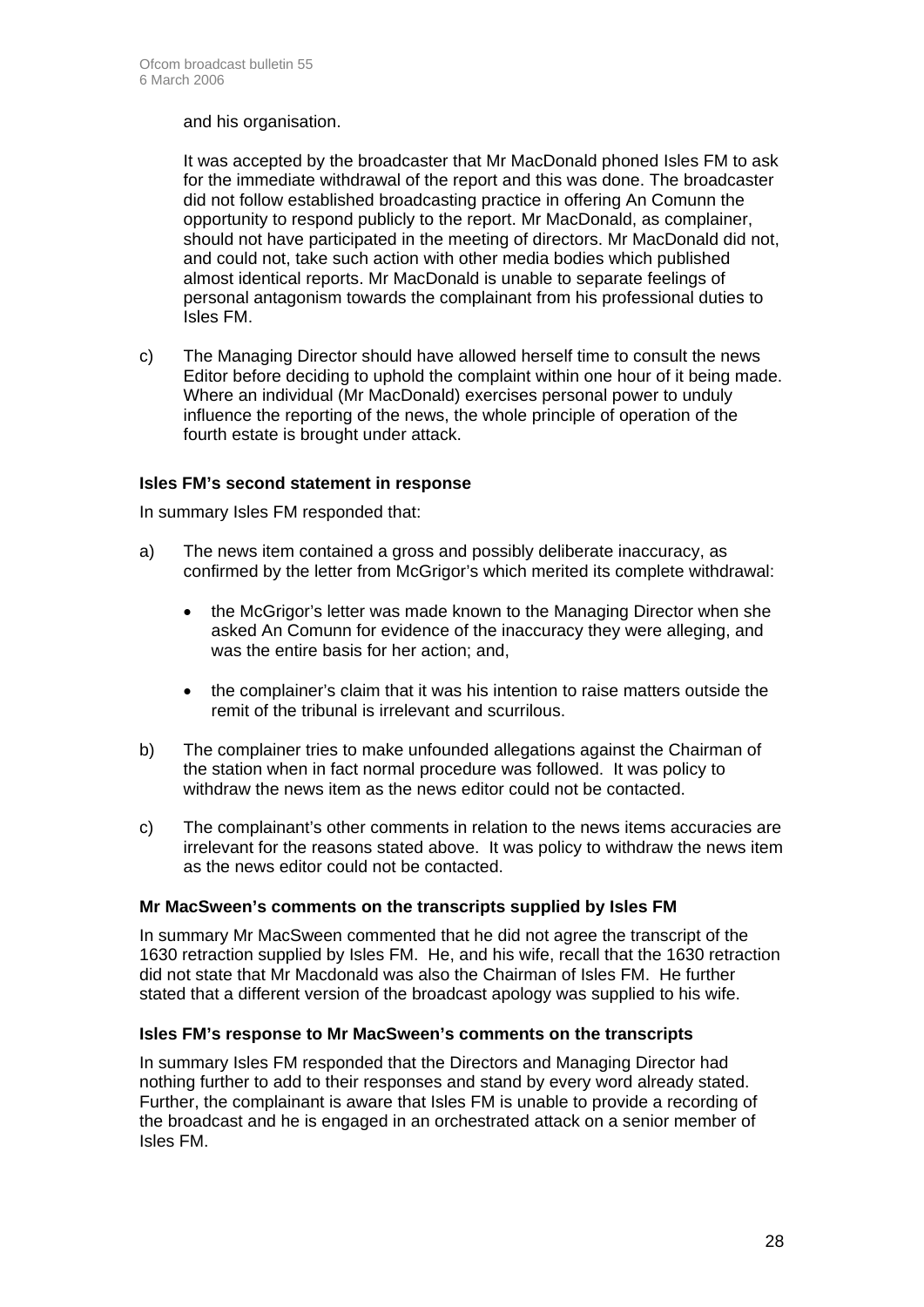and his organisation.

It was accepted by the broadcaster that Mr MacDonald phoned Isles FM to ask for the immediate withdrawal of the report and this was done. The broadcaster did not follow established broadcasting practice in offering An Comunn the opportunity to respond publicly to the report. Mr MacDonald, as complainer, should not have participated in the meeting of directors. Mr MacDonald did not, and could not, take such action with other media bodies which published almost identical reports. Mr MacDonald is unable to separate feelings of personal antagonism towards the complainant from his professional duties to Isles FM.

c) The Managing Director should have allowed herself time to consult the news Editor before deciding to uphold the complaint within one hour of it being made. Where an individual (Mr MacDonald) exercises personal power to unduly influence the reporting of the news, the whole principle of operation of the fourth estate is brought under attack.

**Isles FM's second statement in response**

In summary Isles FM responded that:

a) The news item contained a gross and possibly deliberate inaccuracy, as confirmed by the letter from McGrigor's which merited its complete withdrawal:

- the McGrigor's letter was made known to the Managing Director when she asked An Comunn for evidence of the inaccuracy they were alleging, and was the entire basis for her action; and,
- the complainer's claim that it was his intention to raise matters outside the remit of the tribunal is irrelevant and scurrilous.

b) The complainer tries to make unfounded allegations against the Chairman of the station when in fact normal procedure was followed. It was policy to withdraw the news item as the news editor could not be contacted.

c) The complainant's other comments in relation to the news items accuracies are irrelevant for the reasons stated above. It was policy to withdraw the news item as the news editor could not be contacted.

**Mr MacSween's comments on the transcripts supplied by Isles FM**

In summary Mr MacSween commented that he did not agree the transcript of the 1630 retraction supplied by Isles FM. He, and his wife, recall that the 1630 retraction did not state that Mr Macdonald was also the Chairman of Isles FM. He further stated that a different version of the broadcast apology was supplied to his wife.

**Isles FM's response to Mr MacSween's comments on the transcripts**

In summary Isles FM responded that the Directors and Managing Director had nothing further to add to their responses and stand by every word already stated. Further, the complainant is aware that Isles FM is unable to provide a recording of the broadcast and he is engaged in an orchestrated attack on a senior member of Isles FM.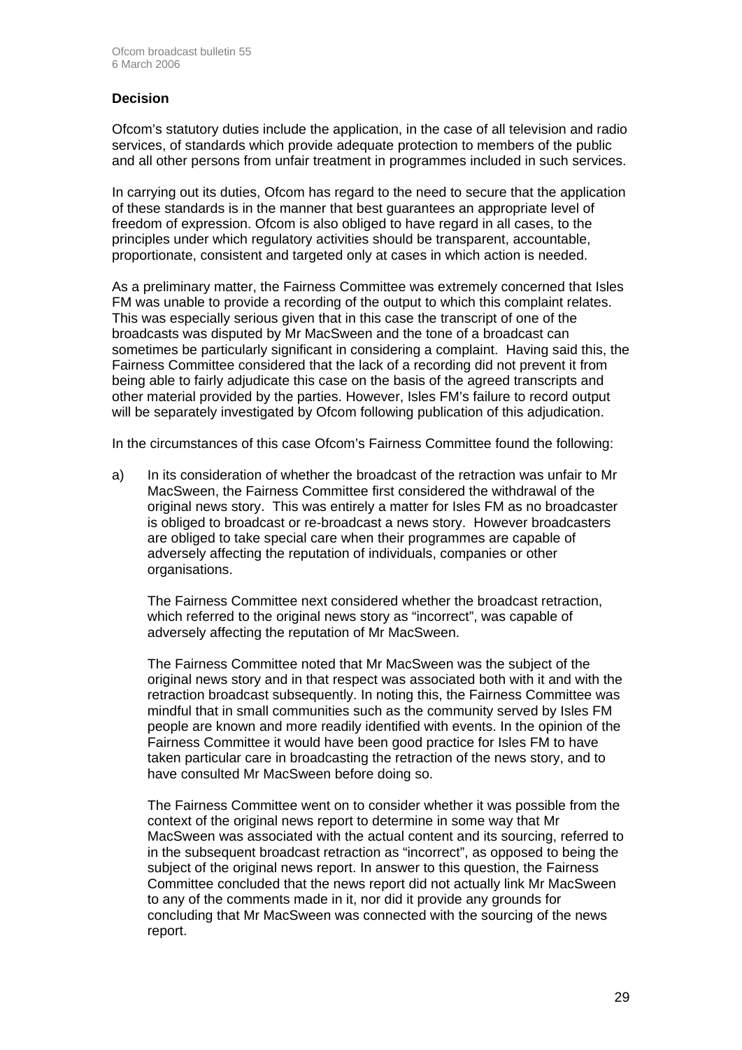### Decision

Ofcom's statutory duties include the application, in the case of all television and radio services, of standards which provide adequate protection to members of the public and all other persons from unfair treatment in programmes included in such services.

In carrying out its duties, Ofcom has regard to the need to secure that the application of these standards is in the manner that best guarantees an appropriate level of freedom of expression. Ofcom is also obliged to have regard in all cases, to the principles under which regulatory activities should be transparent, accountable, proportionate, consistent and targeted only at cases in which action is needed.

As a preliminary matter, the Fairness Committee was extremely concerned that Isles FM was unable to provide a recording of the output to which this complaint relates. This was especially serious given that in this case the transcript of one of the broadcasts was disputed by Mr MacSween and the tone of a broadcast can sometimes be particularly significant in considering a complaint. Having said this, the Fairness Committee considered that the lack of a recording did not prevent it from being able to fairly adjudicate this case on the basis of the agreed transcripts and other material provided by the parties. However, Isles FM's failure to record output will be separately investigated by Ofcom following publication of this adjudication.

In the circumstances of this case Ofcom's Fairness Committee found the following:

a) In its consideration of whether the broadcast of the retraction was unfair to Mr MacSween, the Fairness Committee first considered the withdrawal of the original news story. This was entirely a matter for Isles FM as no broadcaster is obliged to broadcast or re-broadcast a news story. However broadcasters are obliged to take special care when their programmes are capable of adversely affecting the reputation of individuals, companies or other organisations.

   The Fairness Committee next considered whether the broadcast retraction, which referred to the original news story as "incorrect", was capable of adversely affecting the reputation of Mr MacSween.

   The Fairness Committee noted that Mr MacSween was the subject of the original news story and in that respect was associated both with it and with the retraction broadcast subsequently. In noting this, the Fairness Committee was mindful that in small communities such as the community served by Isles FM people are known and more readily identified with events. In the opinion of the Fairness Committee it would have been good practice for Isles FM to have taken particular care in broadcasting the retraction of the news story, and to have consulted Mr MacSween before doing so.

   The Fairness Committee went on to consider whether it was possible from the context of the original news report to determine in some way that Mr MacSween was associated with the actual content and its sourcing, referred to in the subsequent broadcast retraction as "incorrect", as opposed to being the subject of the original news report. In answer to this question, the Fairness Committee concluded that the news report did not actually link Mr MacSween to any of the comments made in it, nor did it provide any grounds for concluding that Mr MacSween was connected with the sourcing of the news report.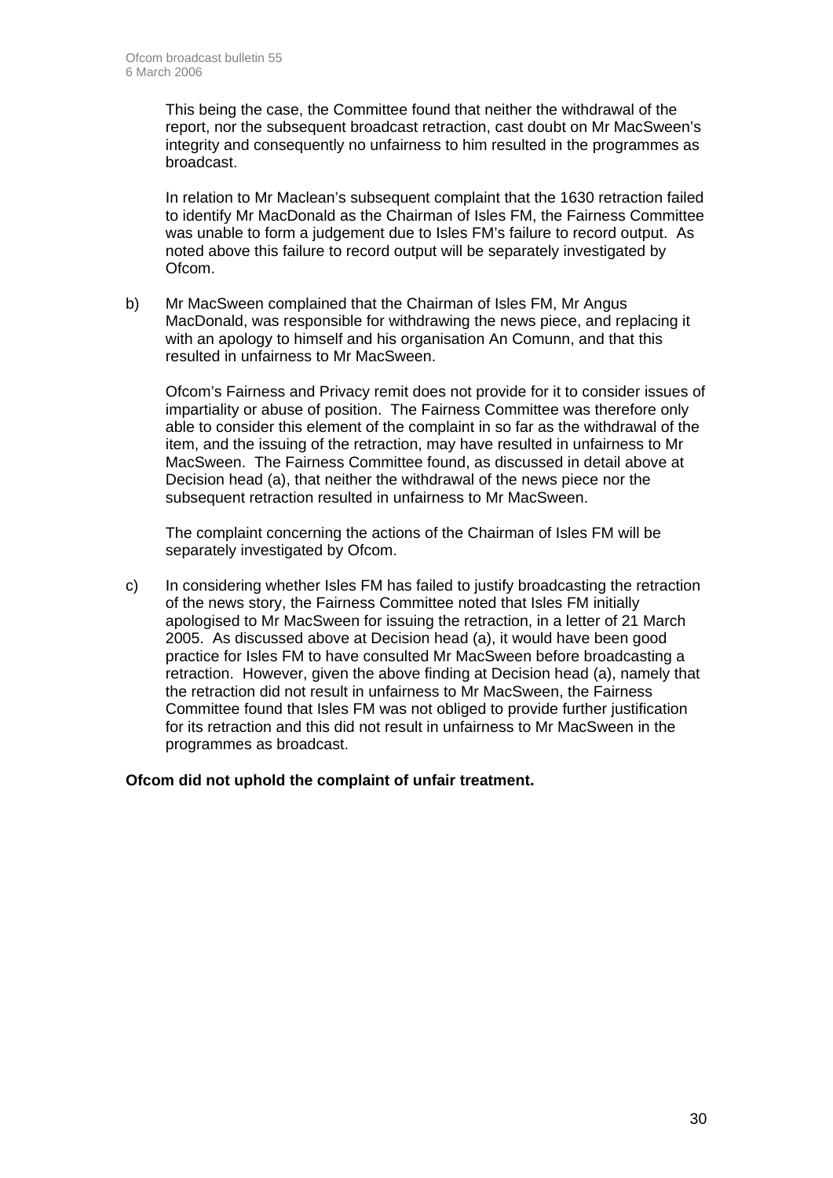This being the case, the Committee found that neither the withdrawal of the report, nor the subsequent broadcast retraction, cast doubt on Mr MacSween's integrity and consequently no unfairness to him resulted in the programmes as broadcast.

In relation to Mr Maclean's subsequent complaint that the 1630 retraction failed to identify Mr MacDonald as the Chairman of Isles FM, the Fairness Committee was unable to form a judgement due to Isles FM's failure to record output. As noted above this failure to record output will be separately investigated by Ofcom.

b) Mr MacSween complained that the Chairman of Isles FM, Mr Angus MacDonald, was responsible for withdrawing the news piece, and replacing it with an apology to himself and his organisation An Comunn, and that this resulted in unfairness to Mr MacSween.

   Ofcom's Fairness and Privacy remit does not provide for it to consider issues of impartiality or abuse of position. The Fairness Committee was therefore only able to consider this element of the complaint in so far as the withdrawal of the item, and the issuing of the retraction, may have resulted in unfairness to Mr MacSween. The Fairness Committee found, as discussed in detail above at Decision head (a), that neither the withdrawal of the news piece nor the subsequent retraction resulted in unfairness to Mr MacSween.

   The complaint concerning the actions of the Chairman of Isles FM will be separately investigated by Ofcom.

c) In considering whether Isles FM has failed to justify broadcasting the retraction of the news story, the Fairness Committee noted that Isles FM initially apologised to Mr MacSween for issuing the retraction, in a letter of 21 March 2005. As discussed above at Decision head (a), it would have been good practice for Isles FM to have consulted Mr MacSween before broadcasting a retraction. However, given the above finding at Decision head (a), namely that the retraction did not result in unfairness to Mr MacSween, the Fairness Committee found that Isles FM was not obliged to provide further justification for its retraction and this did not result in unfairness to Mr MacSween in the programmes as broadcast.

**Ofcom did not uphold the complaint of unfair treatment.**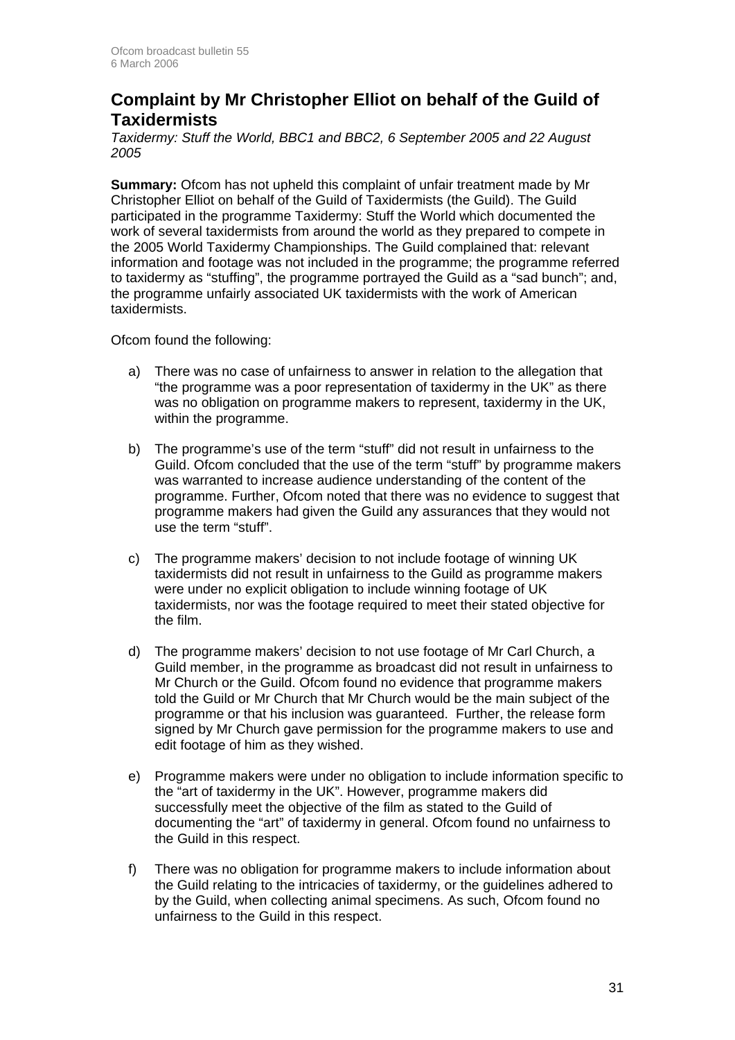## Complaint by Mr Christopher Elliot on behalf of the Guild of Taxidermists

*Taxidermy: Stuff the World, BBC1 and BBC2, 6 September 2005 and 22 August 2005*

**Summary:** Ofcom has not upheld this complaint of unfair treatment made by Mr Christopher Elliot on behalf of the Guild of Taxidermists (the Guild). The Guild participated in the programme Taxidermy: Stuff the World which documented the work of several taxidermists from around the world as they prepared to compete in the 2005 World Taxidermy Championships. The Guild complained that: relevant information and footage was not included in the programme; the programme referred to taxidermy as "stuffing", the programme portrayed the Guild as a "sad bunch"; and, the programme unfairly associated UK taxidermists with the work of American taxidermists.

Ofcom found the following:

a) There was no case of unfairness to answer in relation to the allegation that "the programme was a poor representation of taxidermy in the UK" as there was no obligation on programme makers to represent, taxidermy in the UK, within the programme.

b) The programme's use of the term "stuff" did not result in unfairness to the Guild. Ofcom concluded that the use of the term "stuff" by programme makers was warranted to increase audience understanding of the content of the programme. Further, Ofcom noted that there was no evidence to suggest that programme makers had given the Guild any assurances that they would not use the term "stuff".

c) The programme makers' decision to not include footage of winning UK taxidermists did not result in unfairness to the Guild as programme makers were under no explicit obligation to include winning footage of UK taxidermists, nor was the footage required to meet their stated objective for the film.

d) The programme makers' decision to not use footage of Mr Carl Church, a Guild member, in the programme as broadcast did not result in unfairness to Mr Church or the Guild. Ofcom found no evidence that programme makers told the Guild or Mr Church that Mr Church would be the main subject of the programme or that his inclusion was guaranteed. Further, the release form signed by Mr Church gave permission for the programme makers to use and edit footage of him as they wished.

e) Programme makers were under no obligation to include information specific to the "art of taxidermy in the UK". However, programme makers did successfully meet the objective of the film as stated to the Guild of documenting the "art" of taxidermy in general. Ofcom found no unfairness to the Guild in this respect.

f) There was no obligation for programme makers to include information about the Guild relating to the intricacies of taxidermy, or the guidelines adhered to by the Guild, when collecting animal specimens. As such, Ofcom found no unfairness to the Guild in this respect.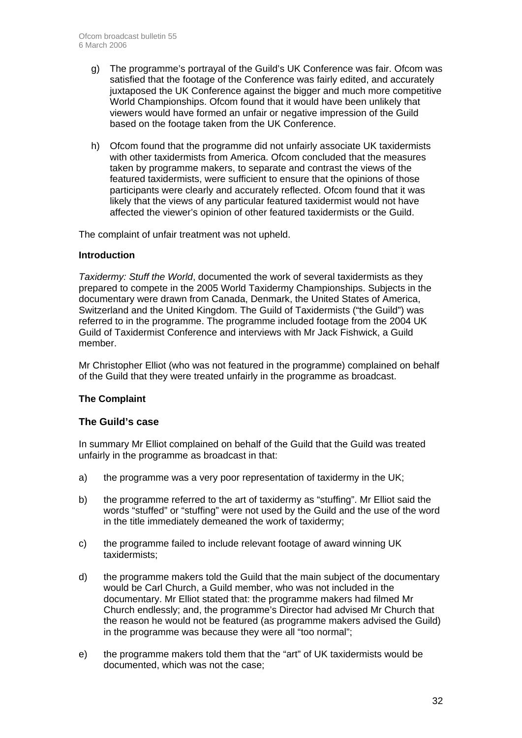g) The programme's portrayal of the Guild's UK Conference was fair. Ofcom was satisfied that the footage of the Conference was fairly edited, and accurately juxtaposed the UK Conference against the bigger and much more competitive World Championships. Ofcom found that it would have been unlikely that viewers would have formed an unfair or negative impression of the Guild based on the footage taken from the UK Conference.

h) Ofcom found that the programme did not unfairly associate UK taxidermists with other taxidermists from America. Ofcom concluded that the measures taken by programme makers, to separate and contrast the views of the featured taxidermists, were sufficient to ensure that the opinions of those participants were clearly and accurately reflected. Ofcom found that it was likely that the views of any particular featured taxidermist would not have affected the viewer's opinion of other featured taxidermists or the Guild.

The complaint of unfair treatment was not upheld.

**Introduction**

*Taxidermy: Stuff the World*, documented the work of several taxidermists as they prepared to compete in the 2005 World Taxidermy Championships. Subjects in the documentary were drawn from Canada, Denmark, the United States of America, Switzerland and the United Kingdom. The Guild of Taxidermists ("the Guild") was referred to in the programme. The programme included footage from the 2004 UK Guild of Taxidermist Conference and interviews with Mr Jack Fishwick, a Guild member.

Mr Christopher Elliot (who was not featured in the programme) complained on behalf of the Guild that they were treated unfairly in the programme as broadcast.

**The Complaint**

**The Guild's case**

In summary Mr Elliot complained on behalf of the Guild that the Guild was treated unfairly in the programme as broadcast in that:

a) the programme was a very poor representation of taxidermy in the UK;

b) the programme referred to the art of taxidermy as "stuffing". Mr Elliot said the words "stuffed" or "stuffing" were not used by the Guild and the use of the word in the title immediately demeaned the work of taxidermy;

c) the programme failed to include relevant footage of award winning UK taxidermists;

d) the programme makers told the Guild that the main subject of the documentary would be Carl Church, a Guild member, who was not included in the documentary. Mr Elliot stated that: the programme makers had filmed Mr Church endlessly; and, the programme's Director had advised Mr Church that the reason he would not be featured (as programme makers advised the Guild) in the programme was because they were all "too normal";

e) the programme makers told them that the "art" of UK taxidermists would be documented, which was not the case;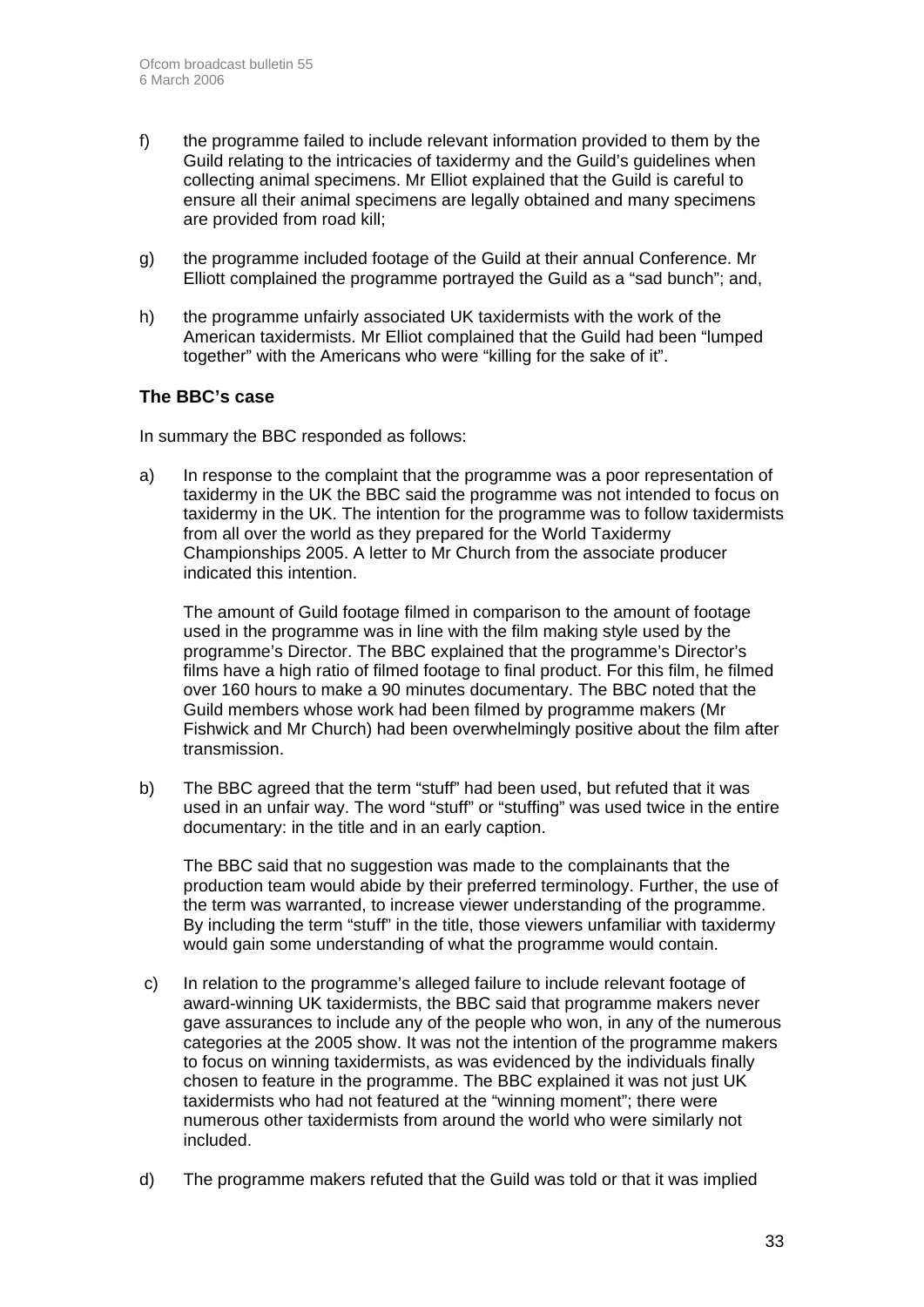f) the programme failed to include relevant information provided to them by the Guild relating to the intricacies of taxidermy and the Guild's guidelines when collecting animal specimens. Mr Elliot explained that the Guild is careful to ensure all their animal specimens are legally obtained and many specimens are provided from road kill;

g) the programme included footage of the Guild at their annual Conference. Mr Elliott complained the programme portrayed the Guild as a "sad bunch"; and,

h) the programme unfairly associated UK taxidermists with the work of the American taxidermists. Mr Elliot complained that the Guild had been "lumped together" with the Americans who were "killing for the sake of it".

### The BBC's case

In summary the BBC responded as follows:

a) In response to the complaint that the programme was a poor representation of taxidermy in the UK the BBC said the programme was not intended to focus on taxidermy in the UK. The intention for the programme was to follow taxidermists from all over the world as they prepared for the World Taxidermy Championships 2005. A letter to Mr Church from the associate producer indicated this intention.

   The amount of Guild footage filmed in comparison to the amount of footage used in the programme was in line with the film making style used by the programme's Director. The BBC explained that the programme's Director's films have a high ratio of filmed footage to final product. For this film, he filmed over 160 hours to make a 90 minutes documentary. The BBC noted that the Guild members whose work had been filmed by programme makers (Mr Fishwick and Mr Church) had been overwhelmingly positive about the film after transmission.

b) The BBC agreed that the term "stuff" had been used, but refuted that it was used in an unfair way. The word "stuff" or "stuffing" was used twice in the entire documentary: in the title and in an early caption.

   The BBC said that no suggestion was made to the complainants that the production team would abide by their preferred terminology. Further, the use of the term was warranted, to increase viewer understanding of the programme. By including the term "stuff" in the title, those viewers unfamiliar with taxidermy would gain some understanding of what the programme would contain.

c) In relation to the programme's alleged failure to include relevant footage of award-winning UK taxidermists, the BBC said that programme makers never gave assurances to include any of the people who won, in any of the numerous categories at the 2005 show. It was not the intention of the programme makers to focus on winning taxidermists, as was evidenced by the individuals finally chosen to feature in the programme. The BBC explained it was not just UK taxidermists who had not featured at the "winning moment"; there were numerous other taxidermists from around the world who were similarly not included.

d) The programme makers refuted that the Guild was told or that it was implied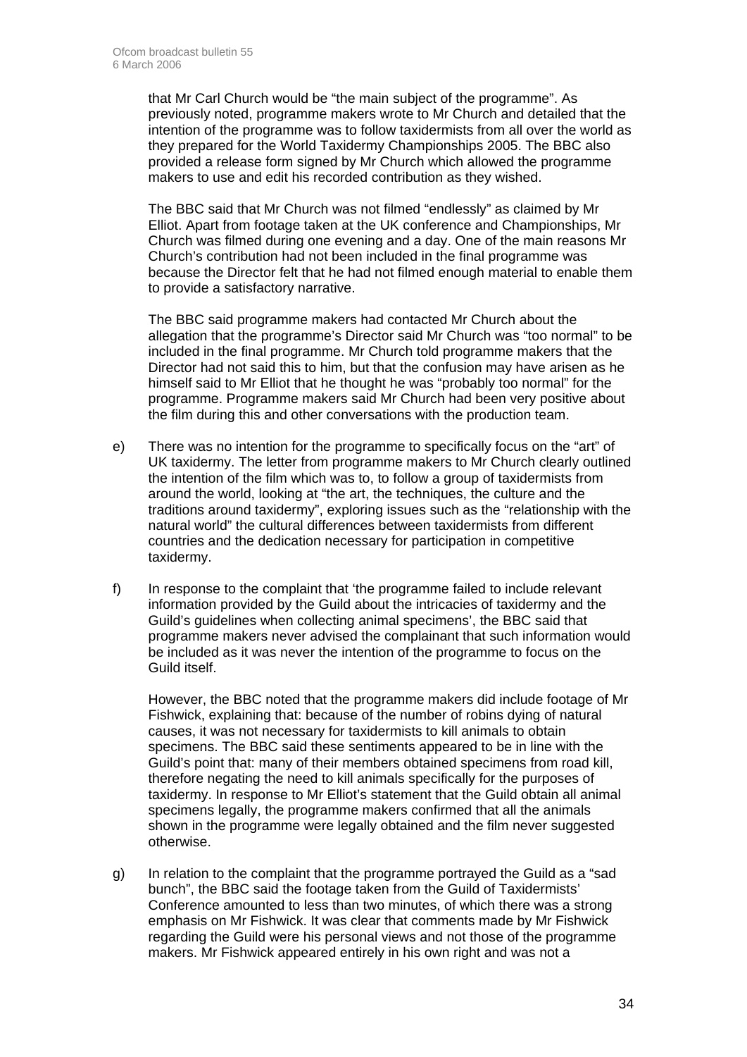that Mr Carl Church would be "the main subject of the programme". As previously noted, programme makers wrote to Mr Church and detailed that the intention of the programme was to follow taxidermists from all over the world as they prepared for the World Taxidermy Championships 2005. The BBC also provided a release form signed by Mr Church which allowed the programme makers to use and edit his recorded contribution as they wished.

The BBC said that Mr Church was not filmed "endlessly" as claimed by Mr Elliot. Apart from footage taken at the UK conference and Championships, Mr Church was filmed during one evening and a day. One of the main reasons Mr Church's contribution had not been included in the final programme was because the Director felt that he had not filmed enough material to enable them to provide a satisfactory narrative.

The BBC said programme makers had contacted Mr Church about the allegation that the programme's Director said Mr Church was "too normal" to be included in the final programme. Mr Church told programme makers that the Director had not said this to him, but that the confusion may have arisen as he himself said to Mr Elliot that he thought he was "probably too normal" for the programme. Programme makers said Mr Church had been very positive about the film during this and other conversations with the production team.

e) There was no intention for the programme to specifically focus on the "art" of UK taxidermy. The letter from programme makers to Mr Church clearly outlined the intention of the film which was to, to follow a group of taxidermists from around the world, looking at "the art, the techniques, the culture and the traditions around taxidermy", exploring issues such as the "relationship with the natural world" the cultural differences between taxidermists from different countries and the dedication necessary for participation in competitive taxidermy.

f) In response to the complaint that 'the programme failed to include relevant information provided by the Guild about the intricacies of taxidermy and the Guild's guidelines when collecting animal specimens', the BBC said that programme makers never advised the complainant that such information would be included as it was never the intention of the programme to focus on the Guild itself.

However, the BBC noted that the programme makers did include footage of Mr Fishwick, explaining that: because of the number of robins dying of natural causes, it was not necessary for taxidermists to kill animals to obtain specimens. The BBC said these sentiments appeared to be in line with the Guild's point that: many of their members obtained specimens from road kill, therefore negating the need to kill animals specifically for the purposes of taxidermy. In response to Mr Elliot's statement that the Guild obtain all animal specimens legally, the programme makers confirmed that all the animals shown in the programme were legally obtained and the film never suggested otherwise.

g) In relation to the complaint that the programme portrayed the Guild as a "sad bunch", the BBC said the footage taken from the Guild of Taxidermists' Conference amounted to less than two minutes, of which there was a strong emphasis on Mr Fishwick. It was clear that comments made by Mr Fishwick regarding the Guild were his personal views and not those of the programme makers. Mr Fishwick appeared entirely in his own right and was not a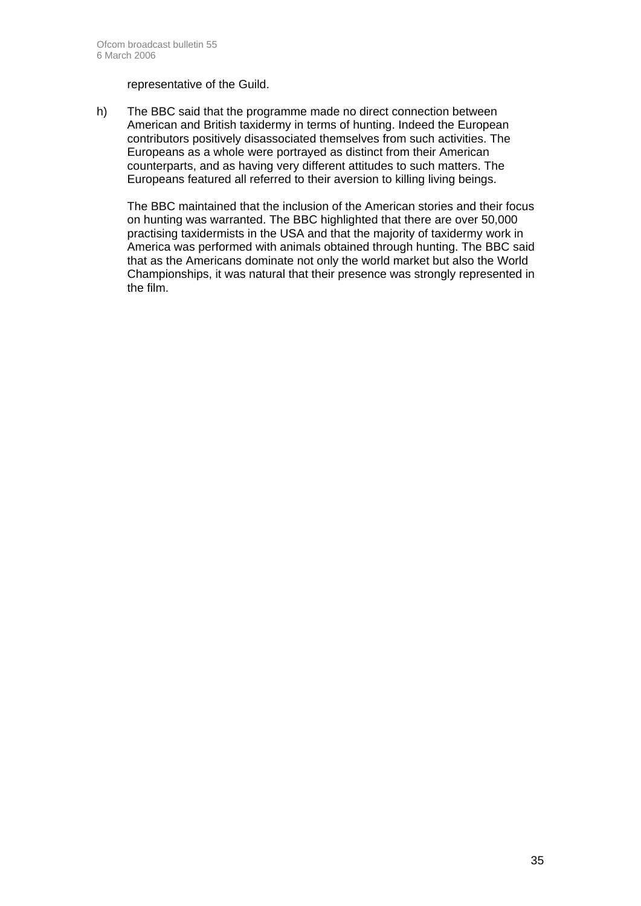representative of the Guild.

h) The BBC said that the programme made no direct connection between American and British taxidermy in terms of hunting. Indeed the European contributors positively disassociated themselves from such activities. The Europeans as a whole were portrayed as distinct from their American counterparts, and as having very different attitudes to such matters. The Europeans featured all referred to their aversion to killing living beings.

   The BBC maintained that the inclusion of the American stories and their focus on hunting was warranted. The BBC highlighted that there are over 50,000 practising taxidermists in the USA and that the majority of taxidermy work in America was performed with animals obtained through hunting. The BBC said that as the Americans dominate not only the world market but also the World Championships, it was natural that their presence was strongly represented in the film.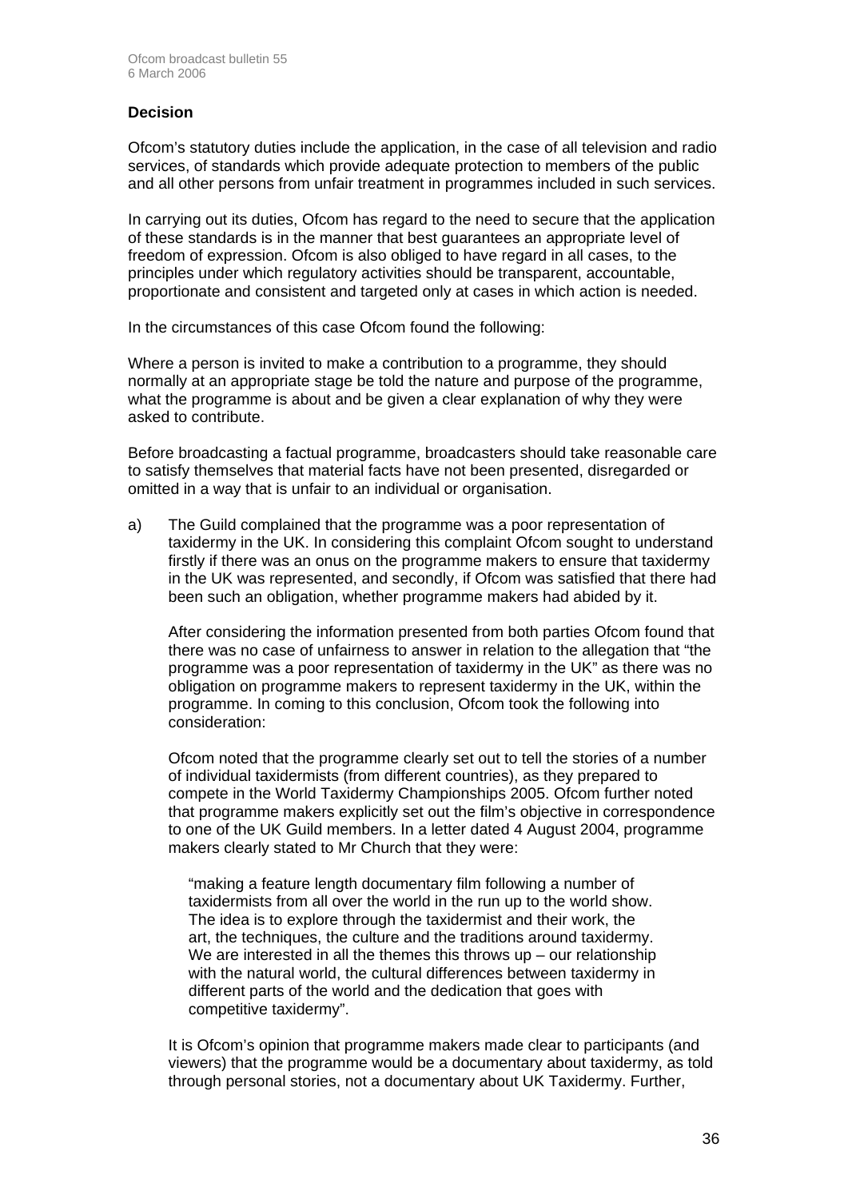### Decision

Ofcom's statutory duties include the application, in the case of all television and radio services, of standards which provide adequate protection to members of the public and all other persons from unfair treatment in programmes included in such services.

In carrying out its duties, Ofcom has regard to the need to secure that the application of these standards is in the manner that best guarantees an appropriate level of freedom of expression. Ofcom is also obliged to have regard in all cases, to the principles under which regulatory activities should be transparent, accountable, proportionate and consistent and targeted only at cases in which action is needed.

In the circumstances of this case Ofcom found the following:

Where a person is invited to make a contribution to a programme, they should normally at an appropriate stage be told the nature and purpose of the programme, what the programme is about and be given a clear explanation of why they were asked to contribute.

Before broadcasting a factual programme, broadcasters should take reasonable care to satisfy themselves that material facts have not been presented, disregarded or omitted in a way that is unfair to an individual or organisation.

a) The Guild complained that the programme was a poor representation of taxidermy in the UK. In considering this complaint Ofcom sought to understand firstly if there was an onus on the programme makers to ensure that taxidermy in the UK was represented, and secondly, if Ofcom was satisfied that there had been such an obligation, whether programme makers had abided by it.

   After considering the information presented from both parties Ofcom found that there was no case of unfairness to answer in relation to the allegation that "the programme was a poor representation of taxidermy in the UK" as there was no obligation on programme makers to represent taxidermy in the UK, within the programme. In coming to this conclusion, Ofcom took the following into consideration:

   Ofcom noted that the programme clearly set out to tell the stories of a number of individual taxidermists (from different countries), as they prepared to compete in the World Taxidermy Championships 2005. Ofcom further noted that programme makers explicitly set out the film's objective in correspondence to one of the UK Guild members. In a letter dated 4 August 2004, programme makers clearly stated to Mr Church that they were:

   > "making a feature length documentary film following a number of taxidermists from all over the world in the run up to the world show. The idea is to explore through the taxidermist and their work, the art, the techniques, the culture and the traditions around taxidermy. We are interested in all the themes this throws up – our relationship with the natural world, the cultural differences between taxidermy in different parts of the world and the dedication that goes with competitive taxidermy".

   It is Ofcom's opinion that programme makers made clear to participants (and viewers) that the programme would be a documentary about taxidermy, as told through personal stories, not a documentary about UK Taxidermy. Further,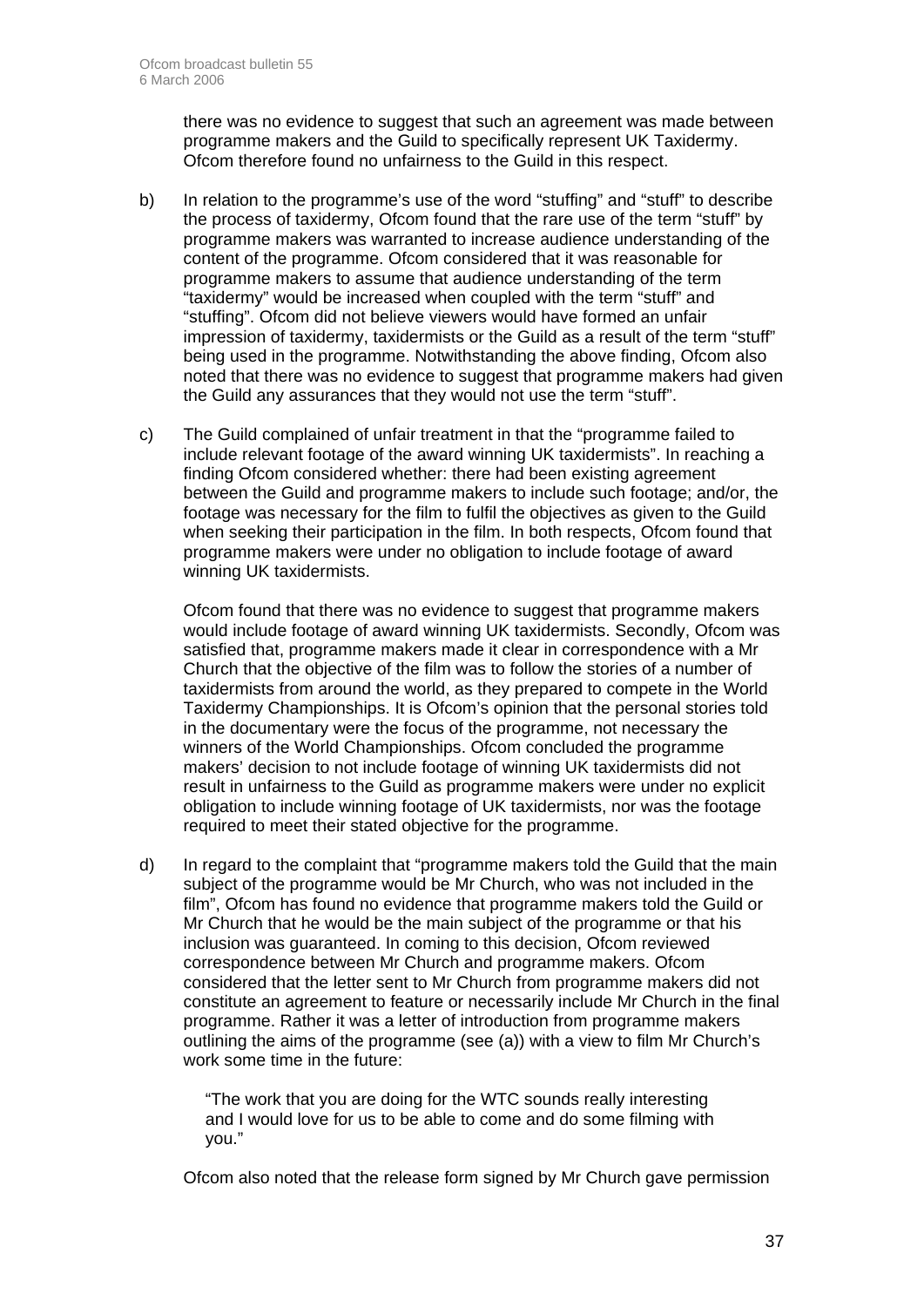there was no evidence to suggest that such an agreement was made between programme makers and the Guild to specifically represent UK Taxidermy. Ofcom therefore found no unfairness to the Guild in this respect.

b) In relation to the programme's use of the word "stuffing" and "stuff" to describe the process of taxidermy, Ofcom found that the rare use of the term "stuff" by programme makers was warranted to increase audience understanding of the content of the programme. Ofcom considered that it was reasonable for programme makers to assume that audience understanding of the term "taxidermy" would be increased when coupled with the term "stuff" and "stuffing". Ofcom did not believe viewers would have formed an unfair impression of taxidermy, taxidermists or the Guild as a result of the term "stuff" being used in the programme. Notwithstanding the above finding, Ofcom also noted that there was no evidence to suggest that programme makers had given the Guild any assurances that they would not use the term "stuff".

c) The Guild complained of unfair treatment in that the "programme failed to include relevant footage of the award winning UK taxidermists". In reaching a finding Ofcom considered whether: there had been existing agreement between the Guild and programme makers to include such footage; and/or, the footage was necessary for the film to fulfil the objectives as given to the Guild when seeking their participation in the film. In both respects, Ofcom found that programme makers were under no obligation to include footage of award winning UK taxidermists.

   Ofcom found that there was no evidence to suggest that programme makers would include footage of award winning UK taxidermists. Secondly, Ofcom was satisfied that, programme makers made it clear in correspondence with a Mr Church that the objective of the film was to follow the stories of a number of taxidermists from around the world, as they prepared to compete in the World Taxidermy Championships. It is Ofcom's opinion that the personal stories told in the documentary were the focus of the programme, not necessary the winners of the World Championships. Ofcom concluded the programme makers' decision to not include footage of winning UK taxidermists did not result in unfairness to the Guild as programme makers were under no explicit obligation to include winning footage of UK taxidermists, nor was the footage required to meet their stated objective for the programme.

d) In regard to the complaint that "programme makers told the Guild that the main subject of the programme would be Mr Church, who was not included in the film", Ofcom has found no evidence that programme makers told the Guild or Mr Church that he would be the main subject of the programme or that his inclusion was guaranteed. In coming to this decision, Ofcom reviewed correspondence between Mr Church and programme makers. Ofcom considered that the letter sent to Mr Church from programme makers did not constitute an agreement to feature or necessarily include Mr Church in the final programme. Rather it was a letter of introduction from programme makers outlining the aims of the programme (see (a)) with a view to film Mr Church's work some time in the future:

   > "The work that you are doing for the WTC sounds really interesting and I would love for us to be able to come and do some filming with you."

   Ofcom also noted that the release form signed by Mr Church gave permission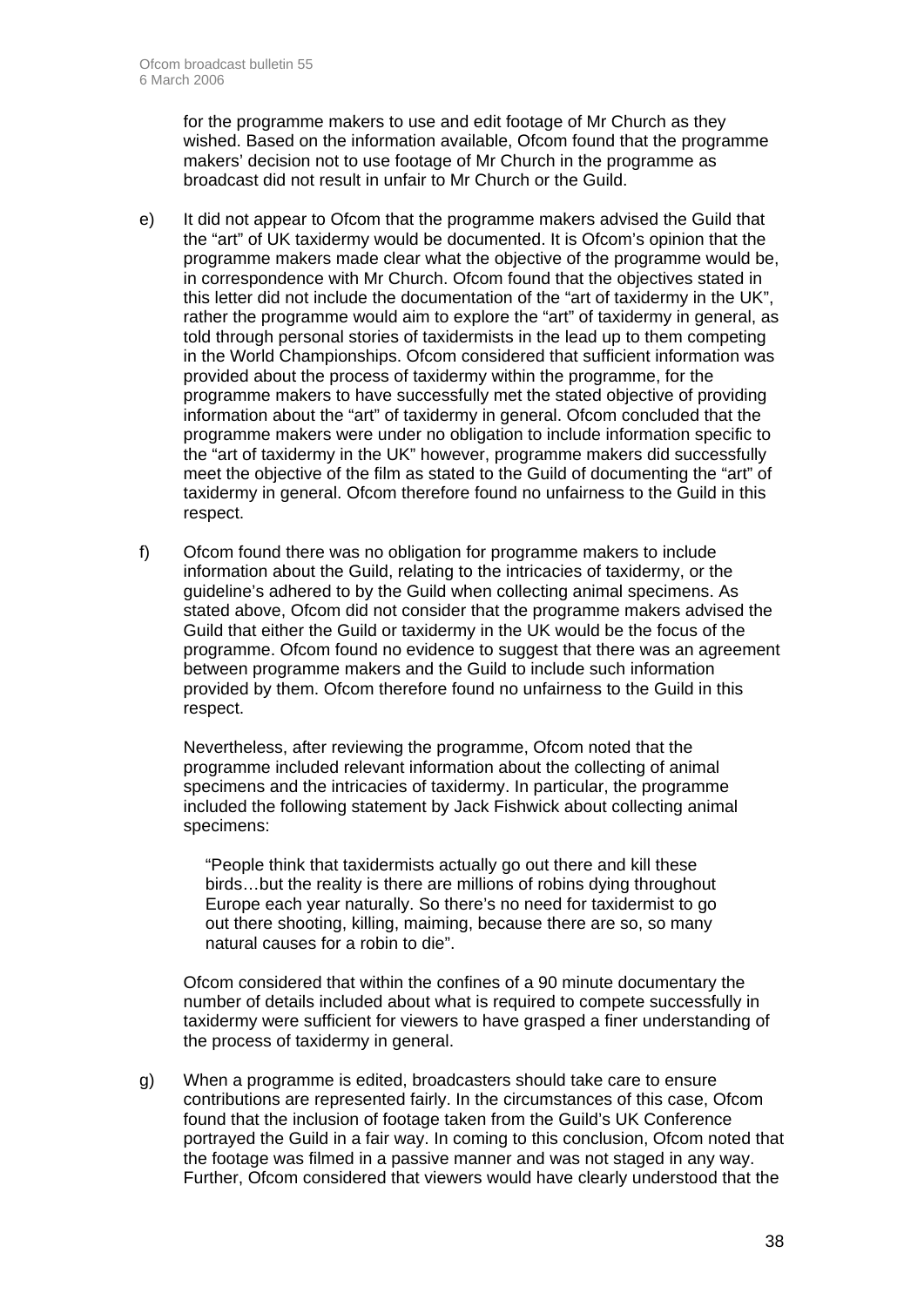for the programme makers to use and edit footage of Mr Church as they wished. Based on the information available, Ofcom found that the programme makers' decision not to use footage of Mr Church in the programme as broadcast did not result in unfair to Mr Church or the Guild.

e) It did not appear to Ofcom that the programme makers advised the Guild that the "art" of UK taxidermy would be documented. It is Ofcom's opinion that the programme makers made clear what the objective of the programme would be, in correspondence with Mr Church. Ofcom found that the objectives stated in this letter did not include the documentation of the "art of taxidermy in the UK", rather the programme would aim to explore the "art" of taxidermy in general, as told through personal stories of taxidermists in the lead up to them competing in the World Championships. Ofcom considered that sufficient information was provided about the process of taxidermy within the programme, for the programme makers to have successfully met the stated objective of providing information about the "art" of taxidermy in general. Ofcom concluded that the programme makers were under no obligation to include information specific to the "art of taxidermy in the UK" however, programme makers did successfully meet the objective of the film as stated to the Guild of documenting the "art" of taxidermy in general. Ofcom therefore found no unfairness to the Guild in this respect.

f) Ofcom found there was no obligation for programme makers to include information about the Guild, relating to the intricacies of taxidermy, or the guideline's adhered to by the Guild when collecting animal specimens. As stated above, Ofcom did not consider that the programme makers advised the Guild that either the Guild or taxidermy in the UK would be the focus of the programme. Ofcom found no evidence to suggest that there was an agreement between programme makers and the Guild to include such information provided by them. Ofcom therefore found no unfairness to the Guild in this respect.

   Nevertheless, after reviewing the programme, Ofcom noted that the programme included relevant information about the collecting of animal specimens and the intricacies of taxidermy. In particular, the programme included the following statement by Jack Fishwick about collecting animal specimens:

   > "People think that taxidermists actually go out there and kill these birds…but the reality is there are millions of robins dying throughout Europe each year naturally. So there's no need for taxidermist to go out there shooting, killing, maiming, because there are so, so many natural causes for a robin to die".

   Ofcom considered that within the confines of a 90 minute documentary the number of details included about what is required to compete successfully in taxidermy were sufficient for viewers to have grasped a finer understanding of the process of taxidermy in general.

g) When a programme is edited, broadcasters should take care to ensure contributions are represented fairly. In the circumstances of this case, Ofcom found that the inclusion of footage taken from the Guild's UK Conference portrayed the Guild in a fair way. In coming to this conclusion, Ofcom noted that the footage was filmed in a passive manner and was not staged in any way. Further, Ofcom considered that viewers would have clearly understood that the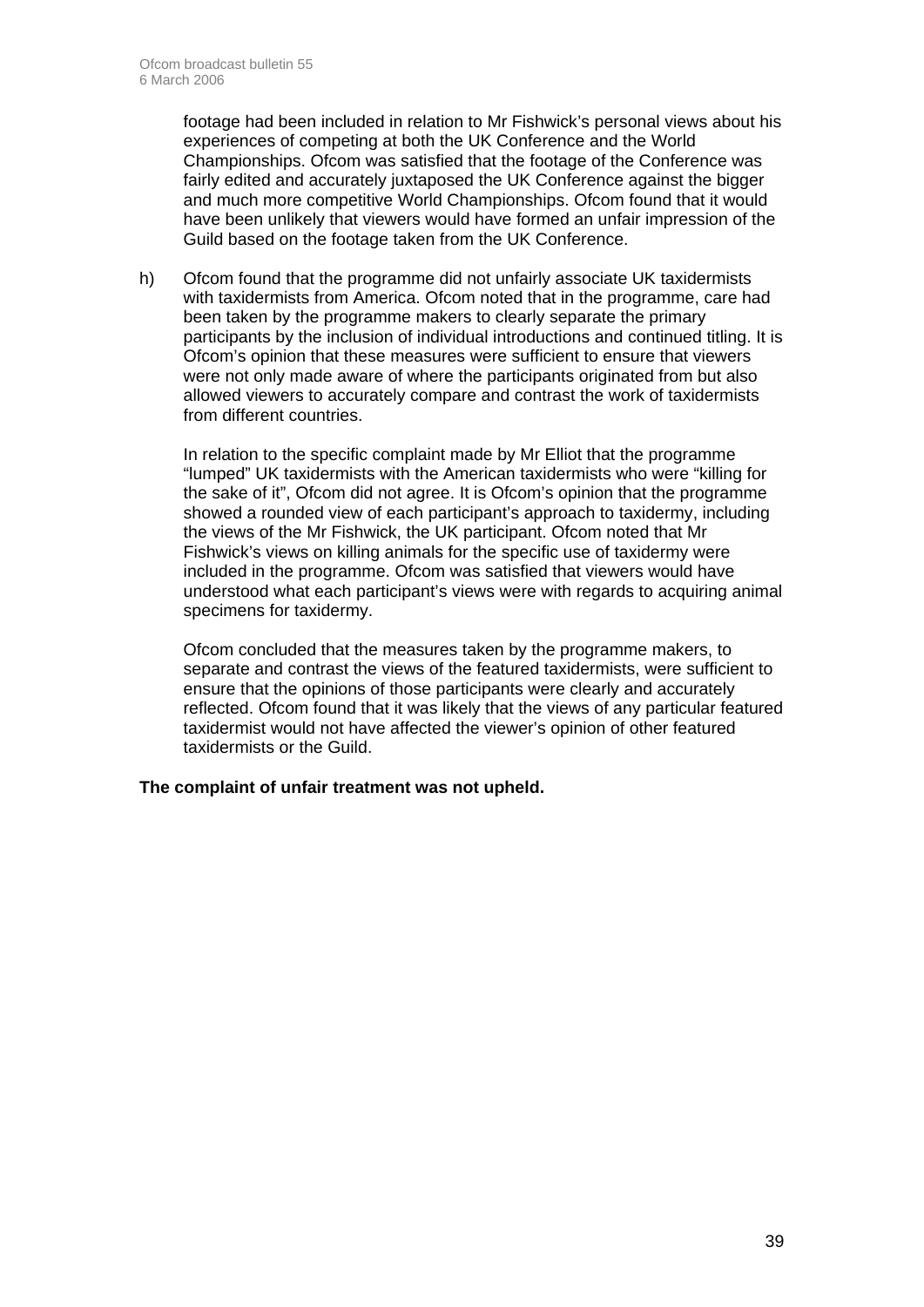footage had been included in relation to Mr Fishwick's personal views about his experiences of competing at both the UK Conference and the World Championships. Ofcom was satisfied that the footage of the Conference was fairly edited and accurately juxtaposed the UK Conference against the bigger and much more competitive World Championships. Ofcom found that it would have been unlikely that viewers would have formed an unfair impression of the Guild based on the footage taken from the UK Conference.

h) Ofcom found that the programme did not unfairly associate UK taxidermists with taxidermists from America. Ofcom noted that in the programme, care had been taken by the programme makers to clearly separate the primary participants by the inclusion of individual introductions and continued titling. It is Ofcom's opinion that these measures were sufficient to ensure that viewers were not only made aware of where the participants originated from but also allowed viewers to accurately compare and contrast the work of taxidermists from different countries.

In relation to the specific complaint made by Mr Elliot that the programme "lumped" UK taxidermists with the American taxidermists who were "killing for the sake of it", Ofcom did not agree. It is Ofcom's opinion that the programme showed a rounded view of each participant's approach to taxidermy, including the views of the Mr Fishwick, the UK participant. Ofcom noted that Mr Fishwick's views on killing animals for the specific use of taxidermy were included in the programme. Ofcom was satisfied that viewers would have understood what each participant's views were with regards to acquiring animal specimens for taxidermy.

Ofcom concluded that the measures taken by the programme makers, to separate and contrast the views of the featured taxidermists, were sufficient to ensure that the opinions of those participants were clearly and accurately reflected. Ofcom found that it was likely that the views of any particular featured taxidermist would not have affected the viewer's opinion of other featured taxidermists or the Guild.

**The complaint of unfair treatment was not upheld.**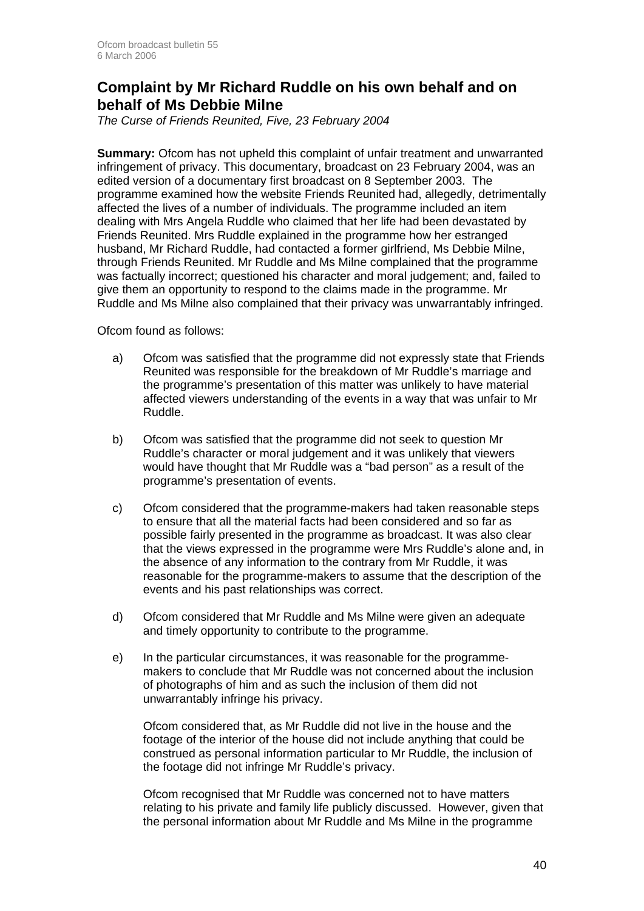## Complaint by Mr Richard Ruddle on his own behalf and on behalf of Ms Debbie Milne

*The Curse of Friends Reunited, Five, 23 February 2004*

**Summary:** Ofcom has not upheld this complaint of unfair treatment and unwarranted infringement of privacy. This documentary, broadcast on 23 February 2004, was an edited version of a documentary first broadcast on 8 September 2003. The programme examined how the website Friends Reunited had, allegedly, detrimentally affected the lives of a number of individuals. The programme included an item dealing with Mrs Angela Ruddle who claimed that her life had been devastated by Friends Reunited. Mrs Ruddle explained in the programme how her estranged husband, Mr Richard Ruddle, had contacted a former girlfriend, Ms Debbie Milne, through Friends Reunited. Mr Ruddle and Ms Milne complained that the programme was factually incorrect; questioned his character and moral judgement; and, failed to give them an opportunity to respond to the claims made in the programme. Mr Ruddle and Ms Milne also complained that their privacy was unwarrantably infringed.

Ofcom found as follows:

a) Ofcom was satisfied that the programme did not expressly state that Friends Reunited was responsible for the breakdown of Mr Ruddle's marriage and the programme's presentation of this matter was unlikely to have material affected viewers understanding of the events in a way that was unfair to Mr Ruddle.

b) Ofcom was satisfied that the programme did not seek to question Mr Ruddle's character or moral judgement and it was unlikely that viewers would have thought that Mr Ruddle was a "bad person" as a result of the programme's presentation of events.

c) Ofcom considered that the programme-makers had taken reasonable steps to ensure that all the material facts had been considered and so far as possible fairly presented in the programme as broadcast. It was also clear that the views expressed in the programme were Mrs Ruddle's alone and, in the absence of any information to the contrary from Mr Ruddle, it was reasonable for the programme-makers to assume that the description of the events and his past relationships was correct.

d) Ofcom considered that Mr Ruddle and Ms Milne were given an adequate and timely opportunity to contribute to the programme.

e) In the particular circumstances, it was reasonable for the programme-makers to conclude that Mr Ruddle was not concerned about the inclusion of photographs of him and as such the inclusion of them did not unwarrantably infringe his privacy.

   Ofcom considered that, as Mr Ruddle did not live in the house and the footage of the interior of the house did not include anything that could be construed as personal information particular to Mr Ruddle, the inclusion of the footage did not infringe Mr Ruddle's privacy.

   Ofcom recognised that Mr Ruddle was concerned not to have matters relating to his private and family life publicly discussed. However, given that the personal information about Mr Ruddle and Ms Milne in the programme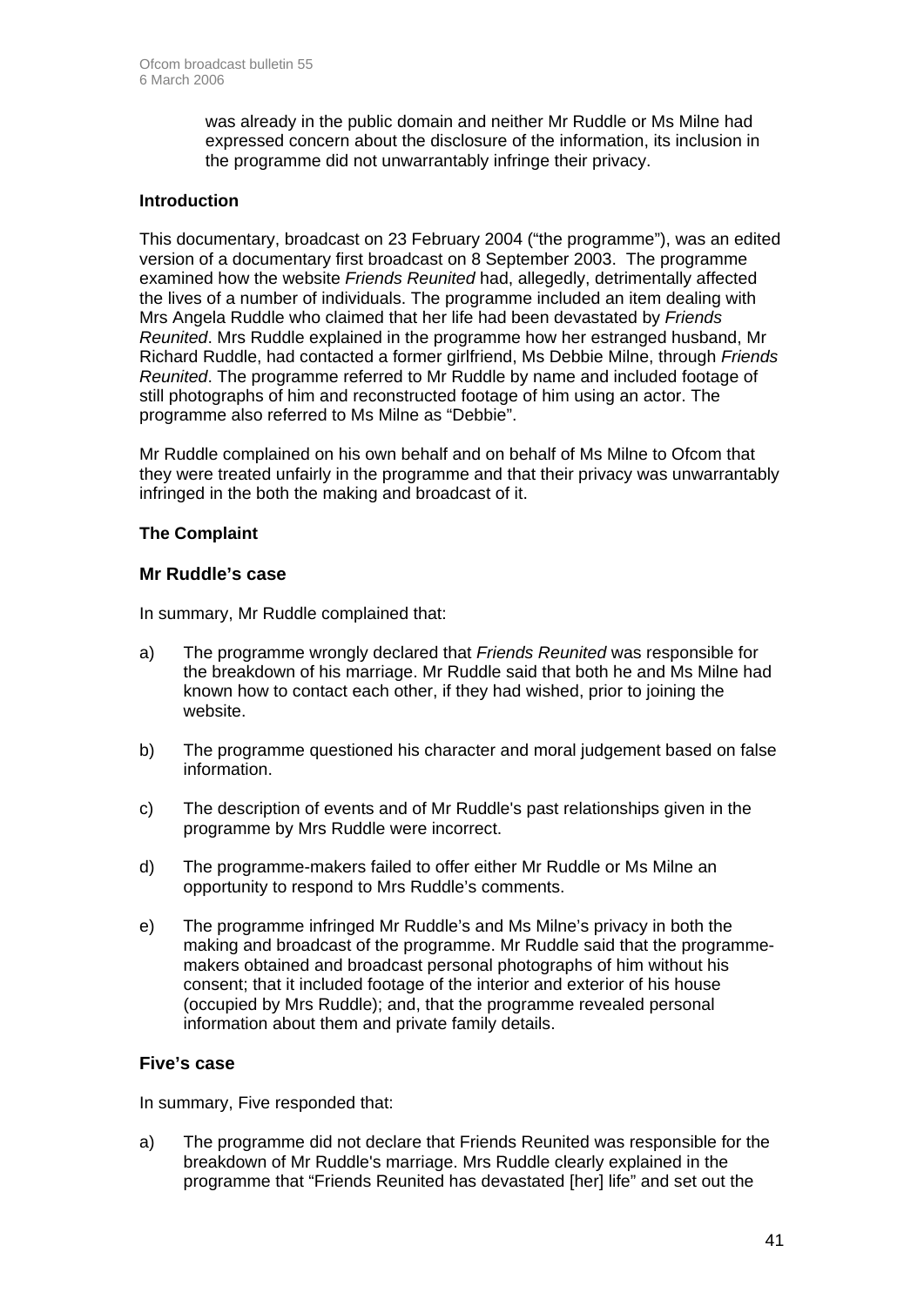was already in the public domain and neither Mr Ruddle or Ms Milne had expressed concern about the disclosure of the information, its inclusion in the programme did not unwarrantably infringe their privacy.

**Introduction**

This documentary, broadcast on 23 February 2004 ("the programme"), was an edited version of a documentary first broadcast on 8 September 2003. The programme examined how the website *Friends Reunited* had, allegedly, detrimentally affected the lives of a number of individuals. The programme included an item dealing with Mrs Angela Ruddle who claimed that her life had been devastated by *Friends Reunited*. Mrs Ruddle explained in the programme how her estranged husband, Mr Richard Ruddle, had contacted a former girlfriend, Ms Debbie Milne, through *Friends Reunited*. The programme referred to Mr Ruddle by name and included footage of still photographs of him and reconstructed footage of him using an actor. The programme also referred to Ms Milne as "Debbie".

Mr Ruddle complained on his own behalf and on behalf of Ms Milne to Ofcom that they were treated unfairly in the programme and that their privacy was unwarrantably infringed in the both the making and broadcast of it.

**The Complaint**

**Mr Ruddle's case**

In summary, Mr Ruddle complained that:

a) The programme wrongly declared that *Friends Reunited* was responsible for the breakdown of his marriage. Mr Ruddle said that both he and Ms Milne had known how to contact each other, if they had wished, prior to joining the website.

b) The programme questioned his character and moral judgement based on false information.

c) The description of events and of Mr Ruddle's past relationships given in the programme by Mrs Ruddle were incorrect.

d) The programme-makers failed to offer either Mr Ruddle or Ms Milne an opportunity to respond to Mrs Ruddle's comments.

e) The programme infringed Mr Ruddle's and Ms Milne's privacy in both the making and broadcast of the programme. Mr Ruddle said that the programme-makers obtained and broadcast personal photographs of him without his consent; that it included footage of the interior and exterior of his house (occupied by Mrs Ruddle); and, that the programme revealed personal information about them and private family details.

**Five's case**

In summary, Five responded that:

a) The programme did not declare that Friends Reunited was responsible for the breakdown of Mr Ruddle's marriage. Mrs Ruddle clearly explained in the programme that "Friends Reunited has devastated [her] life" and set out the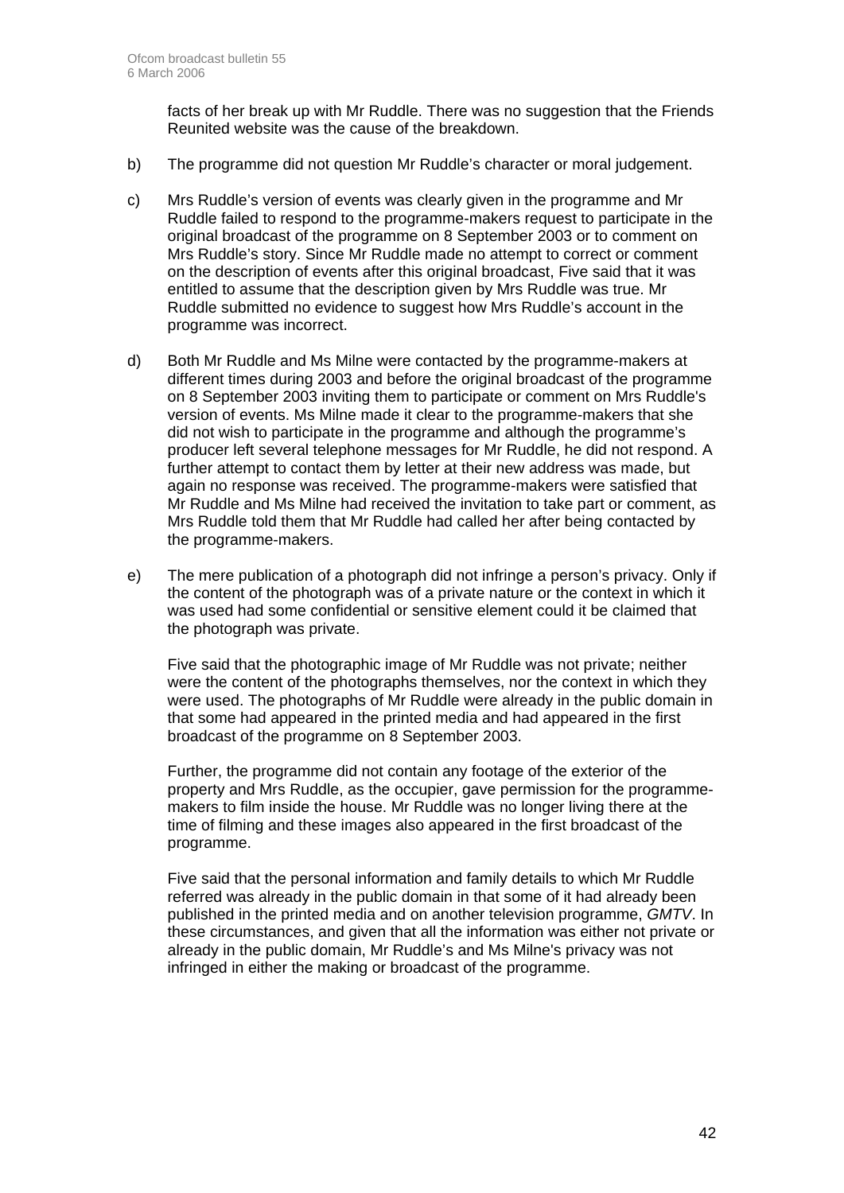facts of her break up with Mr Ruddle. There was no suggestion that the Friends Reunited website was the cause of the breakdown.

b) The programme did not question Mr Ruddle's character or moral judgement.

c) Mrs Ruddle's version of events was clearly given in the programme and Mr Ruddle failed to respond to the programme-makers request to participate in the original broadcast of the programme on 8 September 2003 or to comment on Mrs Ruddle's story. Since Mr Ruddle made no attempt to correct or comment on the description of events after this original broadcast, Five said that it was entitled to assume that the description given by Mrs Ruddle was true. Mr Ruddle submitted no evidence to suggest how Mrs Ruddle's account in the programme was incorrect.

d) Both Mr Ruddle and Ms Milne were contacted by the programme-makers at different times during 2003 and before the original broadcast of the programme on 8 September 2003 inviting them to participate or comment on Mrs Ruddle's version of events. Ms Milne made it clear to the programme-makers that she did not wish to participate in the programme and although the programme's producer left several telephone messages for Mr Ruddle, he did not respond. A further attempt to contact them by letter at their new address was made, but again no response was received. The programme-makers were satisfied that Mr Ruddle and Ms Milne had received the invitation to take part or comment, as Mrs Ruddle told them that Mr Ruddle had called her after being contacted by the programme-makers.

e) The mere publication of a photograph did not infringe a person's privacy. Only if the content of the photograph was of a private nature or the context in which it was used had some confidential or sensitive element could it be claimed that the photograph was private.

   Five said that the photographic image of Mr Ruddle was not private; neither were the content of the photographs themselves, nor the context in which they were used. The photographs of Mr Ruddle were already in the public domain in that some had appeared in the printed media and had appeared in the first broadcast of the programme on 8 September 2003.

   Further, the programme did not contain any footage of the exterior of the property and Mrs Ruddle, as the occupier, gave permission for the programme-makers to film inside the house. Mr Ruddle was no longer living there at the time of filming and these images also appeared in the first broadcast of the programme.

   Five said that the personal information and family details to which Mr Ruddle referred was already in the public domain in that some of it had already been published in the printed media and on another television programme, *GMTV*. In these circumstances, and given that all the information was either not private or already in the public domain, Mr Ruddle's and Ms Milne's privacy was not infringed in either the making or broadcast of the programme.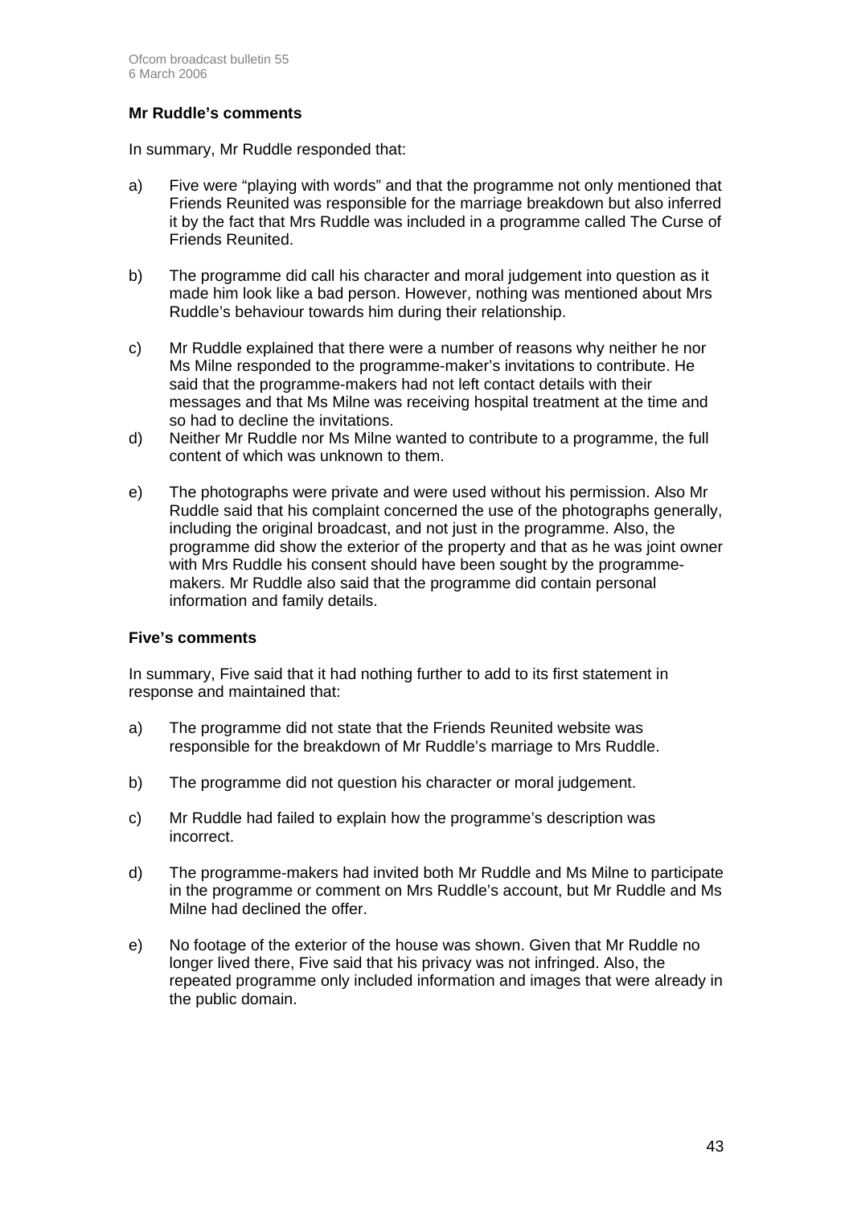**Mr Ruddle's comments**

In summary, Mr Ruddle responded that:

a) Five were "playing with words" and that the programme not only mentioned that Friends Reunited was responsible for the marriage breakdown but also inferred it by the fact that Mrs Ruddle was included in a programme called The Curse of Friends Reunited.

b) The programme did call his character and moral judgement into question as it made him look like a bad person. However, nothing was mentioned about Mrs Ruddle's behaviour towards him during their relationship.

c) Mr Ruddle explained that there were a number of reasons why neither he nor Ms Milne responded to the programme-maker's invitations to contribute. He said that the programme-makers had not left contact details with their messages and that Ms Milne was receiving hospital treatment at the time and so had to decline the invitations.

d) Neither Mr Ruddle nor Ms Milne wanted to contribute to a programme, the full content of which was unknown to them.

e) The photographs were private and were used without his permission. Also Mr Ruddle said that his complaint concerned the use of the photographs generally, including the original broadcast, and not just in the programme. Also, the programme did show the exterior of the property and that as he was joint owner with Mrs Ruddle his consent should have been sought by the programme-makers. Mr Ruddle also said that the programme did contain personal information and family details.

**Five's comments**

In summary, Five said that it had nothing further to add to its first statement in response and maintained that:

a) The programme did not state that the Friends Reunited website was responsible for the breakdown of Mr Ruddle's marriage to Mrs Ruddle.

b) The programme did not question his character or moral judgement.

c) Mr Ruddle had failed to explain how the programme's description was incorrect.

d) The programme-makers had invited both Mr Ruddle and Ms Milne to participate in the programme or comment on Mrs Ruddle's account, but Mr Ruddle and Ms Milne had declined the offer.

e) No footage of the exterior of the house was shown. Given that Mr Ruddle no longer lived there, Five said that his privacy was not infringed. Also, the repeated programme only included information and images that were already in the public domain.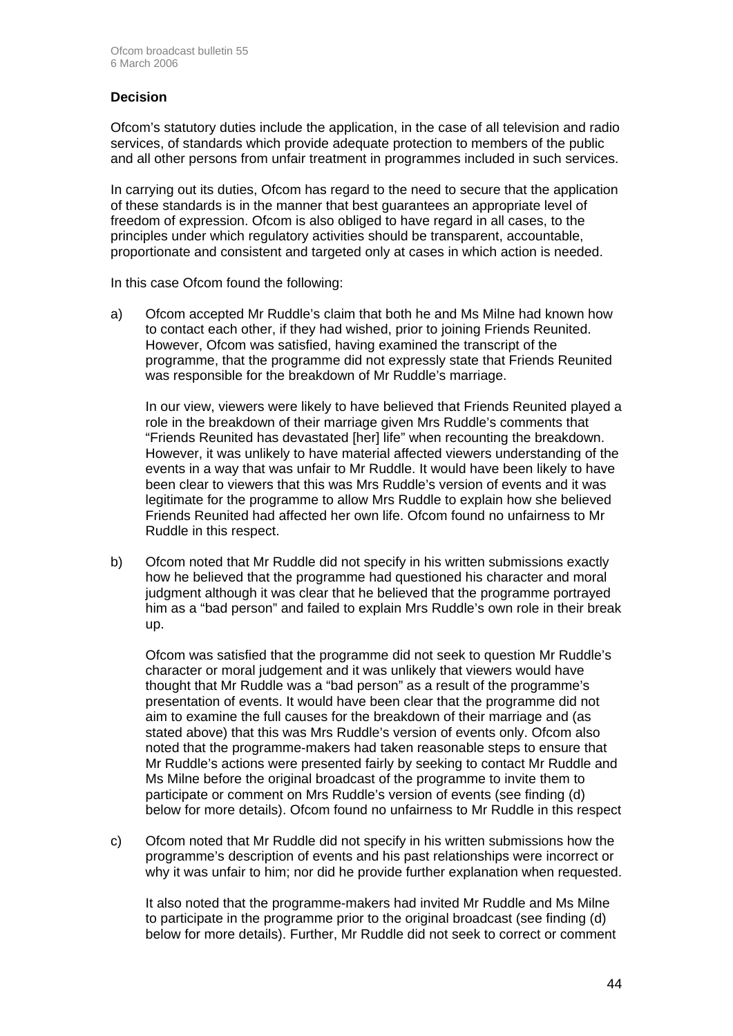### Decision

Ofcom's statutory duties include the application, in the case of all television and radio services, of standards which provide adequate protection to members of the public and all other persons from unfair treatment in programmes included in such services.

In carrying out its duties, Ofcom has regard to the need to secure that the application of these standards is in the manner that best guarantees an appropriate level of freedom of expression. Ofcom is also obliged to have regard in all cases, to the principles under which regulatory activities should be transparent, accountable, proportionate and consistent and targeted only at cases in which action is needed.

In this case Ofcom found the following:

a) Ofcom accepted Mr Ruddle's claim that both he and Ms Milne had known how to contact each other, if they had wished, prior to joining Friends Reunited. However, Ofcom was satisfied, having examined the transcript of the programme, that the programme did not expressly state that Friends Reunited was responsible for the breakdown of Mr Ruddle's marriage.

   In our view, viewers were likely to have believed that Friends Reunited played a role in the breakdown of their marriage given Mrs Ruddle's comments that "Friends Reunited has devastated [her] life" when recounting the breakdown. However, it was unlikely to have material affected viewers understanding of the events in a way that was unfair to Mr Ruddle. It would have been likely to have been clear to viewers that this was Mrs Ruddle's version of events and it was legitimate for the programme to allow Mrs Ruddle to explain how she believed Friends Reunited had affected her own life. Ofcom found no unfairness to Mr Ruddle in this respect.

b) Ofcom noted that Mr Ruddle did not specify in his written submissions exactly how he believed that the programme had questioned his character and moral judgment although it was clear that he believed that the programme portrayed him as a "bad person" and failed to explain Mrs Ruddle's own role in their break up.

   Ofcom was satisfied that the programme did not seek to question Mr Ruddle's character or moral judgement and it was unlikely that viewers would have thought that Mr Ruddle was a "bad person" as a result of the programme's presentation of events. It would have been clear that the programme did not aim to examine the full causes for the breakdown of their marriage and (as stated above) that this was Mrs Ruddle's version of events only. Ofcom also noted that the programme-makers had taken reasonable steps to ensure that Mr Ruddle's actions were presented fairly by seeking to contact Mr Ruddle and Ms Milne before the original broadcast of the programme to invite them to participate or comment on Mrs Ruddle's version of events (see finding (d) below for more details). Ofcom found no unfairness to Mr Ruddle in this respect

c) Ofcom noted that Mr Ruddle did not specify in his written submissions how the programme's description of events and his past relationships were incorrect or why it was unfair to him; nor did he provide further explanation when requested.

   It also noted that the programme-makers had invited Mr Ruddle and Ms Milne to participate in the programme prior to the original broadcast (see finding (d) below for more details). Further, Mr Ruddle did not seek to correct or comment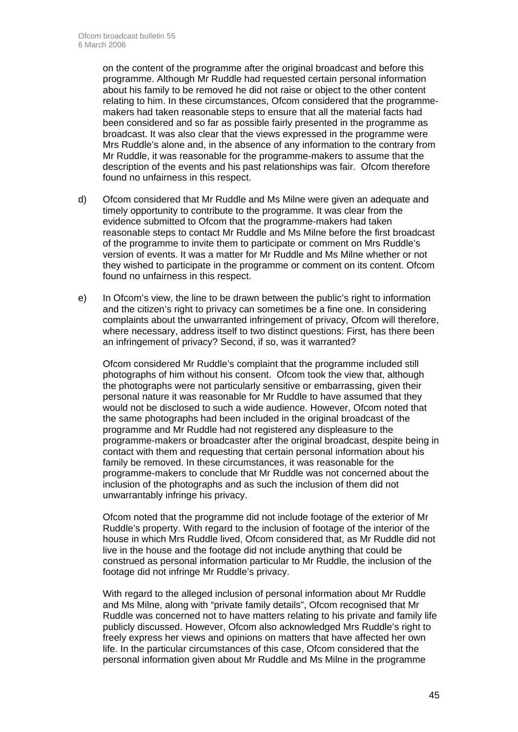on the content of the programme after the original broadcast and before this programme. Although Mr Ruddle had requested certain personal information about his family to be removed he did not raise or object to the other content relating to him. In these circumstances, Ofcom considered that the programme-makers had taken reasonable steps to ensure that all the material facts had been considered and so far as possible fairly presented in the programme as broadcast. It was also clear that the views expressed in the programme were Mrs Ruddle's alone and, in the absence of any information to the contrary from Mr Ruddle, it was reasonable for the programme-makers to assume that the description of the events and his past relationships was fair. Ofcom therefore found no unfairness in this respect.

d) Ofcom considered that Mr Ruddle and Ms Milne were given an adequate and timely opportunity to contribute to the programme. It was clear from the evidence submitted to Ofcom that the programme-makers had taken reasonable steps to contact Mr Ruddle and Ms Milne before the first broadcast of the programme to invite them to participate or comment on Mrs Ruddle's version of events. It was a matter for Mr Ruddle and Ms Milne whether or not they wished to participate in the programme or comment on its content. Ofcom found no unfairness in this respect.

e) In Ofcom's view, the line to be drawn between the public's right to information and the citizen's right to privacy can sometimes be a fine one. In considering complaints about the unwarranted infringement of privacy, Ofcom will therefore, where necessary, address itself to two distinct questions: First, has there been an infringement of privacy? Second, if so, was it warranted?

Ofcom considered Mr Ruddle's complaint that the programme included still photographs of him without his consent. Ofcom took the view that, although the photographs were not particularly sensitive or embarrassing, given their personal nature it was reasonable for Mr Ruddle to have assumed that they would not be disclosed to such a wide audience. However, Ofcom noted that the same photographs had been included in the original broadcast of the programme and Mr Ruddle had not registered any displeasure to the programme-makers or broadcaster after the original broadcast, despite being in contact with them and requesting that certain personal information about his family be removed. In these circumstances, it was reasonable for the programme-makers to conclude that Mr Ruddle was not concerned about the inclusion of the photographs and as such the inclusion of them did not unwarrantably infringe his privacy.

Ofcom noted that the programme did not include footage of the exterior of Mr Ruddle's property. With regard to the inclusion of footage of the interior of the house in which Mrs Ruddle lived, Ofcom considered that, as Mr Ruddle did not live in the house and the footage did not include anything that could be construed as personal information particular to Mr Ruddle, the inclusion of the footage did not infringe Mr Ruddle's privacy.

With regard to the alleged inclusion of personal information about Mr Ruddle and Ms Milne, along with "private family details", Ofcom recognised that Mr Ruddle was concerned not to have matters relating to his private and family life publicly discussed. However, Ofcom also acknowledged Mrs Ruddle's right to freely express her views and opinions on matters that have affected her own life. In the particular circumstances of this case, Ofcom considered that the personal information given about Mr Ruddle and Ms Milne in the programme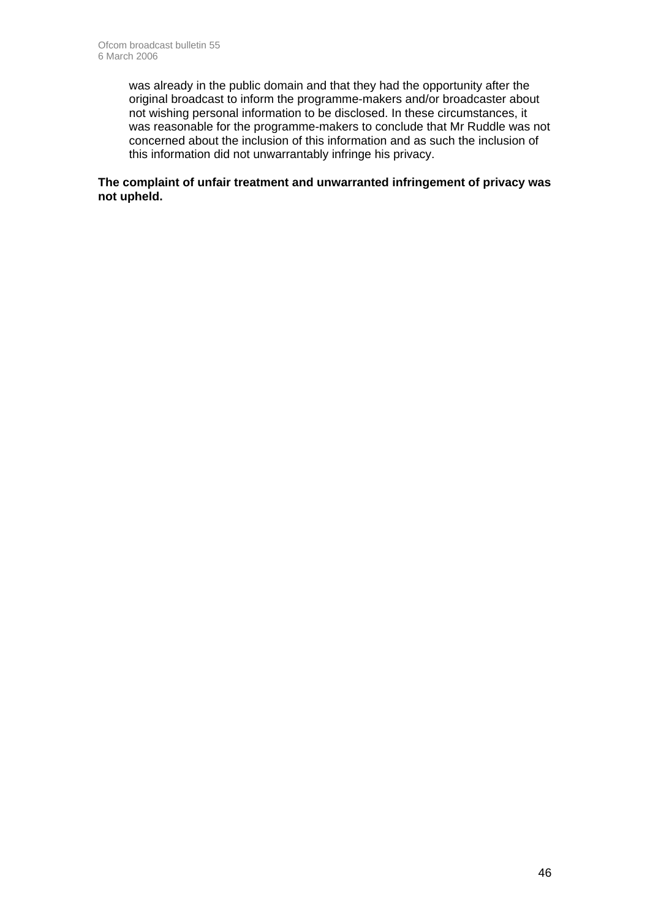was already in the public domain and that they had the opportunity after the original broadcast to inform the programme-makers and/or broadcaster about not wishing personal information to be disclosed. In these circumstances, it was reasonable for the programme-makers to conclude that Mr Ruddle was not concerned about the inclusion of this information and as such the inclusion of this information did not unwarrantably infringe his privacy.

**The complaint of unfair treatment and unwarranted infringement of privacy was not upheld.**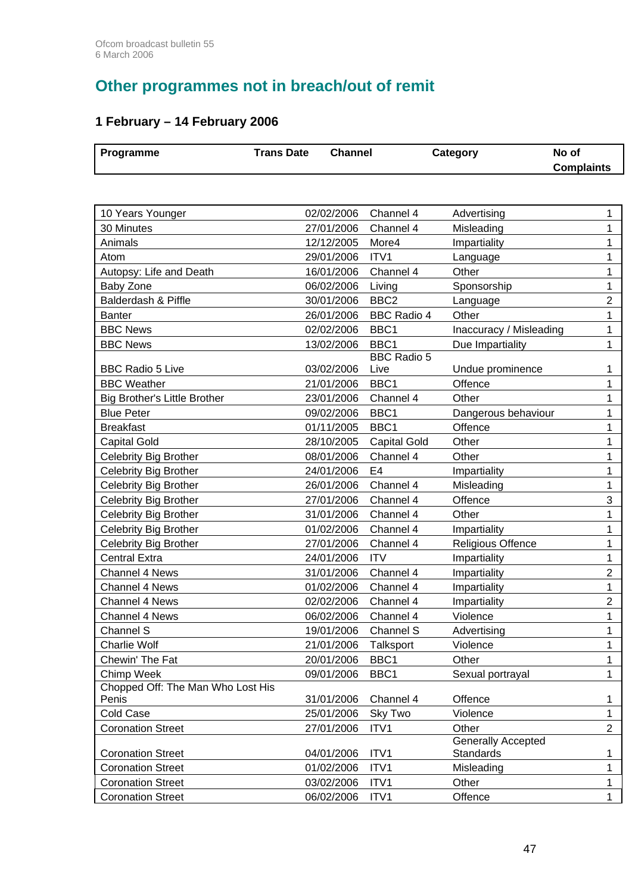# Other programmes not in breach/out of remit

## 1 February – 14 February 2006

| Programme | Trans Date | Channel | Category | No of Complaints |
|---|---|---|---|---|
| 10 Years Younger | 02/02/2006 | Channel 4 | Advertising | 1 |
| 30 Minutes | 27/01/2006 | Channel 4 | Misleading | 1 |
| Animals | 12/12/2005 | More4 | Impartiality | 1 |
| Atom | 29/01/2006 | ITV1 | Language | 1 |
| Autopsy: Life and Death | 16/01/2006 | Channel 4 | Other | 1 |
| Baby Zone | 06/02/2006 | Living | Sponsorship | 1 |
| Balderdash & Piffle | 30/01/2006 | BBC2 | Language | 2 |
| Banter | 26/01/2006 | BBC Radio 4 | Other | 1 |
| BBC News | 02/02/2006 | BBC1 | Inaccuracy / Misleading | 1 |
| BBC News | 13/02/2006 | BBC1 | Due Impartiality | 1 |
| BBC Radio 5 Live | 03/02/2006 | BBC Radio 5 Live | Undue prominence | 1 |
| BBC Weather | 21/01/2006 | BBC1 | Offence | 1 |
| Big Brother's Little Brother | 23/01/2006 | Channel 4 | Other | 1 |
| Blue Peter | 09/02/2006 | BBC1 | Dangerous behaviour | 1 |
| Breakfast | 01/11/2005 | BBC1 | Offence | 1 |
| Capital Gold | 28/10/2005 | Capital Gold | Other | 1 |
| Celebrity Big Brother | 08/01/2006 | Channel 4 | Other | 1 |
| Celebrity Big Brother | 24/01/2006 | E4 | Impartiality | 1 |
| Celebrity Big Brother | 26/01/2006 | Channel 4 | Misleading | 1 |
| Celebrity Big Brother | 27/01/2006 | Channel 4 | Offence | 3 |
| Celebrity Big Brother | 31/01/2006 | Channel 4 | Other | 1 |
| Celebrity Big Brother | 01/02/2006 | Channel 4 | Impartiality | 1 |
| Celebrity Big Brother | 27/01/2006 | Channel 4 | Religious Offence | 1 |
| Central Extra | 24/01/2006 | ITV | Impartiality | 1 |
| Channel 4 News | 31/01/2006 | Channel 4 | Impartiality | 2 |
| Channel 4 News | 01/02/2006 | Channel 4 | Impartiality | 1 |
| Channel 4 News | 02/02/2006 | Channel 4 | Impartiality | 2 |
| Channel 4 News | 06/02/2006 | Channel 4 | Violence | 1 |
| Channel S | 19/01/2006 | Channel S | Advertising | 1 |
| Charlie Wolf | 21/01/2006 | Talksport | Violence | 1 |
| Chewin' The Fat | 20/01/2006 | BBC1 | Other | 1 |
| Chimp Week | 09/01/2006 | BBC1 | Sexual portrayal | 1 |
| Chopped Off: The Man Who Lost His Penis | 31/01/2006 | Channel 4 | Offence | 1 |
| Cold Case | 25/01/2006 | Sky Two | Violence | 1 |
| Coronation Street | 27/01/2006 | ITV1 | Other | 2 |
| Coronation Street | 04/01/2006 | ITV1 | Generally Accepted Standards | 1 |
| Coronation Street | 01/02/2006 | ITV1 | Misleading | 1 |
| Coronation Street | 03/02/2006 | ITV1 | Other | 1 |
| Coronation Street | 06/02/2006 | ITV1 | Offence | 1 |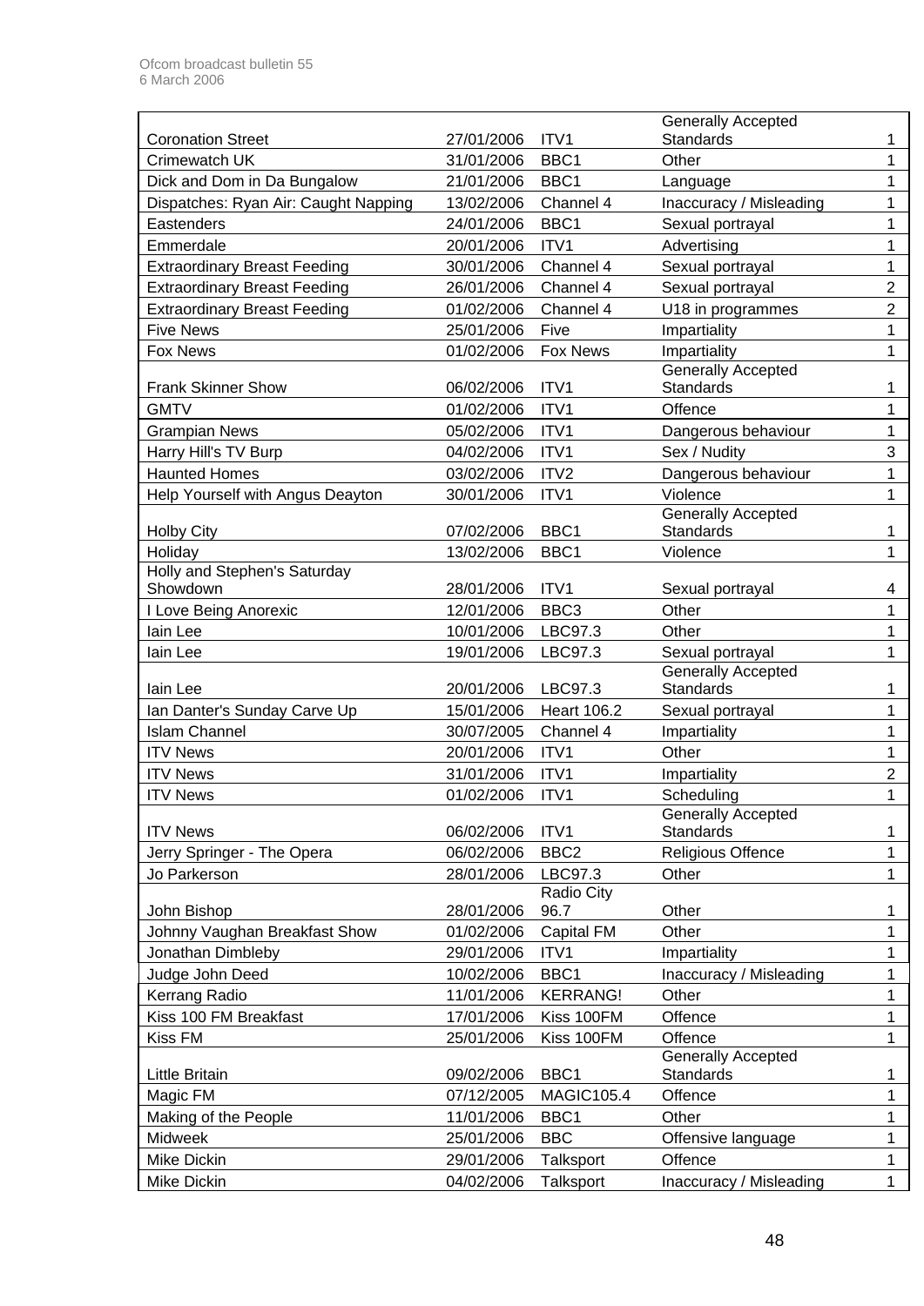| | | | | |
|---|---|---|---|---|
| Coronation Street | 27/01/2006 | ITV1 | Generally Accepted Standards | 1 |
| Crimewatch UK | 31/01/2006 | BBC1 | Other | 1 |
| Dick and Dom in Da Bungalow | 21/01/2006 | BBC1 | Language | 1 |
| Dispatches: Ryan Air: Caught Napping | 13/02/2006 | Channel 4 | Inaccuracy / Misleading | 1 |
| Eastenders | 24/01/2006 | BBC1 | Sexual portrayal | 1 |
| Emmerdale | 20/01/2006 | ITV1 | Advertising | 1 |
| Extraordinary Breast Feeding | 30/01/2006 | Channel 4 | Sexual portrayal | 1 |
| Extraordinary Breast Feeding | 26/01/2006 | Channel 4 | Sexual portrayal | 2 |
| Extraordinary Breast Feeding | 01/02/2006 | Channel 4 | U18 in programmes | 2 |
| Five News | 25/01/2006 | Five | Impartiality | 1 |
| Fox News | 01/02/2006 | Fox News | Impartiality | 1 |
| Frank Skinner Show | 06/02/2006 | ITV1 | Generally Accepted Standards | 1 |
| GMTV | 01/02/2006 | ITV1 | Offence | 1 |
| Grampian News | 05/02/2006 | ITV1 | Dangerous behaviour | 1 |
| Harry Hill's TV Burp | 04/02/2006 | ITV1 | Sex / Nudity | 3 |
| Haunted Homes | 03/02/2006 | ITV2 | Dangerous behaviour | 1 |
| Help Yourself with Angus Deayton | 30/01/2006 | ITV1 | Violence | 1 |
| Holby City | 07/02/2006 | BBC1 | Generally Accepted Standards | 1 |
| Holiday | 13/02/2006 | BBC1 | Violence | 1 |
| Holly and Stephen's Saturday Showdown | 28/01/2006 | ITV1 | Sexual portrayal | 4 |
| I Love Being Anorexic | 12/01/2006 | BBC3 | Other | 1 |
| Iain Lee | 10/01/2006 | LBC97.3 | Other | 1 |
| Iain Lee | 19/01/2006 | LBC97.3 | Sexual portrayal | 1 |
| Iain Lee | 20/01/2006 | LBC97.3 | Generally Accepted Standards | 1 |
| Ian Danter's Sunday Carve Up | 15/01/2006 | Heart 106.2 | Sexual portrayal | 1 |
| Islam Channel | 30/07/2005 | Channel 4 | Impartiality | 1 |
| ITV News | 20/01/2006 | ITV1 | Other | 1 |
| ITV News | 31/01/2006 | ITV1 | Impartiality | 2 |
| ITV News | 01/02/2006 | ITV1 | Scheduling | 1 |
| ITV News | 06/02/2006 | ITV1 | Generally Accepted Standards | 1 |
| Jerry Springer - The Opera | 06/02/2006 | BBC2 | Religious Offence | 1 |
| Jo Parkerson | 28/01/2006 | LBC97.3 | Other | 1 |
| John Bishop | 28/01/2006 | Radio City 96.7 | Other | 1 |
| Johnny Vaughan Breakfast Show | 01/02/2006 | Capital FM | Other | 1 |
| Jonathan Dimbleby | 29/01/2006 | ITV1 | Impartiality | 1 |
| Judge John Deed | 10/02/2006 | BBC1 | Inaccuracy / Misleading | 1 |
| Kerrang Radio | 11/01/2006 | KERRANG! | Other | 1 |
| Kiss 100 FM Breakfast | 17/01/2006 | Kiss 100FM | Offence | 1 |
| Kiss FM | 25/01/2006 | Kiss 100FM | Offence | 1 |
| Little Britain | 09/02/2006 | BBC1 | Generally Accepted Standards | 1 |
| Magic FM | 07/12/2005 | MAGIC105.4 | Offence | 1 |
| Making of the People | 11/01/2006 | BBC1 | Other | 1 |
| Midweek | 25/01/2006 | BBC | Offensive language | 1 |
| Mike Dickin | 29/01/2006 | Talksport | Offence | 1 |
| Mike Dickin | 04/02/2006 | Talksport | Inaccuracy / Misleading | 1 |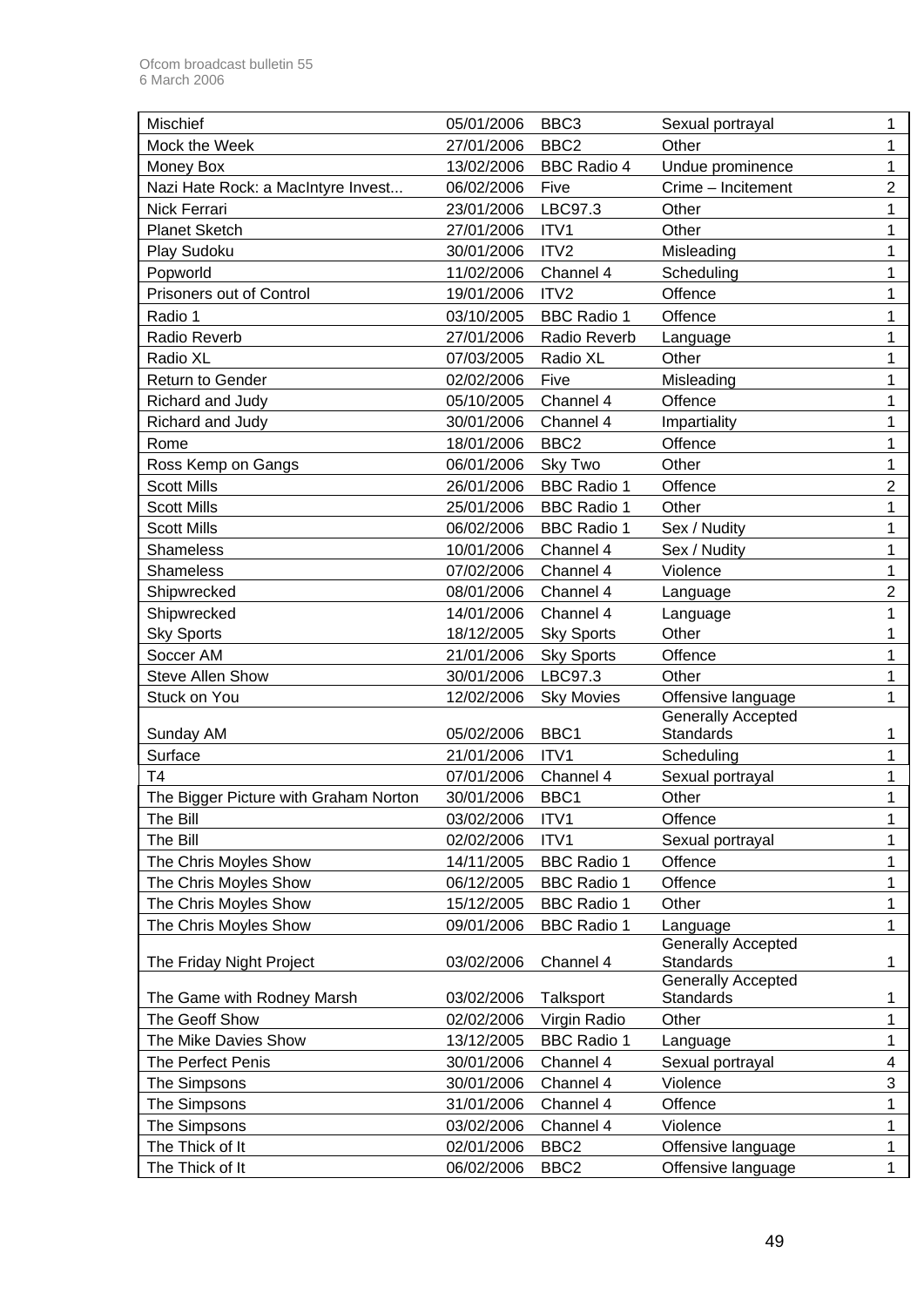| Mischief | 05/01/2006 | BBC3 | Sexual portrayal | 1 |
|---|---|---|---|---|
| Mock the Week | 27/01/2006 | BBC2 | Other | 1 |
| Money Box | 13/02/2006 | BBC Radio 4 | Undue prominence | 1 |
| Nazi Hate Rock: a MacIntyre Invest... | 06/02/2006 | Five | Crime – Incitement | 2 |
| Nick Ferrari | 23/01/2006 | LBC97.3 | Other | 1 |
| Planet Sketch | 27/01/2006 | ITV1 | Other | 1 |
| Play Sudoku | 30/01/2006 | ITV2 | Misleading | 1 |
| Popworld | 11/02/2006 | Channel 4 | Scheduling | 1 |
| Prisoners out of Control | 19/01/2006 | ITV2 | Offence | 1 |
| Radio 1 | 03/10/2005 | BBC Radio 1 | Offence | 1 |
| Radio Reverb | 27/01/2006 | Radio Reverb | Language | 1 |
| Radio XL | 07/03/2005 | Radio XL | Other | 1 |
| Return to Gender | 02/02/2006 | Five | Misleading | 1 |
| Richard and Judy | 05/10/2005 | Channel 4 | Offence | 1 |
| Richard and Judy | 30/01/2006 | Channel 4 | Impartiality | 1 |
| Rome | 18/01/2006 | BBC2 | Offence | 1 |
| Ross Kemp on Gangs | 06/01/2006 | Sky Two | Other | 1 |
| Scott Mills | 26/01/2006 | BBC Radio 1 | Offence | 2 |
| Scott Mills | 25/01/2006 | BBC Radio 1 | Other | 1 |
| Scott Mills | 06/02/2006 | BBC Radio 1 | Sex / Nudity | 1 |
| Shameless | 10/01/2006 | Channel 4 | Sex / Nudity | 1 |
| Shameless | 07/02/2006 | Channel 4 | Violence | 1 |
| Shipwrecked | 08/01/2006 | Channel 4 | Language | 2 |
| Shipwrecked | 14/01/2006 | Channel 4 | Language | 1 |
| Sky Sports | 18/12/2005 | Sky Sports | Other | 1 |
| Soccer AM | 21/01/2006 | Sky Sports | Offence | 1 |
| Steve Allen Show | 30/01/2006 | LBC97.3 | Other | 1 |
| Stuck on You | 12/02/2006 | Sky Movies | Offensive language | 1 |
| Sunday AM | 05/02/2006 | BBC1 | Generally Accepted Standards | 1 |
| Surface | 21/01/2006 | ITV1 | Scheduling | 1 |
| T4 | 07/01/2006 | Channel 4 | Sexual portrayal | 1 |
| The Bigger Picture with Graham Norton | 30/01/2006 | BBC1 | Other | 1 |
| The Bill | 03/02/2006 | ITV1 | Offence | 1 |
| The Bill | 02/02/2006 | ITV1 | Sexual portrayal | 1 |
| The Chris Moyles Show | 14/11/2005 | BBC Radio 1 | Offence | 1 |
| The Chris Moyles Show | 06/12/2005 | BBC Radio 1 | Offence | 1 |
| The Chris Moyles Show | 15/12/2005 | BBC Radio 1 | Other | 1 |
| The Chris Moyles Show | 09/01/2006 | BBC Radio 1 | Language | 1 |
| The Friday Night Project | 03/02/2006 | Channel 4 | Generally Accepted Standards | 1 |
| The Game with Rodney Marsh | 03/02/2006 | Talksport | Generally Accepted Standards | 1 |
| The Geoff Show | 02/02/2006 | Virgin Radio | Other | 1 |
| The Mike Davies Show | 13/12/2005 | BBC Radio 1 | Language | 1 |
| The Perfect Penis | 30/01/2006 | Channel 4 | Sexual portrayal | 4 |
| The Simpsons | 30/01/2006 | Channel 4 | Violence | 3 |
| The Simpsons | 31/01/2006 | Channel 4 | Offence | 1 |
| The Simpsons | 03/02/2006 | Channel 4 | Violence | 1 |
| The Thick of It | 02/01/2006 | BBC2 | Offensive language | 1 |
| The Thick of It | 06/02/2006 | BBC2 | Offensive language | 1 |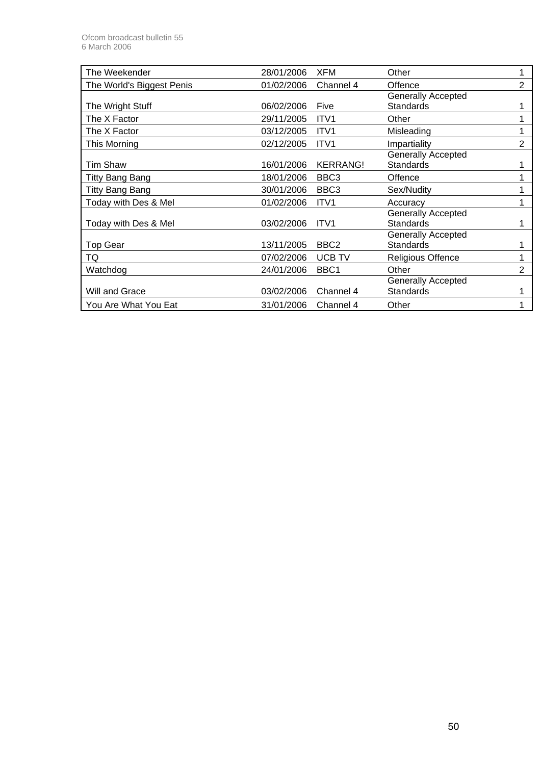| | | | | |
|---|---|---|---|---|
| The Weekender | 28/01/2006 | XFM | Other | 1 |
| The World's Biggest Penis | 01/02/2006 | Channel 4 | Offence | 2 |
| The Wright Stuff | 06/02/2006 | Five | Generally Accepted Standards | 1 |
| The X Factor | 29/11/2005 | ITV1 | Other | 1 |
| The X Factor | 03/12/2005 | ITV1 | Misleading | 1 |
| This Morning | 02/12/2005 | ITV1 | Impartiality | 2 |
| Tim Shaw | 16/01/2006 | KERRANG! | Generally Accepted Standards | 1 |
| Titty Bang Bang | 18/01/2006 | BBC3 | Offence | 1 |
| Titty Bang Bang | 30/01/2006 | BBC3 | Sex/Nudity | 1 |
| Today with Des & Mel | 01/02/2006 | ITV1 | Accuracy | 1 |
| Today with Des & Mel | 03/02/2006 | ITV1 | Generally Accepted Standards | 1 |
| Top Gear | 13/11/2005 | BBC2 | Generally Accepted Standards | 1 |
| TQ | 07/02/2006 | UCB TV | Religious Offence | 1 |
| Watchdog | 24/01/2006 | BBC1 | Other | 2 |
| Will and Grace | 03/02/2006 | Channel 4 | Generally Accepted Standards | 1 |
| You Are What You Eat | 31/01/2006 | Channel 4 | Other | 1 |